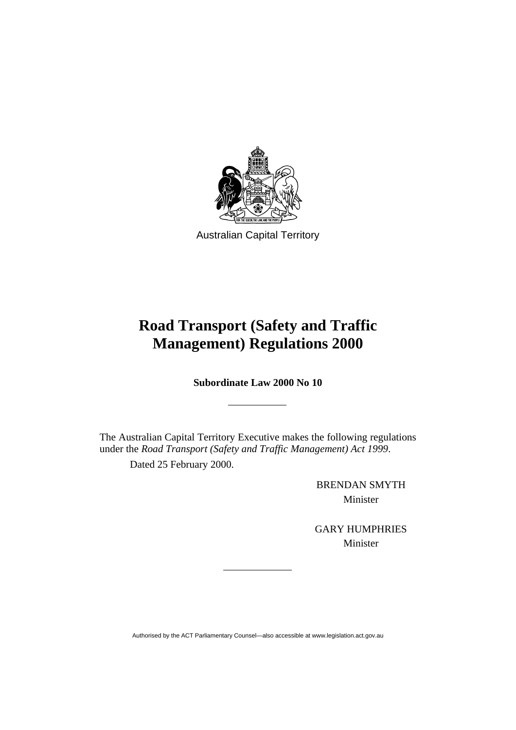Australian Capital Territory

# Road Transport (Safety and Traffic Management) Regulations 2000

**Subordinate Law 2000 No 10**

---

The Australian Capital Territory Executive makes the following regulations under the *Road Transport (Safety and Traffic Management) Act 1999*.

Dated 25 February 2000.

BRENDAN SMYTH
Minister

GARY HUMPHRIES
Minister

---

Authorised by the ACT Parliamentary Counsel—also accessible at www.legislation.act.gov.au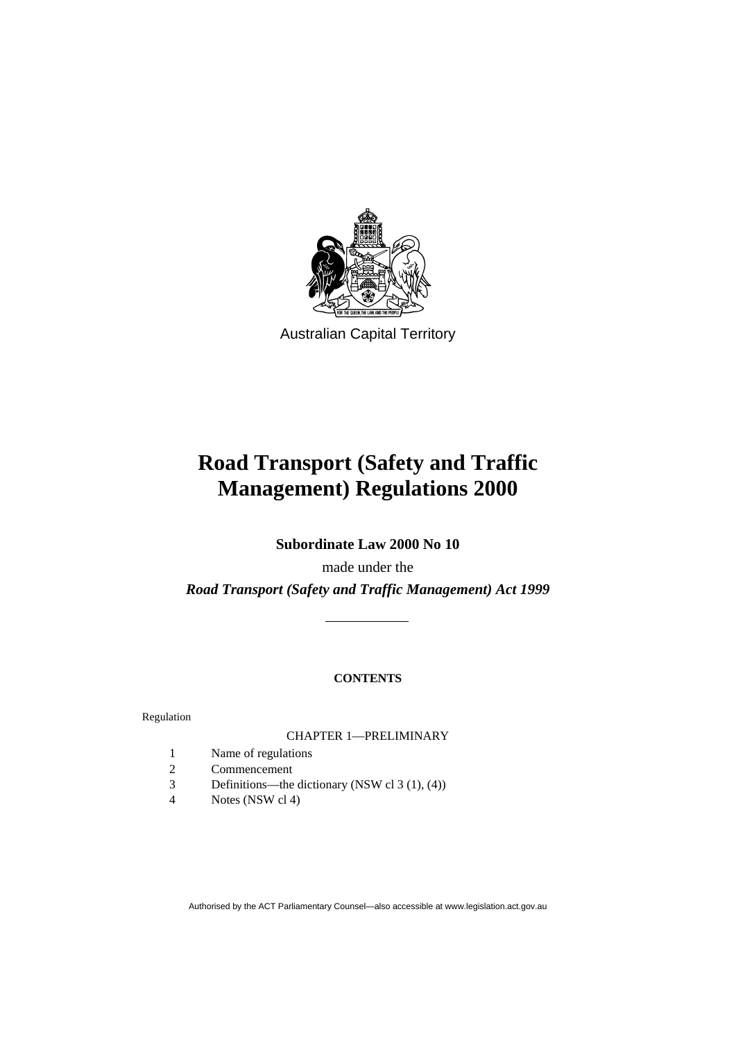Australian Capital Territory

# Road Transport (Safety and Traffic Management) Regulations 2000

**Subordinate Law 2000 No 10**

made under the

***Road Transport (Safety and Traffic Management) Act 1999***

---

**CONTENTS**

Regulation

CHAPTER 1—PRELIMINARY

1 Name of regulations
2 Commencement
3 Definitions—the dictionary (NSW cl 3 (1), (4))
4 Notes (NSW cl 4)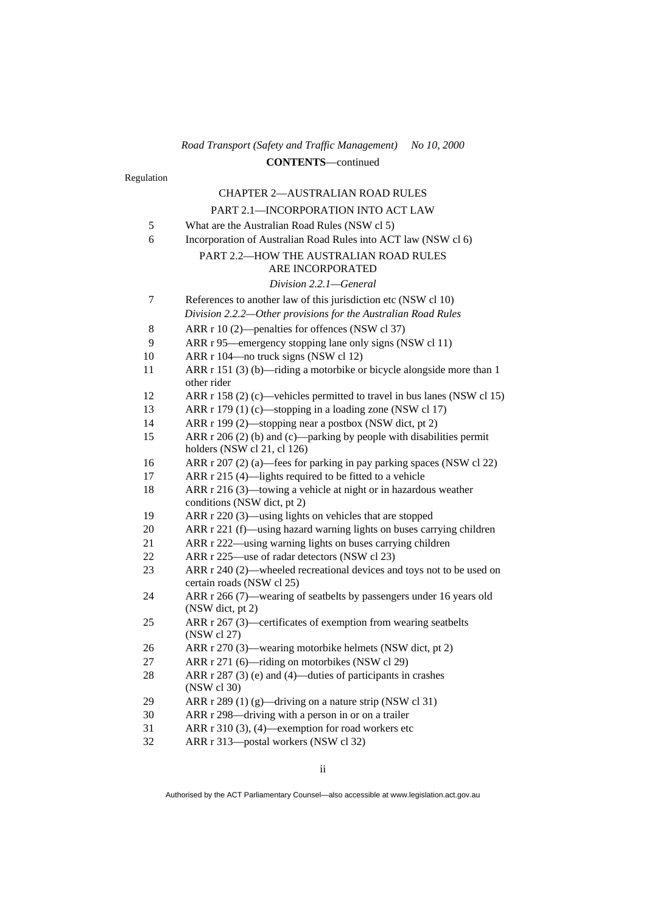Regulation

## CHAPTER 2—AUSTRALIAN ROAD RULES

### PART 2.1—INCORPORATION INTO ACT LAW

5 What are the Australian Road Rules (NSW cl 5)
6 Incorporation of Australian Road Rules into ACT law (NSW cl 6)

### PART 2.2—HOW THE AUSTRALIAN ROAD RULES ARE INCORPORATED

*Division 2.2.1—General*

7 References to another law of this jurisdiction etc (NSW cl 10)

*Division 2.2.2—Other provisions for the Australian Road Rules*

8 ARR r 10 (2)—penalties for offences (NSW cl 37)
9 ARR r 95—emergency stopping lane only signs (NSW cl 11)
10 ARR r 104—no truck signs (NSW cl 12)
11 ARR r 151 (3) (b)—riding a motorbike or bicycle alongside more than 1 other rider
12 ARR r 158 (2) (c)—vehicles permitted to travel in bus lanes (NSW cl 15)
13 ARR r 179 (1) (c)—stopping in a loading zone (NSW cl 17)
14 ARR r 199 (2)—stopping near a postbox (NSW dict, pt 2)
15 ARR r 206 (2) (b) and (c)—parking by people with disabilities permit holders (NSW cl 21, cl 126)
16 ARR r 207 (2) (a)—fees for parking in pay parking spaces (NSW cl 22)
17 ARR r 215 (4)—lights required to be fitted to a vehicle
18 ARR r 216 (3)—towing a vehicle at night or in hazardous weather conditions (NSW dict, pt 2)
19 ARR r 220 (3)—using lights on vehicles that are stopped
20 ARR r 221 (f)—using hazard warning lights on buses carrying children
21 ARR r 222—using warning lights on buses carrying children
22 ARR r 225—use of radar detectors (NSW cl 23)
23 ARR r 240 (2)—wheeled recreational devices and toys not to be used on certain roads (NSW cl 25)
24 ARR r 266 (7)—wearing of seatbelts by passengers under 16 years old (NSW dict, pt 2)
25 ARR r 267 (3)—certificates of exemption from wearing seatbelts (NSW cl 27)
26 ARR r 270 (3)—wearing motorbike helmets (NSW dict, pt 2)
27 ARR r 271 (6)—riding on motorbikes (NSW cl 29)
28 ARR r 287 (3) (e) and (4)—duties of participants in crashes (NSW cl 30)
29 ARR r 289 (1) (g)—driving on a nature strip (NSW cl 31)
30 ARR r 298—driving with a person in or on a trailer
31 ARR r 310 (3), (4)—exemption for road workers etc
32 ARR r 313—postal workers (NSW cl 32)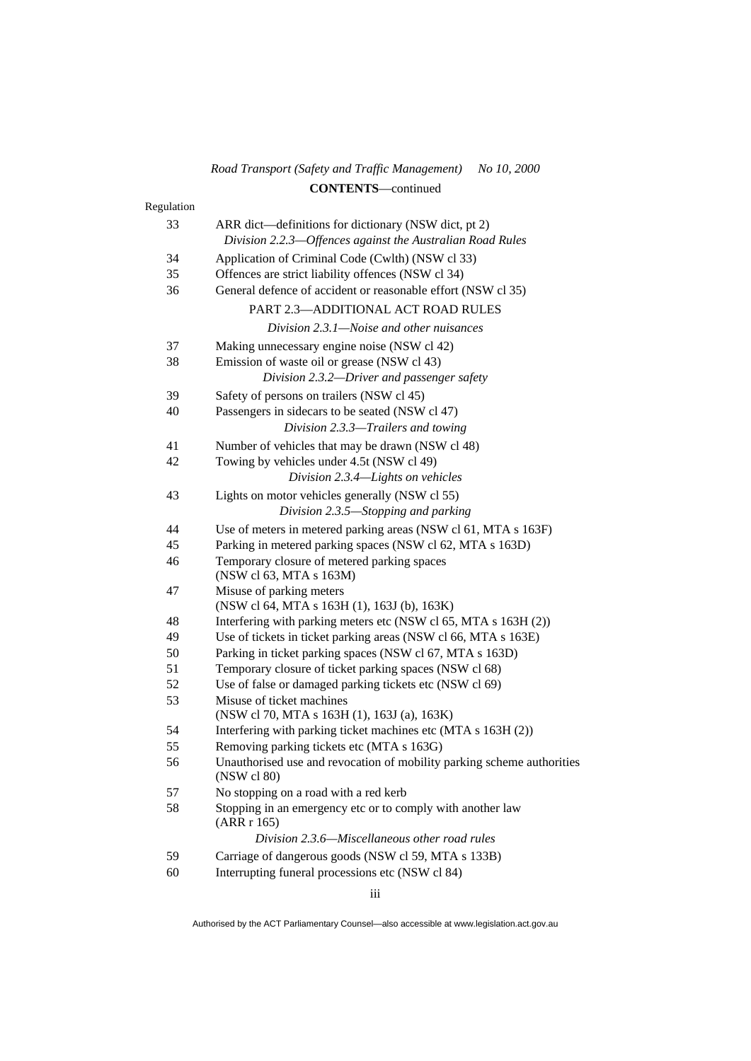Regulation

| | |
|---|---|
| 33 | ARR dict—definitions for dictionary (NSW dict, pt 2) |
| | *Division 2.2.3—Offences against the Australian Road Rules* |
| 34 | Application of Criminal Code (Cwlth) (NSW cl 33) |
| 35 | Offences are strict liability offences (NSW cl 34) |
| 36 | General defence of accident or reasonable effort (NSW cl 35) |
| | PART 2.3—ADDITIONAL ACT ROAD RULES |
| | *Division 2.3.1—Noise and other nuisances* |
| 37 | Making unnecessary engine noise (NSW cl 42) |
| 38 | Emission of waste oil or grease (NSW cl 43) |
| | *Division 2.3.2—Driver and passenger safety* |
| 39 | Safety of persons on trailers (NSW cl 45) |
| 40 | Passengers in sidecars to be seated (NSW cl 47) |
| | *Division 2.3.3—Trailers and towing* |
| 41 | Number of vehicles that may be drawn (NSW cl 48) |
| 42 | Towing by vehicles under 4.5t (NSW cl 49) |
| | *Division 2.3.4—Lights on vehicles* |
| 43 | Lights on motor vehicles generally (NSW cl 55) |
| | *Division 2.3.5—Stopping and parking* |
| 44 | Use of meters in metered parking areas (NSW cl 61, MTA s 163F) |
| 45 | Parking in metered parking spaces (NSW cl 62, MTA s 163D) |
| 46 | Temporary closure of metered parking spaces (NSW cl 63, MTA s 163M) |
| 47 | Misuse of parking meters (NSW cl 64, MTA s 163H (1), 163J (b), 163K) |
| 48 | Interfering with parking meters etc (NSW cl 65, MTA s 163H (2)) |
| 49 | Use of tickets in ticket parking areas (NSW cl 66, MTA s 163E) |
| 50 | Parking in ticket parking spaces (NSW cl 67, MTA s 163D) |
| 51 | Temporary closure of ticket parking spaces (NSW cl 68) |
| 52 | Use of false or damaged parking tickets etc (NSW cl 69) |
| 53 | Misuse of ticket machines (NSW cl 70, MTA s 163H (1), 163J (a), 163K) |
| 54 | Interfering with parking ticket machines etc (MTA s 163H (2)) |
| 55 | Removing parking tickets etc (MTA s 163G) |
| 56 | Unauthorised use and revocation of mobility parking scheme authorities (NSW cl 80) |
| 57 | No stopping on a road with a red kerb |
| 58 | Stopping in an emergency etc or to comply with another law (ARR r 165) |
| | *Division 2.3.6—Miscellaneous other road rules* |
| 59 | Carriage of dangerous goods (NSW cl 59, MTA s 133B) |
| 60 | Interrupting funeral processions etc (NSW cl 84) |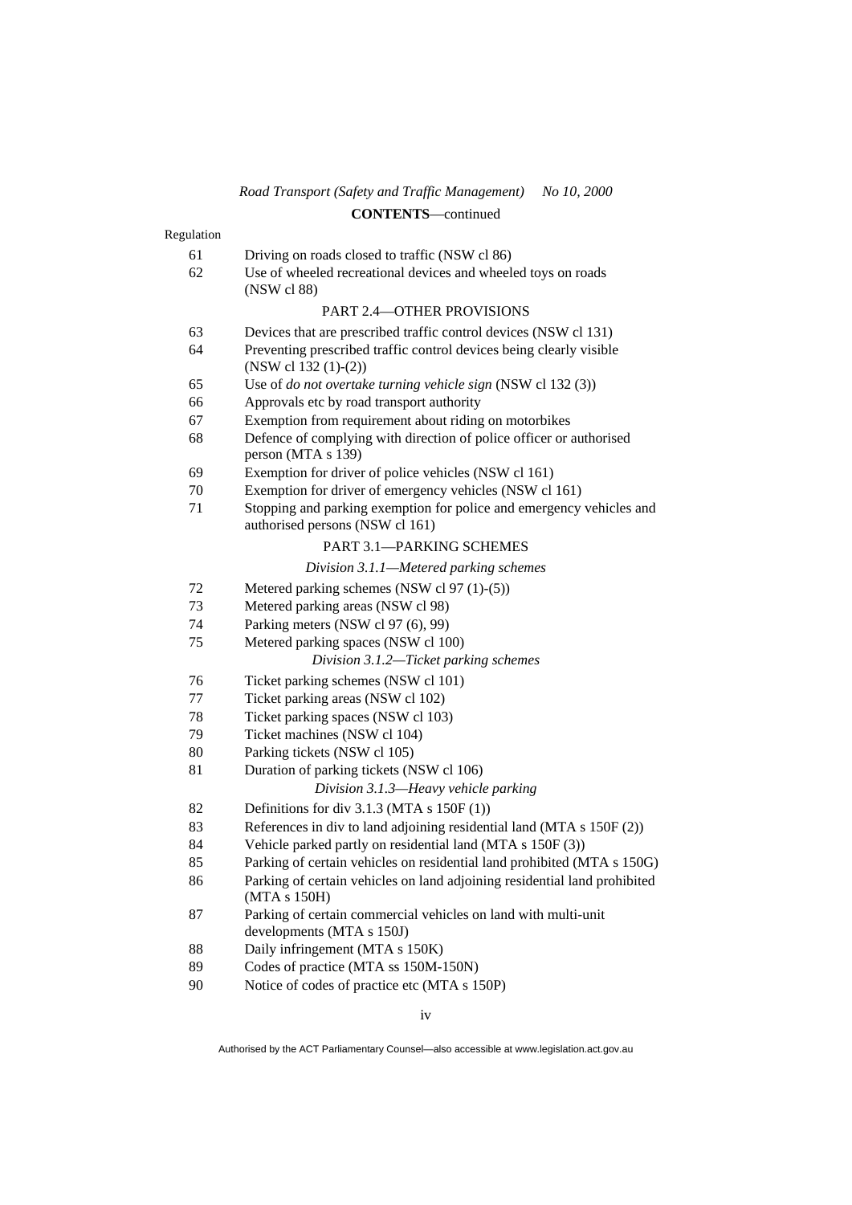**CONTENTS**—continued

Regulation

| | |
|---|---|
| 61 | Driving on roads closed to traffic (NSW cl 86) |
| 62 | Use of wheeled recreational devices and wheeled toys on roads (NSW cl 88) |

PART 2.4—OTHER PROVISIONS

| | |
|---|---|
| 63 | Devices that are prescribed traffic control devices (NSW cl 131) |
| 64 | Preventing prescribed traffic control devices being clearly visible (NSW cl 132 (1)-(2)) |
| 65 | Use of *do not overtake turning vehicle sign* (NSW cl 132 (3)) |
| 66 | Approvals etc by road transport authority |
| 67 | Exemption from requirement about riding on motorbikes |
| 68 | Defence of complying with direction of police officer or authorised person (MTA s 139) |
| 69 | Exemption for driver of police vehicles (NSW cl 161) |
| 70 | Exemption for driver of emergency vehicles (NSW cl 161) |
| 71 | Stopping and parking exemption for police and emergency vehicles and authorised persons (NSW cl 161) |

PART 3.1—PARKING SCHEMES

*Division 3.1.1—Metered parking schemes*

| | |
|---|---|
| 72 | Metered parking schemes (NSW cl 97 (1)-(5)) |
| 73 | Metered parking areas (NSW cl 98) |
| 74 | Parking meters (NSW cl 97 (6), 99) |
| 75 | Metered parking spaces (NSW cl 100) |

*Division 3.1.2—Ticket parking schemes*

| | |
|---|---|
| 76 | Ticket parking schemes (NSW cl 101) |
| 77 | Ticket parking areas (NSW cl 102) |
| 78 | Ticket parking spaces (NSW cl 103) |
| 79 | Ticket machines (NSW cl 104) |
| 80 | Parking tickets (NSW cl 105) |
| 81 | Duration of parking tickets (NSW cl 106) |

*Division 3.1.3—Heavy vehicle parking*

| | |
|---|---|
| 82 | Definitions for div 3.1.3 (MTA s 150F (1)) |
| 83 | References in div to land adjoining residential land (MTA s 150F (2)) |
| 84 | Vehicle parked partly on residential land (MTA s 150F (3)) |
| 85 | Parking of certain vehicles on residential land prohibited (MTA s 150G) |
| 86 | Parking of certain vehicles on land adjoining residential land prohibited (MTA s 150H) |
| 87 | Parking of certain commercial vehicles on land with multi-unit developments (MTA s 150J) |
| 88 | Daily infringement (MTA s 150K) |
| 89 | Codes of practice (MTA ss 150M-150N) |
| 90 | Notice of codes of practice etc (MTA s 150P) |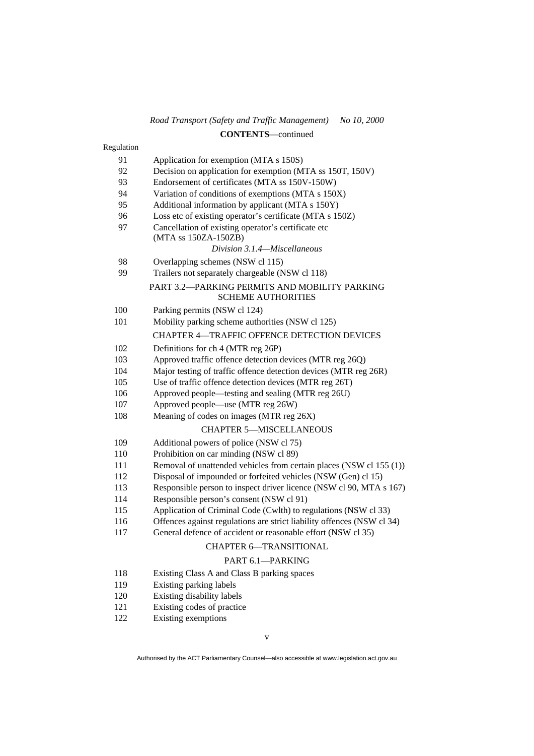**CONTENTS**—continued

Regulation

| | |
|---|---|
| 91 | Application for exemption (MTA s 150S) |
| 92 | Decision on application for exemption (MTA ss 150T, 150V) |
| 93 | Endorsement of certificates (MTA ss 150V-150W) |
| 94 | Variation of conditions of exemptions (MTA s 150X) |
| 95 | Additional information by applicant (MTA s 150Y) |
| 96 | Loss etc of existing operator's certificate (MTA s 150Z) |
| 97 | Cancellation of existing operator's certificate etc (MTA ss 150ZA-150ZB) |

*Division 3.1.4—Miscellaneous*

| | |
|---|---|
| 98 | Overlapping schemes (NSW cl 115) |
| 99 | Trailers not separately chargeable (NSW cl 118) |

PART 3.2—PARKING PERMITS AND MOBILITY PARKING SCHEME AUTHORITIES

| | |
|---|---|
| 100 | Parking permits (NSW cl 124) |
| 101 | Mobility parking scheme authorities (NSW cl 125) |

CHAPTER 4—TRAFFIC OFFENCE DETECTION DEVICES

| | |
|---|---|
| 102 | Definitions for ch 4 (MTR reg 26P) |
| 103 | Approved traffic offence detection devices (MTR reg 26Q) |
| 104 | Major testing of traffic offence detection devices (MTR reg 26R) |
| 105 | Use of traffic offence detection devices (MTR reg 26T) |
| 106 | Approved people—testing and sealing (MTR reg 26U) |
| 107 | Approved people—use (MTR reg 26W) |
| 108 | Meaning of codes on images (MTR reg 26X) |

CHAPTER 5—MISCELLANEOUS

| | |
|---|---|
| 109 | Additional powers of police (NSW cl 75) |
| 110 | Prohibition on car minding (NSW cl 89) |
| 111 | Removal of unattended vehicles from certain places (NSW cl 155 (1)) |
| 112 | Disposal of impounded or forfeited vehicles (NSW (Gen) cl 15) |
| 113 | Responsible person to inspect driver licence (NSW cl 90, MTA s 167) |
| 114 | Responsible person's consent (NSW cl 91) |
| 115 | Application of Criminal Code (Cwlth) to regulations (NSW cl 33) |
| 116 | Offences against regulations are strict liability offences (NSW cl 34) |
| 117 | General defence of accident or reasonable effort (NSW cl 35) |

CHAPTER 6—TRANSITIONAL

PART 6.1—PARKING

| | |
|---|---|
| 118 | Existing Class A and Class B parking spaces |
| 119 | Existing parking labels |
| 120 | Existing disability labels |
| 121 | Existing codes of practice |
| 122 | Existing exemptions |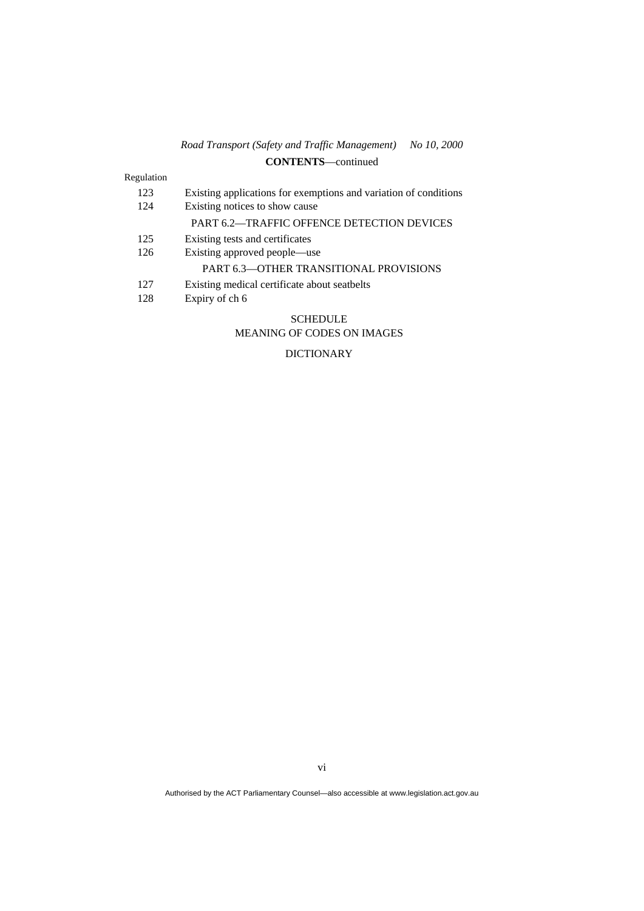**CONTENTS**—continued

Regulation

123 Existing applications for exemptions and variation of conditions
124 Existing notices to show cause

PART 6.2—TRAFFIC OFFENCE DETECTION DEVICES

125 Existing tests and certificates
126 Existing approved people—use

PART 6.3—OTHER TRANSITIONAL PROVISIONS

127 Existing medical certificate about seatbelts
128 Expiry of ch 6

SCHEDULE
MEANING OF CODES ON IMAGES

DICTIONARY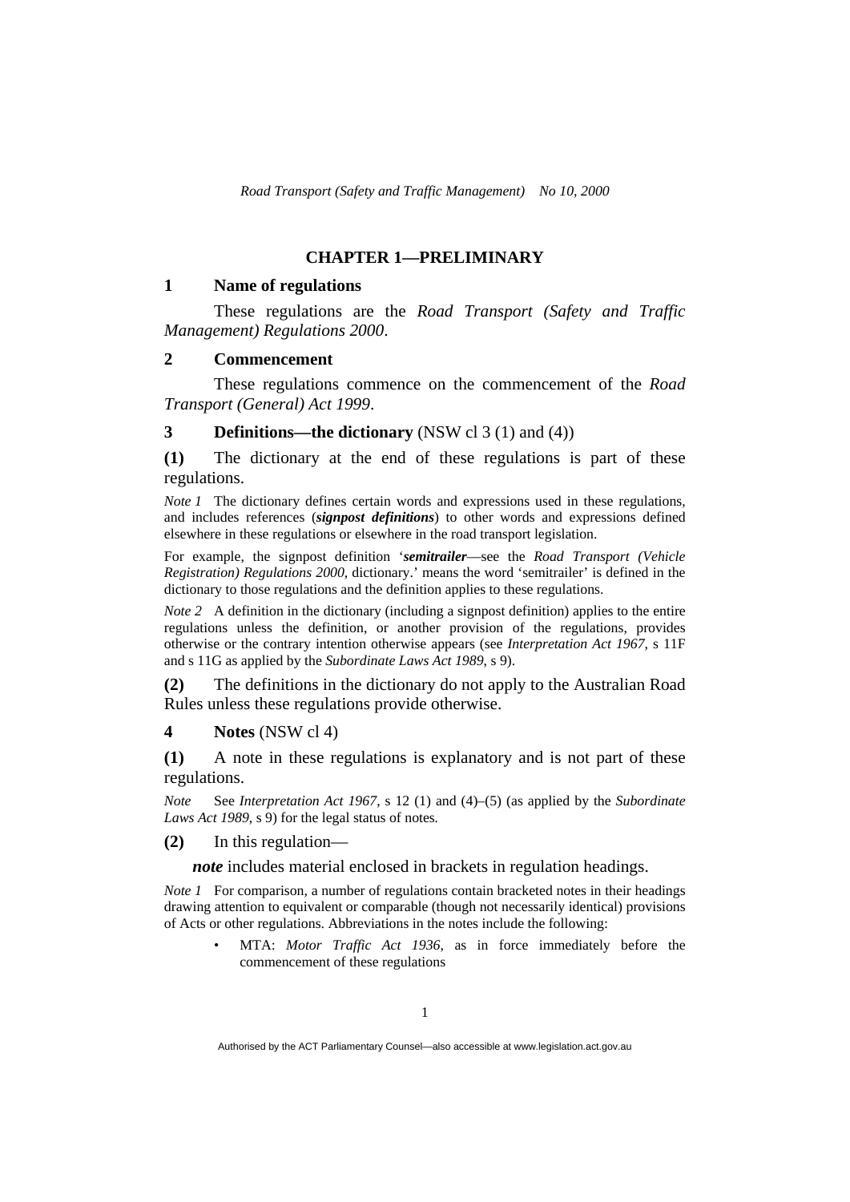## CHAPTER 1—PRELIMINARY

### 1 Name of regulations

These regulations are the *Road Transport (Safety and Traffic Management) Regulations 2000*.

### 2 Commencement

These regulations commence on the commencement of the *Road Transport (General) Act 1999*.

### 3 Definitions—the dictionary (NSW cl 3 (1) and (4))

**(1)** The dictionary at the end of these regulations is part of these regulations.

*Note 1* The dictionary defines certain words and expressions used in these regulations, and includes references (***signpost definitions***) to other words and expressions defined elsewhere in these regulations or elsewhere in the road transport legislation.

For example, the signpost definition '***semitrailer***—see the *Road Transport (Vehicle Registration) Regulations 2000*, dictionary.' means the word 'semitrailer' is defined in the dictionary to those regulations and the definition applies to these regulations.

*Note 2* A definition in the dictionary (including a signpost definition) applies to the entire regulations unless the definition, or another provision of the regulations, provides otherwise or the contrary intention otherwise appears (see *Interpretation Act 1967*, s 11F and s 11G as applied by the *Subordinate Laws Act 1989*, s 9).

**(2)** The definitions in the dictionary do not apply to the Australian Road Rules unless these regulations provide otherwise.

### 4 Notes (NSW cl 4)

**(1)** A note in these regulations is explanatory and is not part of these regulations.

*Note* See *Interpretation Act 1967*, s 12 (1) and (4)–(5) (as applied by the *Subordinate Laws Act 1989*, s 9) for the legal status of notes.

**(2)** In this regulation—

***note*** includes material enclosed in brackets in regulation headings.

*Note 1* For comparison, a number of regulations contain bracketed notes in their headings drawing attention to equivalent or comparable (though not necessarily identical) provisions of Acts or other regulations. Abbreviations in the notes include the following:

- MTA: *Motor Traffic Act 1936*, as in force immediately before the commencement of these regulations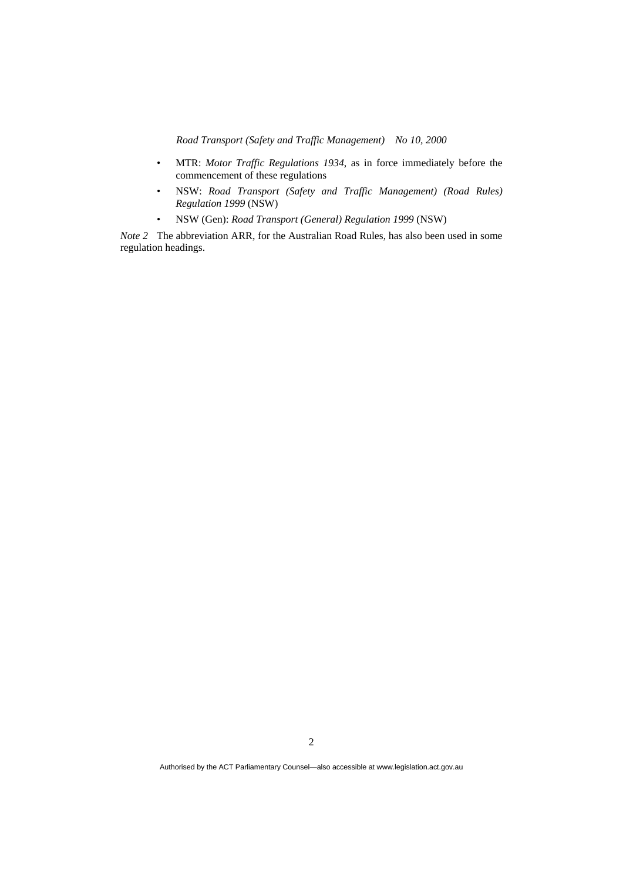- MTR: *Motor Traffic Regulations 1934*, as in force immediately before the commencement of these regulations
- NSW: *Road Transport (Safety and Traffic Management) (Road Rules) Regulation 1999* (NSW)
- NSW (Gen): *Road Transport (General) Regulation 1999* (NSW)

*Note 2* The abbreviation ARR, for the Australian Road Rules, has also been used in some regulation headings.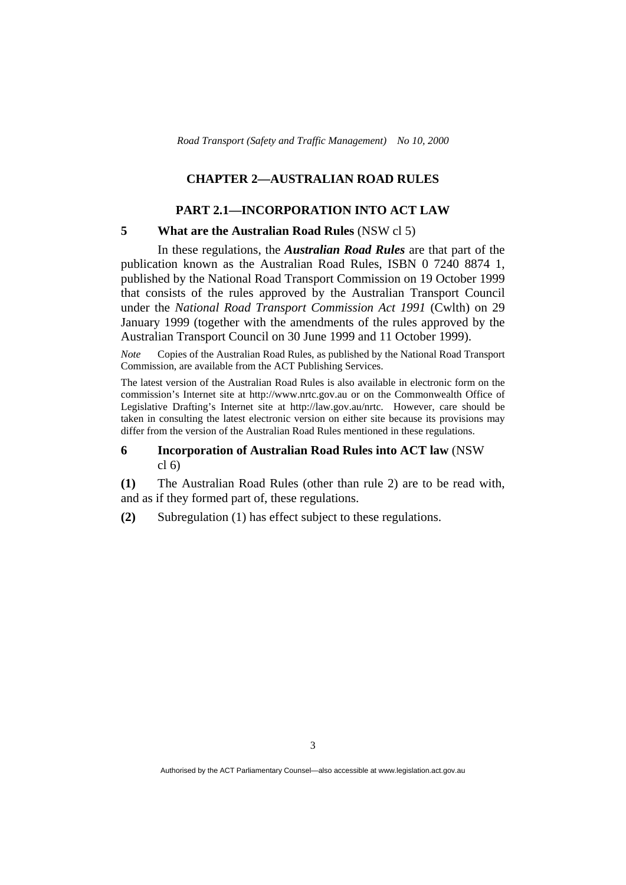## CHAPTER 2—AUSTRALIAN ROAD RULES

### PART 2.1—INCORPORATION INTO ACT LAW

**5 What are the Australian Road Rules** (NSW cl 5)

In these regulations, the ***Australian Road Rules*** are that part of the publication known as the Australian Road Rules, ISBN 0 7240 8874 1, published by the National Road Transport Commission on 19 October 1999 that consists of the rules approved by the Australian Transport Council under the *National Road Transport Commission Act 1991* (Cwlth) on 29 January 1999 (together with the amendments of the rules approved by the Australian Transport Council on 30 June 1999 and 11 October 1999).

*Note* Copies of the Australian Road Rules, as published by the National Road Transport Commission, are available from the ACT Publishing Services.

The latest version of the Australian Road Rules is also available in electronic form on the commission's Internet site at http://www.nrtc.gov.au or on the Commonwealth Office of Legislative Drafting's Internet site at http://law.gov.au/nrtc. However, care should be taken in consulting the latest electronic version on either site because its provisions may differ from the version of the Australian Road Rules mentioned in these regulations.

**6 Incorporation of Australian Road Rules into ACT law** (NSW cl 6)

**(1)** The Australian Road Rules (other than rule 2) are to be read with, and as if they formed part of, these regulations.

**(2)** Subregulation (1) has effect subject to these regulations.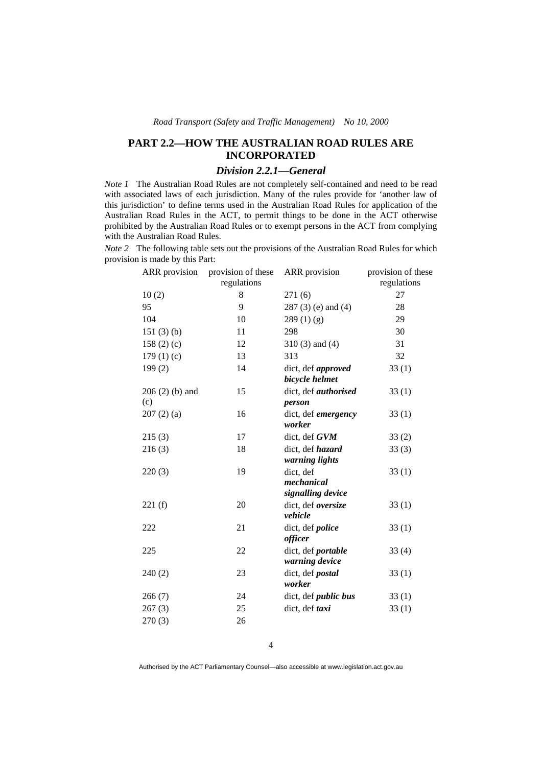## PART 2.2—HOW THE AUSTRALIAN ROAD RULES ARE INCORPORATED

### *Division 2.2.1—General*

*Note 1* The Australian Road Rules are not completely self-contained and need to be read with associated laws of each jurisdiction. Many of the rules provide for 'another law of this jurisdiction' to define terms used in the Australian Road Rules for application of the Australian Road Rules in the ACT, to permit things to be done in the ACT otherwise prohibited by the Australian Road Rules or to exempt persons in the ACT from complying with the Australian Road Rules.

*Note 2* The following table sets out the provisions of the Australian Road Rules for which provision is made by this Part:

| ARR provision | provision of these regulations | ARR provision | provision of these regulations |
|---|---|---|---|
| 10 (2) | 8 | 271 (6) | 27 |
| 95 | 9 | 287 (3) (e) and (4) | 28 |
| 104 | 10 | 289 (1) (g) | 29 |
| 151 (3) (b) | 11 | 298 | 30 |
| 158 (2) (c) | 12 | 310 (3) and (4) | 31 |
| 179 (1) (c) | 13 | 313 | 32 |
| 199 (2) | 14 | dict, def ***approved bicycle helmet*** | 33 (1) |
| 206 (2) (b) and (c) | 15 | dict, def ***authorised person*** | 33 (1) |
| 207 (2) (a) | 16 | dict, def ***emergency worker*** | 33 (1) |
| 215 (3) | 17 | dict, def ***GVM*** | 33 (2) |
| 216 (3) | 18 | dict, def ***hazard warning lights*** | 33 (3) |
| 220 (3) | 19 | dict, def ***mechanical signalling device*** | 33 (1) |
| 221 (f) | 20 | dict, def ***oversize vehicle*** | 33 (1) |
| 222 | 21 | dict, def ***police officer*** | 33 (1) |
| 225 | 22 | dict, def ***portable warning device*** | 33 (4) |
| 240 (2) | 23 | dict, def ***postal worker*** | 33 (1) |
| 266 (7) | 24 | dict, def ***public bus*** | 33 (1) |
| 267 (3) | 25 | dict, def ***taxi*** | 33 (1) |
| 270 (3) | 26 | | |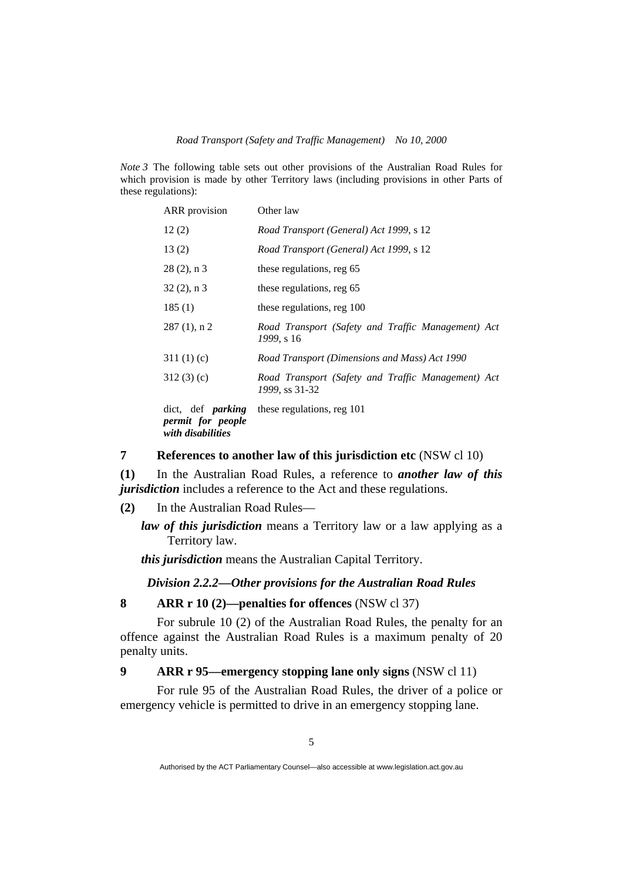*Note 3* The following table sets out other provisions of the Australian Road Rules for which provision is made by other Territory laws (including provisions in other Parts of these regulations):

| ARR provision | Other law |
|---|---|
| 12 (2) | *Road Transport (General) Act 1999*, s 12 |
| 13 (2) | *Road Transport (General) Act 1999*, s 12 |
| 28 (2), n 3 | these regulations, reg 65 |
| 32 (2), n 3 | these regulations, reg 65 |
| 185 (1) | these regulations, reg 100 |
| 287 (1), n 2 | *Road Transport (Safety and Traffic Management) Act 1999*, s 16 |
| 311 (1) (c) | *Road Transport (Dimensions and Mass) Act 1990* |
| 312 (3) (c) | *Road Transport (Safety and Traffic Management) Act 1999*, ss 31-32 |
| dict, def ***parking permit for people with disabilities*** | these regulations, reg 101 |

**7 References to another law of this jurisdiction etc** (NSW cl 10)

**(1)** In the Australian Road Rules, a reference to ***another law of this jurisdiction*** includes a reference to the Act and these regulations.

**(2)** In the Australian Road Rules—

***law of this jurisdiction*** means a Territory law or a law applying as a Territory law.

***this jurisdiction*** means the Australian Capital Territory.

### *Division 2.2.2—Other provisions for the Australian Road Rules*

**8 ARR r 10 (2)—penalties for offences** (NSW cl 37)

For subrule 10 (2) of the Australian Road Rules, the penalty for an offence against the Australian Road Rules is a maximum penalty of 20 penalty units.

**9 ARR r 95—emergency stopping lane only signs** (NSW cl 11)

For rule 95 of the Australian Road Rules, the driver of a police or emergency vehicle is permitted to drive in an emergency stopping lane.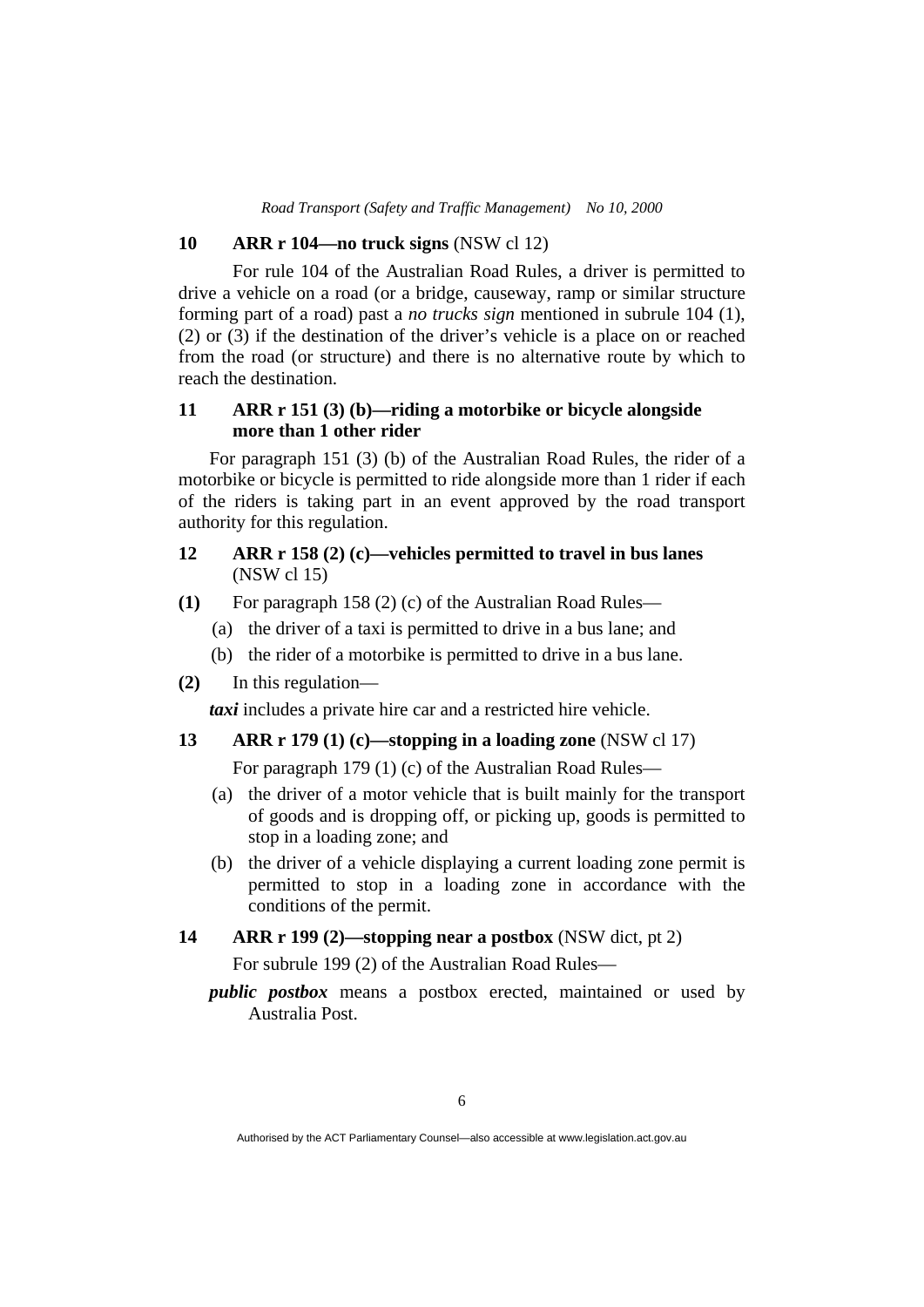### 10 ARR r 104—no truck signs (NSW cl 12)

For rule 104 of the Australian Road Rules, a driver is permitted to drive a vehicle on a road (or a bridge, causeway, ramp or similar structure forming part of a road) past a *no trucks sign* mentioned in subrule 104 (1), (2) or (3) if the destination of the driver's vehicle is a place on or reached from the road (or structure) and there is no alternative route by which to reach the destination.

### 11 ARR r 151 (3) (b)—riding a motorbike or bicycle alongside more than 1 other rider

For paragraph 151 (3) (b) of the Australian Road Rules, the rider of a motorbike or bicycle is permitted to ride alongside more than 1 rider if each of the riders is taking part in an event approved by the road transport authority for this regulation.

### 12 ARR r 158 (2) (c)—vehicles permitted to travel in bus lanes (NSW cl 15)

**(1)** For paragraph 158 (2) (c) of the Australian Road Rules—

(a) the driver of a taxi is permitted to drive in a bus lane; and

(b) the rider of a motorbike is permitted to drive in a bus lane.

**(2)** In this regulation—

***taxi*** includes a private hire car and a restricted hire vehicle.

### 13 ARR r 179 (1) (c)—stopping in a loading zone (NSW cl 17)

For paragraph 179 (1) (c) of the Australian Road Rules—

(a) the driver of a motor vehicle that is built mainly for the transport of goods and is dropping off, or picking up, goods is permitted to stop in a loading zone; and

(b) the driver of a vehicle displaying a current loading zone permit is permitted to stop in a loading zone in accordance with the conditions of the permit.

### 14 ARR r 199 (2)—stopping near a postbox (NSW dict, pt 2)

For subrule 199 (2) of the Australian Road Rules—

***public postbox*** means a postbox erected, maintained or used by Australia Post.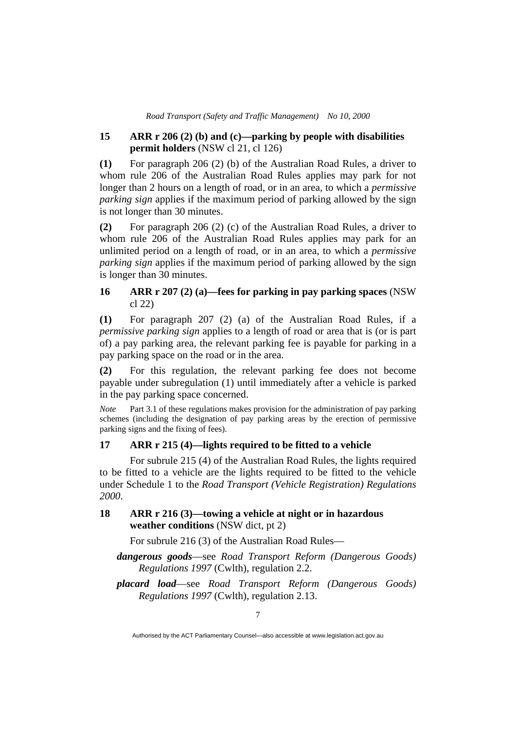### 15 ARR r 206 (2) (b) and (c)—parking by people with disabilities permit holders (NSW cl 21, cl 126)

**(1)** For paragraph 206 (2) (b) of the Australian Road Rules, a driver to whom rule 206 of the Australian Road Rules applies may park for not longer than 2 hours on a length of road, or in an area, to which a *permissive parking sign* applies if the maximum period of parking allowed by the sign is not longer than 30 minutes.

**(2)** For paragraph 206 (2) (c) of the Australian Road Rules, a driver to whom rule 206 of the Australian Road Rules applies may park for an unlimited period on a length of road, or in an area, to which a *permissive parking sign* applies if the maximum period of parking allowed by the sign is longer than 30 minutes.

### 16 ARR r 207 (2) (a)—fees for parking in pay parking spaces (NSW cl 22)

**(1)** For paragraph 207 (2) (a) of the Australian Road Rules, if a *permissive parking sign* applies to a length of road or area that is (or is part of) a pay parking area, the relevant parking fee is payable for parking in a pay parking space on the road or in the area.

**(2)** For this regulation, the relevant parking fee does not become payable under subregulation (1) until immediately after a vehicle is parked in the pay parking space concerned.

*Note* Part 3.1 of these regulations makes provision for the administration of pay parking schemes (including the designation of pay parking areas by the erection of permissive parking signs and the fixing of fees).

### 17 ARR r 215 (4)—lights required to be fitted to a vehicle

For subrule 215 (4) of the Australian Road Rules, the lights required to be fitted to a vehicle are the lights required to be fitted to the vehicle under Schedule 1 to the *Road Transport (Vehicle Registration) Regulations 2000*.

### 18 ARR r 216 (3)—towing a vehicle at night or in hazardous weather conditions (NSW dict, pt 2)

For subrule 216 (3) of the Australian Road Rules—

***dangerous goods***—see *Road Transport Reform (Dangerous Goods) Regulations 1997* (Cwlth), regulation 2.2.

***placard load***—see *Road Transport Reform (Dangerous Goods) Regulations 1997* (Cwlth), regulation 2.13.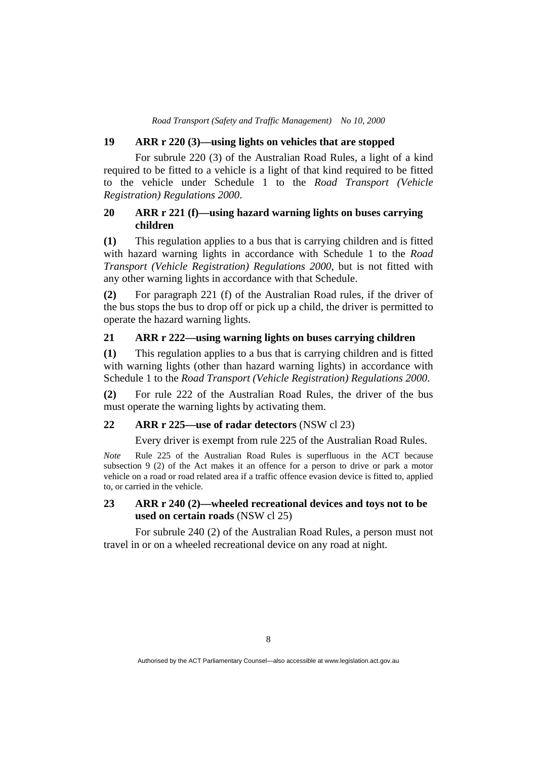### 19 ARR r 220 (3)—using lights on vehicles that are stopped

For subrule 220 (3) of the Australian Road Rules, a light of a kind required to be fitted to a vehicle is a light of that kind required to be fitted to the vehicle under Schedule 1 to the *Road Transport (Vehicle Registration) Regulations 2000*.

### 20 ARR r 221 (f)—using hazard warning lights on buses carrying children

**(1)** This regulation applies to a bus that is carrying children and is fitted with hazard warning lights in accordance with Schedule 1 to the *Road Transport (Vehicle Registration) Regulations 2000*, but is not fitted with any other warning lights in accordance with that Schedule.

**(2)** For paragraph 221 (f) of the Australian Road rules, if the driver of the bus stops the bus to drop off or pick up a child, the driver is permitted to operate the hazard warning lights.

### 21 ARR r 222—using warning lights on buses carrying children

**(1)** This regulation applies to a bus that is carrying children and is fitted with warning lights (other than hazard warning lights) in accordance with Schedule 1 to the *Road Transport (Vehicle Registration) Regulations 2000*.

**(2)** For rule 222 of the Australian Road Rules, the driver of the bus must operate the warning lights by activating them.

### 22 ARR r 225—use of radar detectors (NSW cl 23)

Every driver is exempt from rule 225 of the Australian Road Rules.

*Note* Rule 225 of the Australian Road Rules is superfluous in the ACT because subsection 9 (2) of the Act makes it an offence for a person to drive or park a motor vehicle on a road or road related area if a traffic offence evasion device is fitted to, applied to, or carried in the vehicle.

### 23 ARR r 240 (2)—wheeled recreational devices and toys not to be used on certain roads (NSW cl 25)

For subrule 240 (2) of the Australian Road Rules, a person must not travel in or on a wheeled recreational device on any road at night.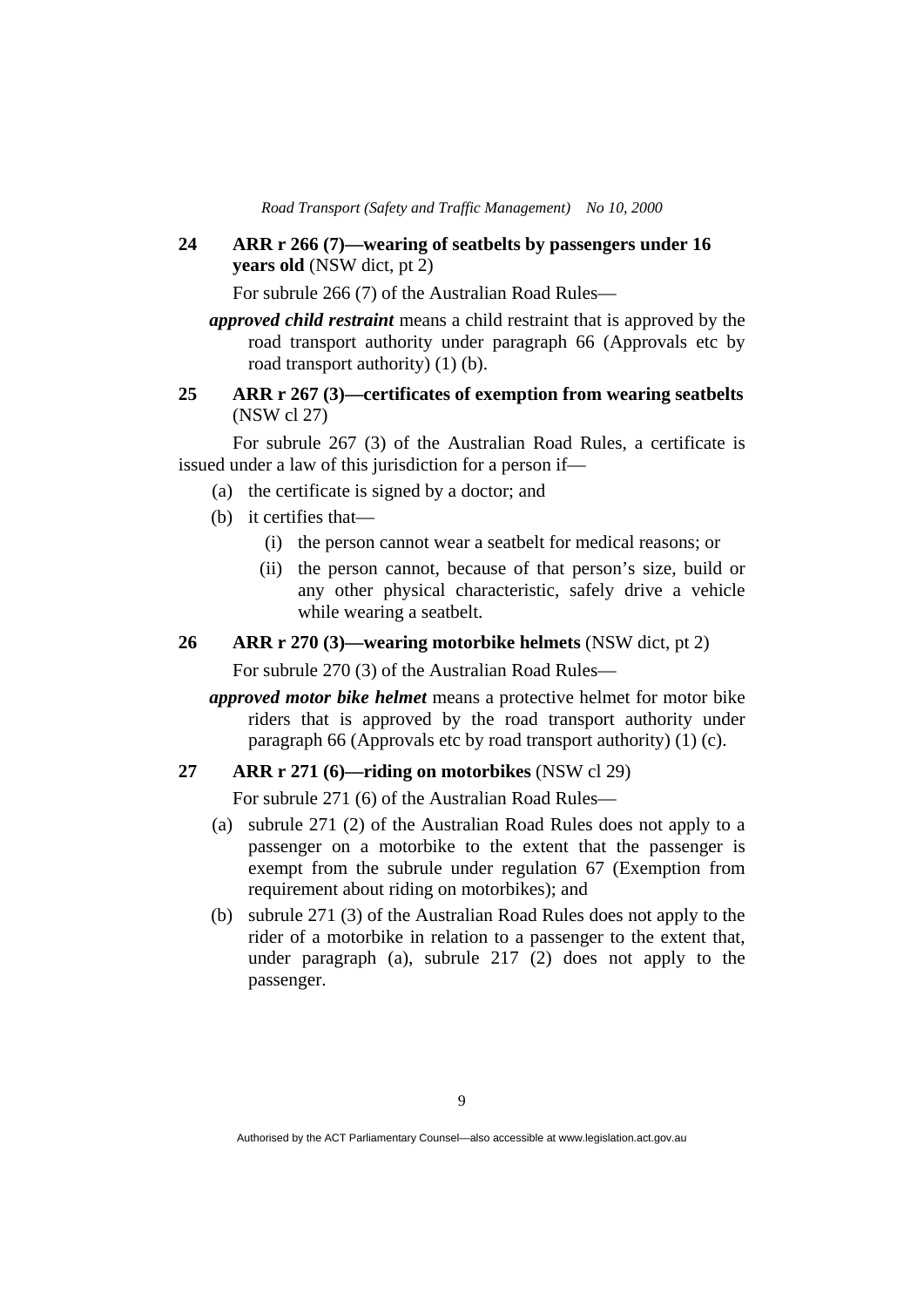**24 ARR r 266 (7)—wearing of seatbelts by passengers under 16 years old** (NSW dict, pt 2)

For subrule 266 (7) of the Australian Road Rules—

***approved child restraint*** means a child restraint that is approved by the road transport authority under paragraph 66 (Approvals etc by road transport authority) (1) (b).

**25 ARR r 267 (3)—certificates of exemption from wearing seatbelts** (NSW cl 27)

For subrule 267 (3) of the Australian Road Rules, a certificate is issued under a law of this jurisdiction for a person if—

(a) the certificate is signed by a doctor; and

(b) it certifies that—

(i) the person cannot wear a seatbelt for medical reasons; or

(ii) the person cannot, because of that person's size, build or any other physical characteristic, safely drive a vehicle while wearing a seatbelt.

**26 ARR r 270 (3)—wearing motorbike helmets** (NSW dict, pt 2)

For subrule 270 (3) of the Australian Road Rules—

***approved motor bike helmet*** means a protective helmet for motor bike riders that is approved by the road transport authority under paragraph 66 (Approvals etc by road transport authority) (1) (c).

**27 ARR r 271 (6)—riding on motorbikes** (NSW cl 29)

For subrule 271 (6) of the Australian Road Rules—

(a) subrule 271 (2) of the Australian Road Rules does not apply to a passenger on a motorbike to the extent that the passenger is exempt from the subrule under regulation 67 (Exemption from requirement about riding on motorbikes); and

(b) subrule 271 (3) of the Australian Road Rules does not apply to the rider of a motorbike in relation to a passenger to the extent that, under paragraph (a), subrule 217 (2) does not apply to the passenger.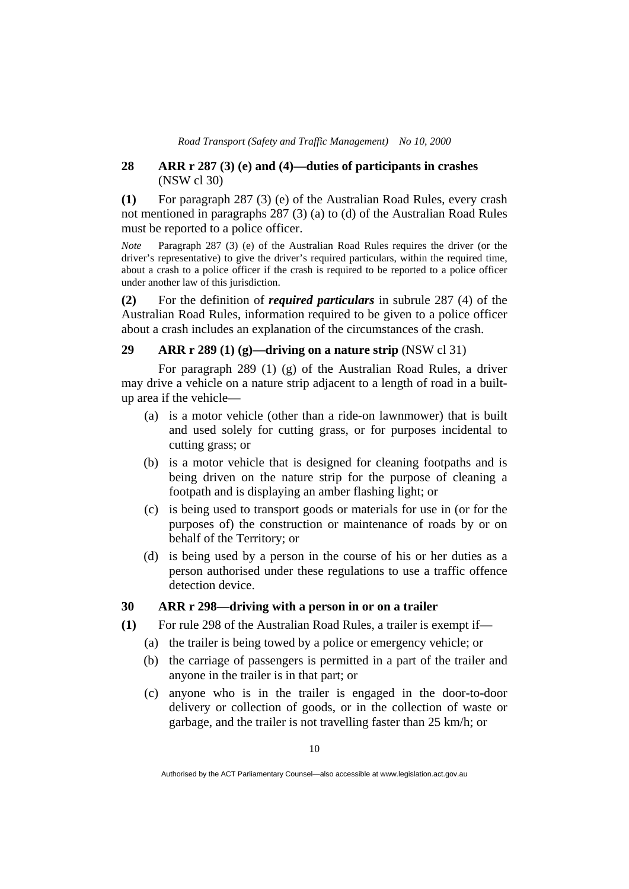## 28 ARR r 287 (3) (e) and (4)—duties of participants in crashes (NSW cl 30)

**(1)** For paragraph 287 (3) (e) of the Australian Road Rules, every crash not mentioned in paragraphs 287 (3) (a) to (d) of the Australian Road Rules must be reported to a police officer.

*Note* Paragraph 287 (3) (e) of the Australian Road Rules requires the driver (or the driver's representative) to give the driver's required particulars, within the required time, about a crash to a police officer if the crash is required to be reported to a police officer under another law of this jurisdiction.

**(2)** For the definition of ***required particulars*** in subrule 287 (4) of the Australian Road Rules, information required to be given to a police officer about a crash includes an explanation of the circumstances of the crash.

## 29 ARR r 289 (1) (g)—driving on a nature strip (NSW cl 31)

For paragraph 289 (1) (g) of the Australian Road Rules, a driver may drive a vehicle on a nature strip adjacent to a length of road in a built-up area if the vehicle—

- (a) is a motor vehicle (other than a ride-on lawnmower) that is built and used solely for cutting grass, or for purposes incidental to cutting grass; or
- (b) is a motor vehicle that is designed for cleaning footpaths and is being driven on the nature strip for the purpose of cleaning a footpath and is displaying an amber flashing light; or
- (c) is being used to transport goods or materials for use in (or for the purposes of) the construction or maintenance of roads by or on behalf of the Territory; or
- (d) is being used by a person in the course of his or her duties as a person authorised under these regulations to use a traffic offence detection device.

## 30 ARR r 298—driving with a person in or on a trailer

**(1)** For rule 298 of the Australian Road Rules, a trailer is exempt if—

- (a) the trailer is being towed by a police or emergency vehicle; or
- (b) the carriage of passengers is permitted in a part of the trailer and anyone in the trailer is in that part; or
- (c) anyone who is in the trailer is engaged in the door-to-door delivery or collection of goods, or in the collection of waste or garbage, and the trailer is not travelling faster than 25 km/h; or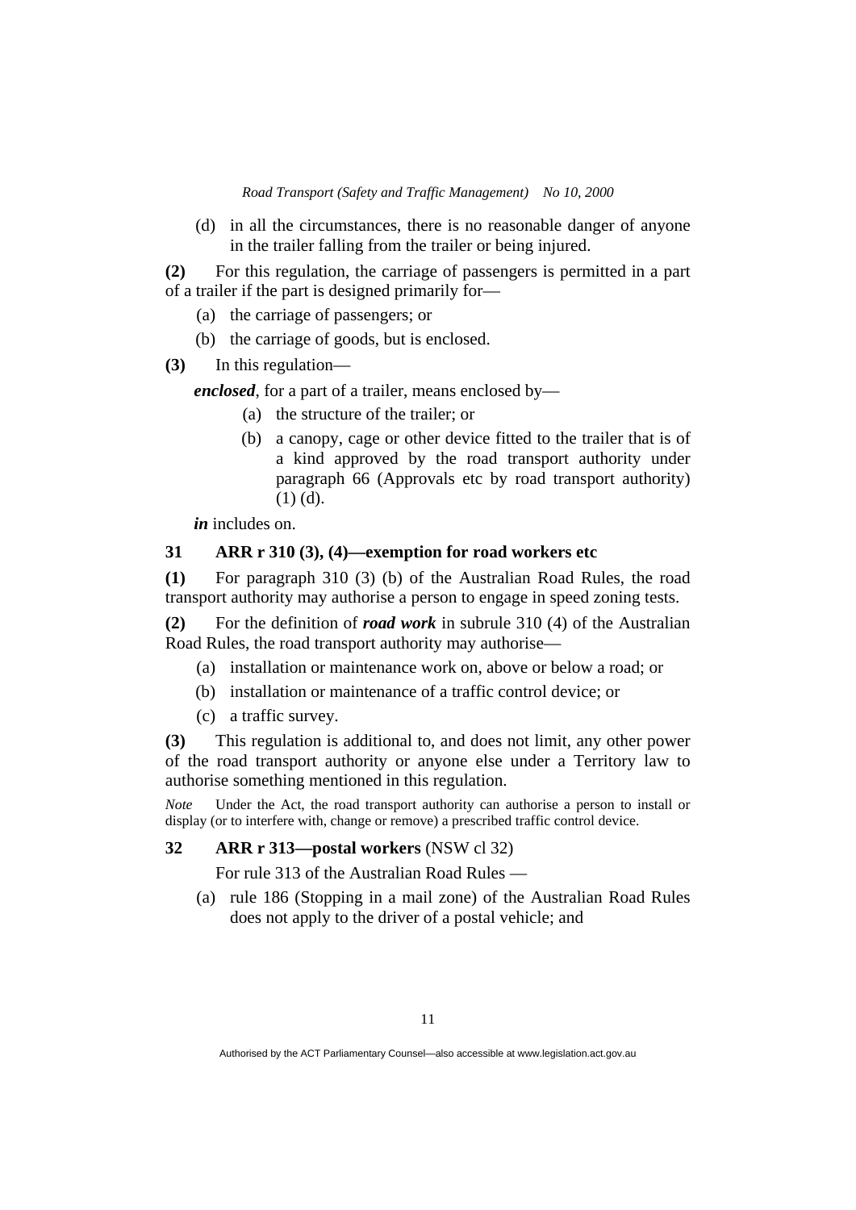(d) in all the circumstances, there is no reasonable danger of anyone in the trailer falling from the trailer or being injured.

**(2)** For this regulation, the carriage of passengers is permitted in a part of a trailer if the part is designed primarily for—

(a) the carriage of passengers; or

(b) the carriage of goods, but is enclosed.

**(3)** In this regulation—

***enclosed***, for a part of a trailer, means enclosed by—

(a) the structure of the trailer; or

(b) a canopy, cage or other device fitted to the trailer that is of a kind approved by the road transport authority under paragraph 66 (Approvals etc by road transport authority) (1) (d).

***in*** includes on.

### 31 ARR r 310 (3), (4)—exemption for road workers etc

**(1)** For paragraph 310 (3) (b) of the Australian Road Rules, the road transport authority may authorise a person to engage in speed zoning tests.

**(2)** For the definition of ***road work*** in subrule 310 (4) of the Australian Road Rules, the road transport authority may authorise—

(a) installation or maintenance work on, above or below a road; or

(b) installation or maintenance of a traffic control device; or

(c) a traffic survey.

**(3)** This regulation is additional to, and does not limit, any other power of the road transport authority or anyone else under a Territory law to authorise something mentioned in this regulation.

*Note* Under the Act, the road transport authority can authorise a person to install or display (or to interfere with, change or remove) a prescribed traffic control device.

### 32 ARR r 313—postal workers (NSW cl 32)

For rule 313 of the Australian Road Rules —

(a) rule 186 (Stopping in a mail zone) of the Australian Road Rules does not apply to the driver of a postal vehicle; and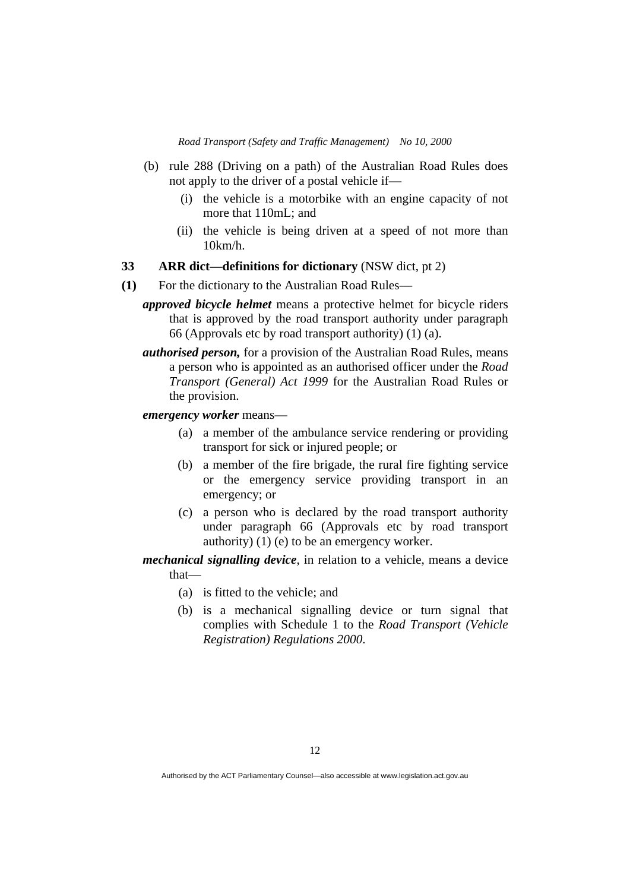(b) rule 288 (Driving on a path) of the Australian Road Rules does not apply to the driver of a postal vehicle if—

   (i) the vehicle is a motorbike with an engine capacity of not more that 110mL; and

   (ii) the vehicle is being driven at a speed of not more than 10km/h.

### 33 ARR dict—definitions for dictionary (NSW dict, pt 2)

**(1)** For the dictionary to the Australian Road Rules—

***approved bicycle helmet*** means a protective helmet for bicycle riders that is approved by the road transport authority under paragraph 66 (Approvals etc by road transport authority) (1) (a).

***authorised person,*** for a provision of the Australian Road Rules, means a person who is appointed as an authorised officer under the *Road Transport (General) Act 1999* for the Australian Road Rules or the provision.

***emergency worker*** means—

   (a) a member of the ambulance service rendering or providing transport for sick or injured people; or

   (b) a member of the fire brigade, the rural fire fighting service or the emergency service providing transport in an emergency; or

   (c) a person who is declared by the road transport authority under paragraph 66 (Approvals etc by road transport authority) (1) (e) to be an emergency worker.

***mechanical signalling device***, in relation to a vehicle, means a device that—

   (a) is fitted to the vehicle; and

   (b) is a mechanical signalling device or turn signal that complies with Schedule 1 to the *Road Transport (Vehicle Registration) Regulations 2000*.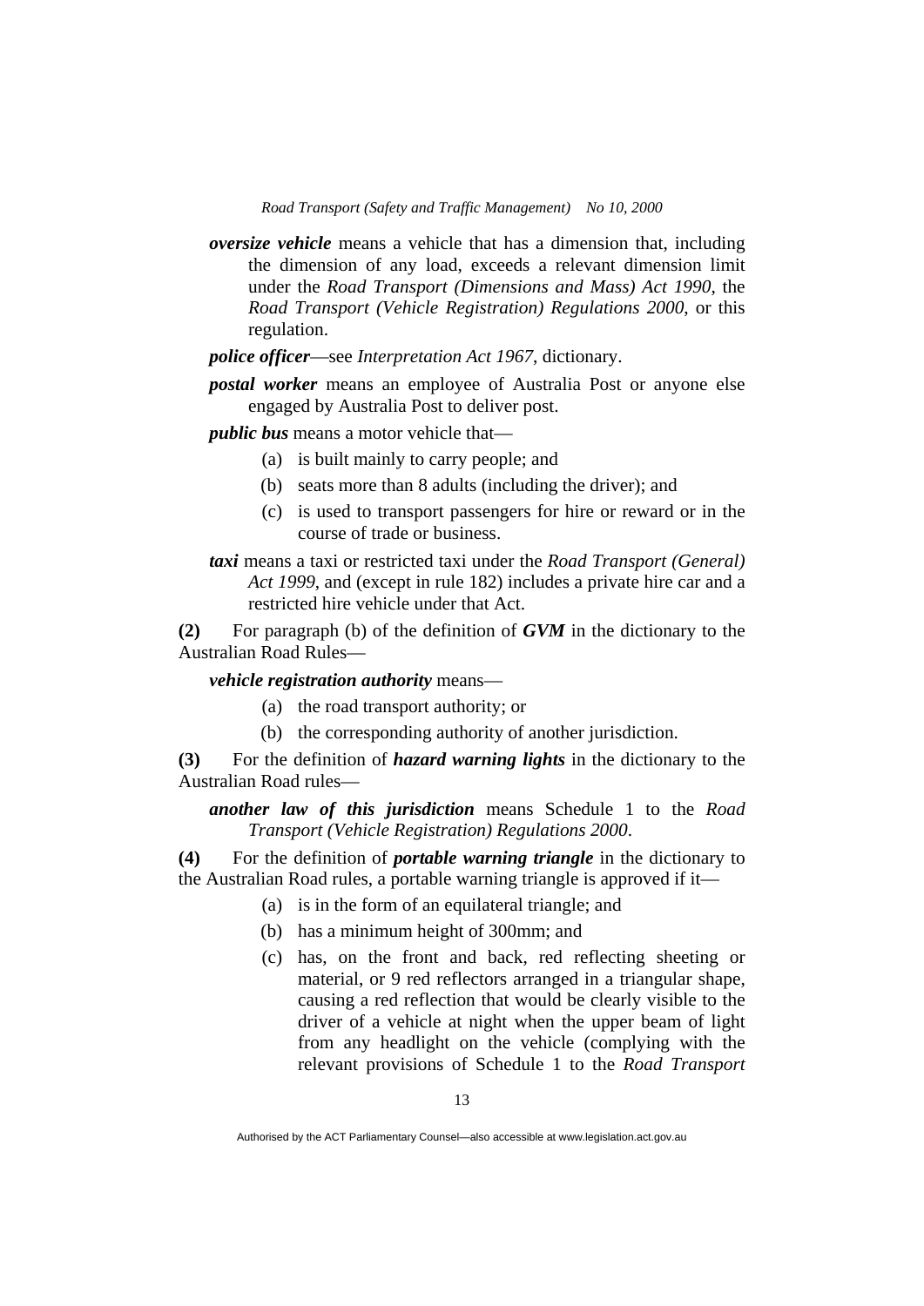***oversize vehicle*** means a vehicle that has a dimension that, including the dimension of any load, exceeds a relevant dimension limit under the *Road Transport (Dimensions and Mass) Act 1990*, the *Road Transport (Vehicle Registration) Regulations 2000*, or this regulation.

***police officer***—see *Interpretation Act 1967*, dictionary.

***postal worker*** means an employee of Australia Post or anyone else engaged by Australia Post to deliver post.

***public bus*** means a motor vehicle that—

(a) is built mainly to carry people; and

(b) seats more than 8 adults (including the driver); and

(c) is used to transport passengers for hire or reward or in the course of trade or business.

***taxi*** means a taxi or restricted taxi under the *Road Transport (General) Act 1999*, and (except in rule 182) includes a private hire car and a restricted hire vehicle under that Act.

**(2)** For paragraph (b) of the definition of ***GVM*** in the dictionary to the Australian Road Rules—

***vehicle registration authority*** means—

(a) the road transport authority; or

(b) the corresponding authority of another jurisdiction.

**(3)** For the definition of ***hazard warning lights*** in the dictionary to the Australian Road rules—

***another law of this jurisdiction*** means Schedule 1 to the *Road Transport (Vehicle Registration) Regulations 2000*.

**(4)** For the definition of ***portable warning triangle*** in the dictionary to the Australian Road rules, a portable warning triangle is approved if it—

(a) is in the form of an equilateral triangle; and

(b) has a minimum height of 300mm; and

(c) has, on the front and back, red reflecting sheeting or material, or 9 red reflectors arranged in a triangular shape, causing a red reflection that would be clearly visible to the driver of a vehicle at night when the upper beam of light from any headlight on the vehicle (complying with the relevant provisions of Schedule 1 to the *Road Transport*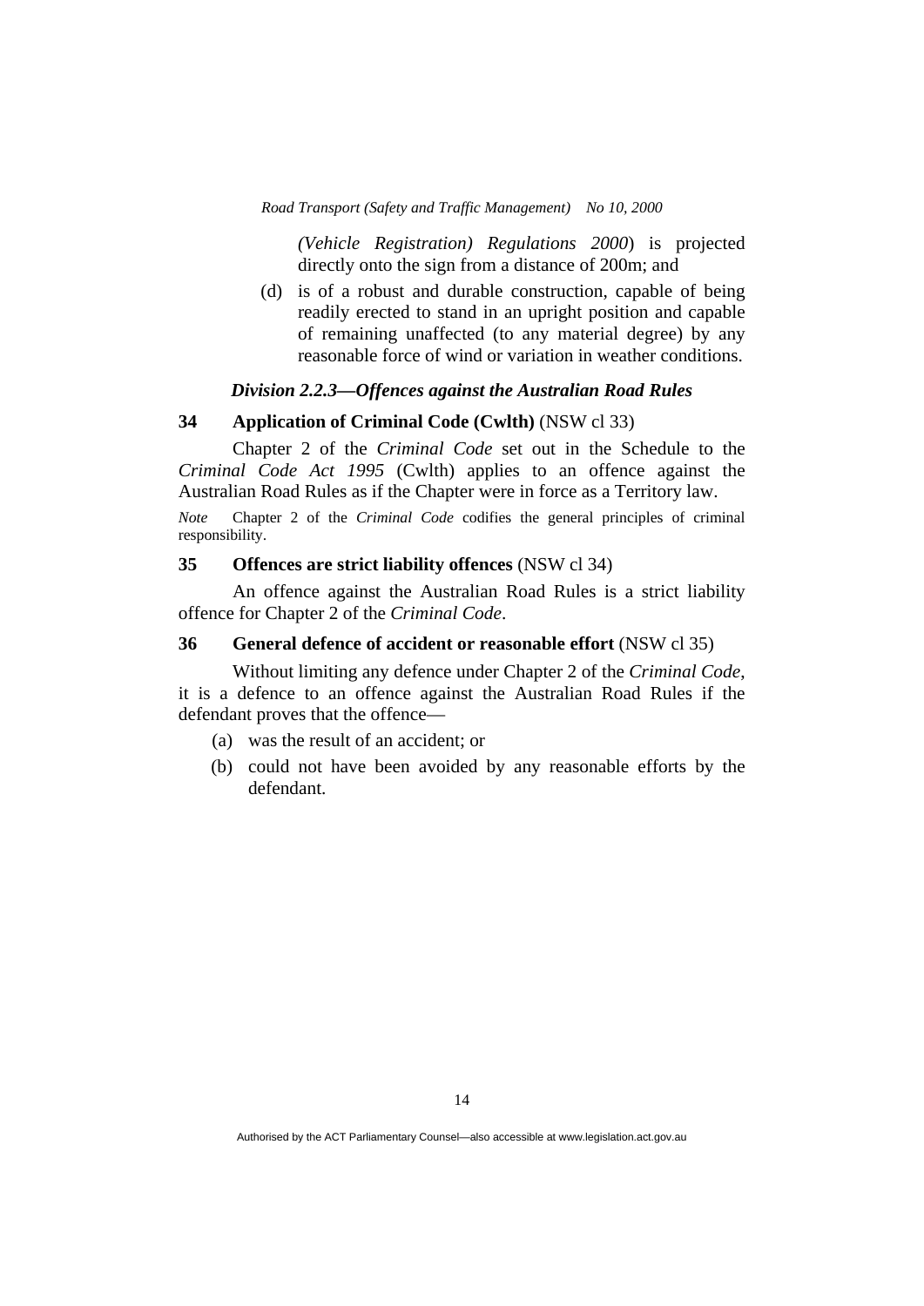*(Vehicle Registration) Regulations 2000*) is projected directly onto the sign from a distance of 200m; and

(d) is of a robust and durable construction, capable of being readily erected to stand in an upright position and capable of remaining unaffected (to any material degree) by any reasonable force of wind or variation in weather conditions.

### *Division 2.2.3—Offences against the Australian Road Rules*

**34 Application of Criminal Code (Cwlth)** (NSW cl 33)

Chapter 2 of the *Criminal Code* set out in the Schedule to the *Criminal Code Act 1995* (Cwlth) applies to an offence against the Australian Road Rules as if the Chapter were in force as a Territory law.

*Note* Chapter 2 of the *Criminal Code* codifies the general principles of criminal responsibility.

**35 Offences are strict liability offences** (NSW cl 34)

An offence against the Australian Road Rules is a strict liability offence for Chapter 2 of the *Criminal Code*.

**36 General defence of accident or reasonable effort** (NSW cl 35)

Without limiting any defence under Chapter 2 of the *Criminal Code*, it is a defence to an offence against the Australian Road Rules if the defendant proves that the offence—

(a) was the result of an accident; or

(b) could not have been avoided by any reasonable efforts by the defendant.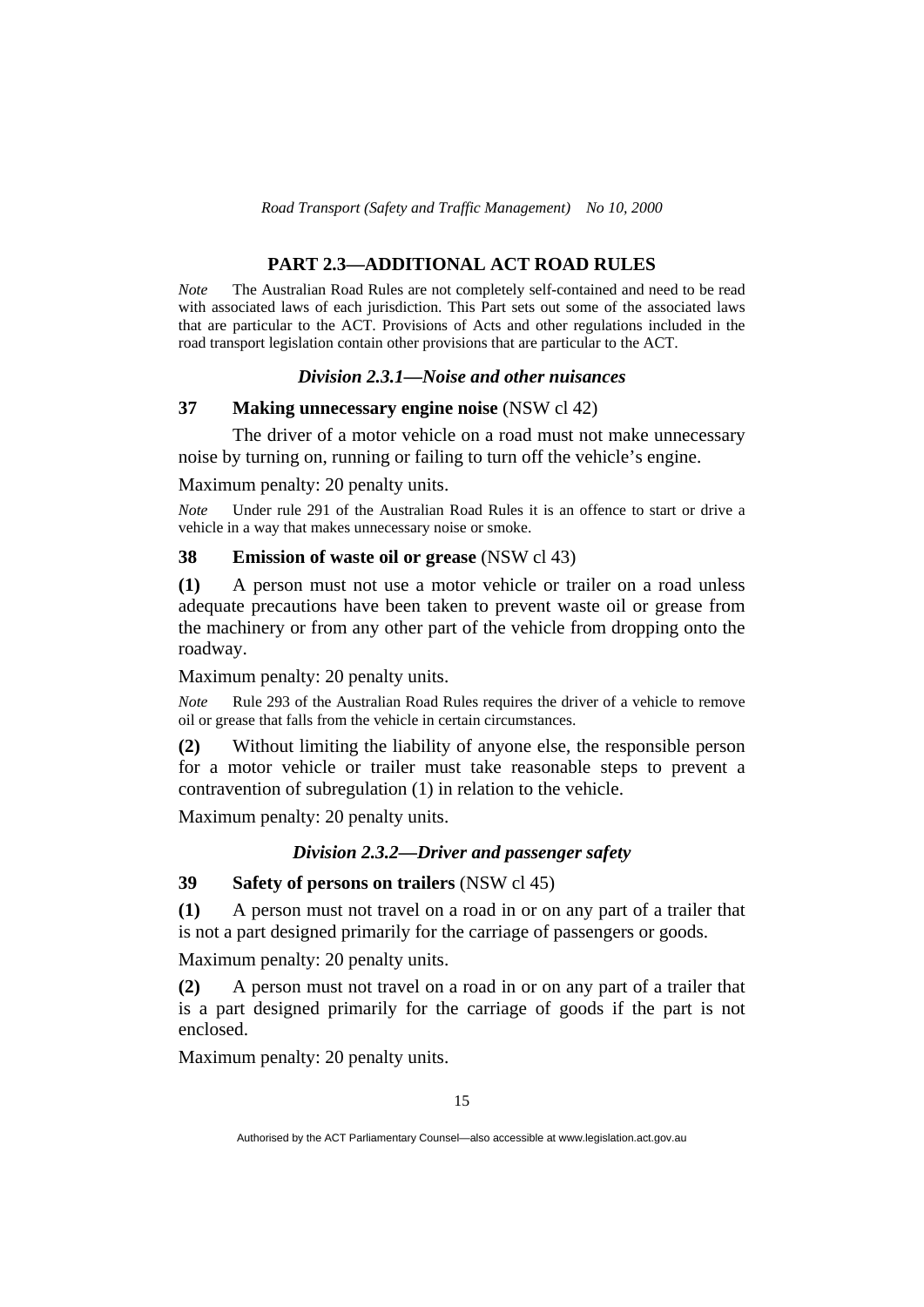## PART 2.3—ADDITIONAL ACT ROAD RULES

*Note* The Australian Road Rules are not completely self-contained and need to be read with associated laws of each jurisdiction. This Part sets out some of the associated laws that are particular to the ACT. Provisions of Acts and other regulations included in the road transport legislation contain other provisions that are particular to the ACT.

### *Division 2.3.1—Noise and other nuisances*

**37 Making unnecessary engine noise** (NSW cl 42)

The driver of a motor vehicle on a road must not make unnecessary noise by turning on, running or failing to turn off the vehicle's engine.

Maximum penalty: 20 penalty units.

*Note* Under rule 291 of the Australian Road Rules it is an offence to start or drive a vehicle in a way that makes unnecessary noise or smoke.

**38 Emission of waste oil or grease** (NSW cl 43)

**(1)** A person must not use a motor vehicle or trailer on a road unless adequate precautions have been taken to prevent waste oil or grease from the machinery or from any other part of the vehicle from dropping onto the roadway.

Maximum penalty: 20 penalty units.

*Note* Rule 293 of the Australian Road Rules requires the driver of a vehicle to remove oil or grease that falls from the vehicle in certain circumstances.

**(2)** Without limiting the liability of anyone else, the responsible person for a motor vehicle or trailer must take reasonable steps to prevent a contravention of subregulation (1) in relation to the vehicle.

Maximum penalty: 20 penalty units.

### *Division 2.3.2—Driver and passenger safety*

**39 Safety of persons on trailers** (NSW cl 45)

**(1)** A person must not travel on a road in or on any part of a trailer that is not a part designed primarily for the carriage of passengers or goods.

Maximum penalty: 20 penalty units.

**(2)** A person must not travel on a road in or on any part of a trailer that is a part designed primarily for the carriage of goods if the part is not enclosed.

Maximum penalty: 20 penalty units.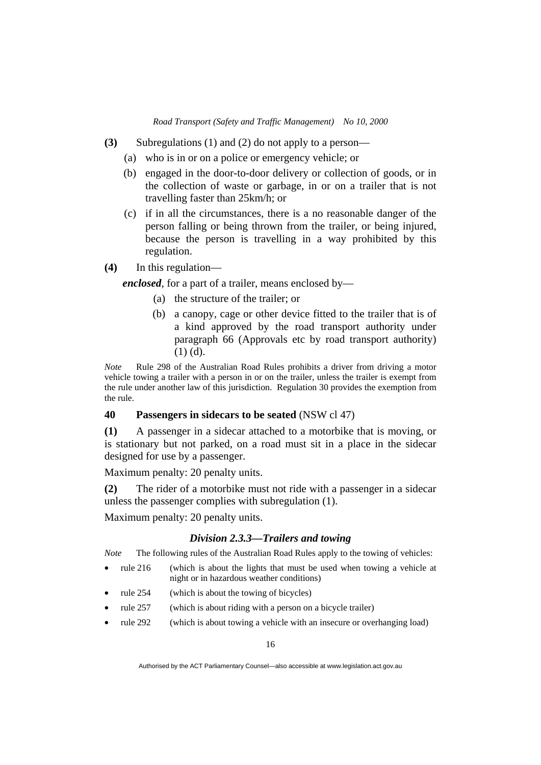**(3)** Subregulations (1) and (2) do not apply to a person—

(a) who is in or on a police or emergency vehicle; or

(b) engaged in the door-to-door delivery or collection of goods, or in the collection of waste or garbage, in or on a trailer that is not travelling faster than 25km/h; or

(c) if in all the circumstances, there is a no reasonable danger of the person falling or being thrown from the trailer, or being injured, because the person is travelling in a way prohibited by this regulation.

**(4)** In this regulation—

***enclosed***, for a part of a trailer, means enclosed by—

(a) the structure of the trailer; or

(b) a canopy, cage or other device fitted to the trailer that is of a kind approved by the road transport authority under paragraph 66 (Approvals etc by road transport authority) (1) (d).

*Note* Rule 298 of the Australian Road Rules prohibits a driver from driving a motor vehicle towing a trailer with a person in or on the trailer, unless the trailer is exempt from the rule under another law of this jurisdiction. Regulation 30 provides the exemption from the rule.

### 40 Passengers in sidecars to be seated (NSW cl 47)

**(1)** A passenger in a sidecar attached to a motorbike that is moving, or is stationary but not parked, on a road must sit in a place in the sidecar designed for use by a passenger.

Maximum penalty: 20 penalty units.

**(2)** The rider of a motorbike must not ride with a passenger in a sidecar unless the passenger complies with subregulation (1).

Maximum penalty: 20 penalty units.

## *Division 2.3.3—Trailers and towing*

*Note* The following rules of the Australian Road Rules apply to the towing of vehicles:

- rule 216 (which is about the lights that must be used when towing a vehicle at night or in hazardous weather conditions)
- rule 254 (which is about the towing of bicycles)
- rule 257 (which is about riding with a person on a bicycle trailer)
- rule 292 (which is about towing a vehicle with an insecure or overhanging load)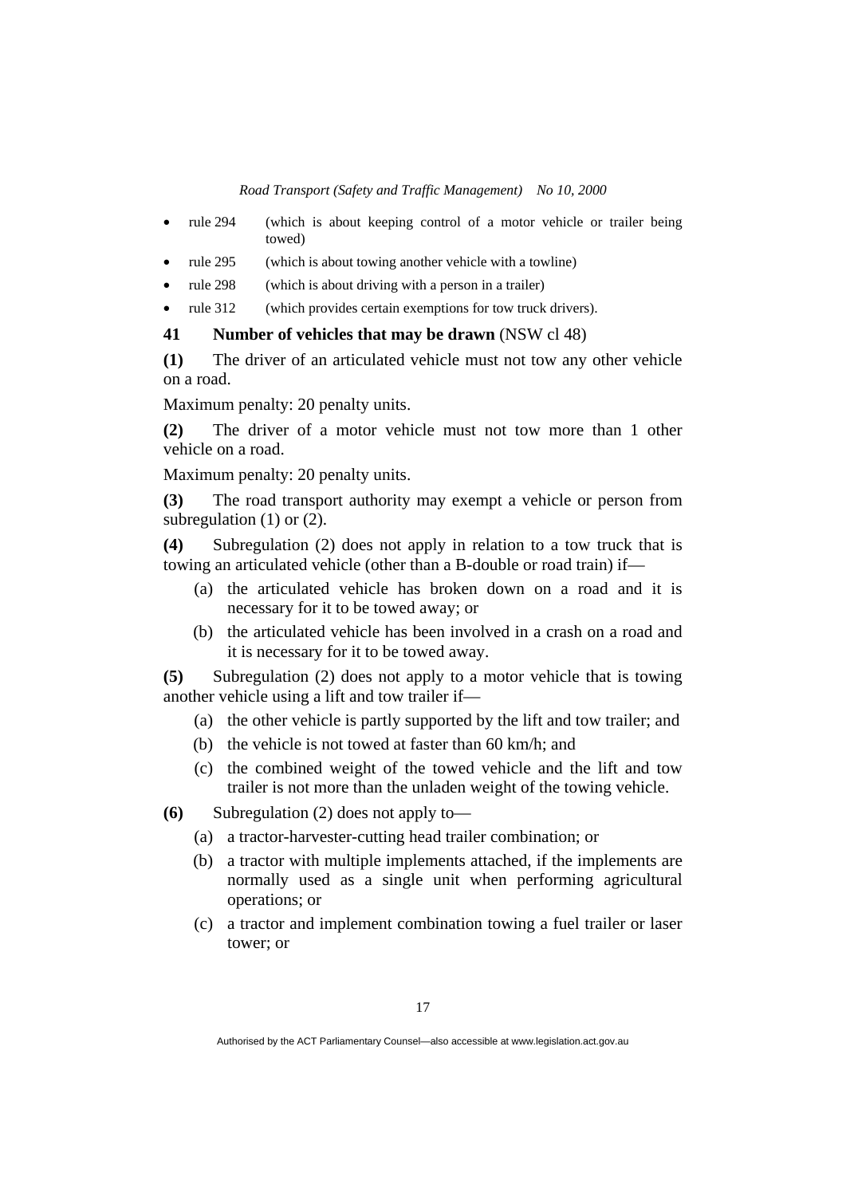- rule 294 (which is about keeping control of a motor vehicle or trailer being towed)
- rule 295 (which is about towing another vehicle with a towline)
- rule 298 (which is about driving with a person in a trailer)
- rule 312 (which provides certain exemptions for tow truck drivers).

### 41 Number of vehicles that may be drawn (NSW cl 48)

**(1)** The driver of an articulated vehicle must not tow any other vehicle on a road.

Maximum penalty: 20 penalty units.

**(2)** The driver of a motor vehicle must not tow more than 1 other vehicle on a road.

Maximum penalty: 20 penalty units.

**(3)** The road transport authority may exempt a vehicle or person from subregulation (1) or (2).

**(4)** Subregulation (2) does not apply in relation to a tow truck that is towing an articulated vehicle (other than a B-double or road train) if—

(a) the articulated vehicle has broken down on a road and it is necessary for it to be towed away; or

(b) the articulated vehicle has been involved in a crash on a road and it is necessary for it to be towed away.

**(5)** Subregulation (2) does not apply to a motor vehicle that is towing another vehicle using a lift and tow trailer if—

(a) the other vehicle is partly supported by the lift and tow trailer; and

(b) the vehicle is not towed at faster than 60 km/h; and

(c) the combined weight of the towed vehicle and the lift and tow trailer is not more than the unladen weight of the towing vehicle.

**(6)** Subregulation (2) does not apply to—

(a) a tractor-harvester-cutting head trailer combination; or

(b) a tractor with multiple implements attached, if the implements are normally used as a single unit when performing agricultural operations; or

(c) a tractor and implement combination towing a fuel trailer or laser tower; or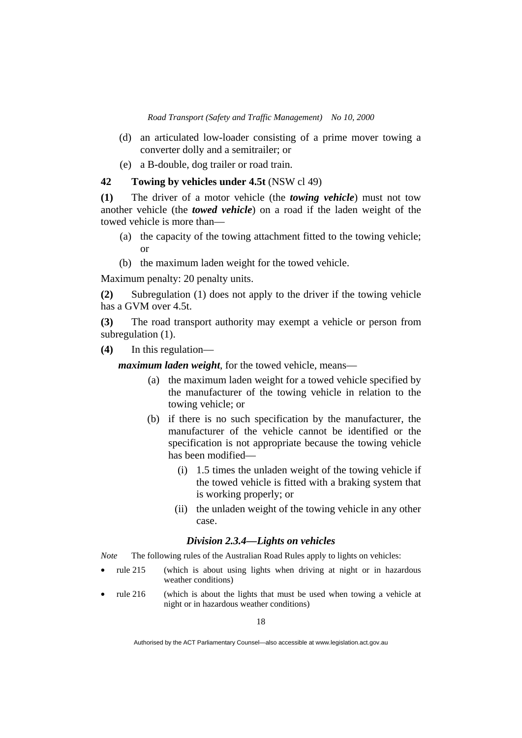(d) an articulated low-loader consisting of a prime mover towing a converter dolly and a semitrailer; or

(e) a B-double, dog trailer or road train.

### 42 Towing by vehicles under 4.5t (NSW cl 49)

**(1)** The driver of a motor vehicle (the ***towing vehicle***) must not tow another vehicle (the ***towed vehicle***) on a road if the laden weight of the towed vehicle is more than—

(a) the capacity of the towing attachment fitted to the towing vehicle; or

(b) the maximum laden weight for the towed vehicle.

Maximum penalty: 20 penalty units.

**(2)** Subregulation (1) does not apply to the driver if the towing vehicle has a GVM over 4.5t.

**(3)** The road transport authority may exempt a vehicle or person from subregulation (1).

**(4)** In this regulation—

***maximum laden weight***, for the towed vehicle, means—

(a) the maximum laden weight for a towed vehicle specified by the manufacturer of the towing vehicle in relation to the towing vehicle; or

(b) if there is no such specification by the manufacturer, the manufacturer of the vehicle cannot be identified or the specification is not appropriate because the towing vehicle has been modified—

(i) 1.5 times the unladen weight of the towing vehicle if the towed vehicle is fitted with a braking system that is working properly; or

(ii) the unladen weight of the towing vehicle in any other case.

## *Division 2.3.4—Lights on vehicles*

*Note* The following rules of the Australian Road Rules apply to lights on vehicles:

- rule 215 (which is about using lights when driving at night or in hazardous weather conditions)
- rule 216 (which is about the lights that must be used when towing a vehicle at night or in hazardous weather conditions)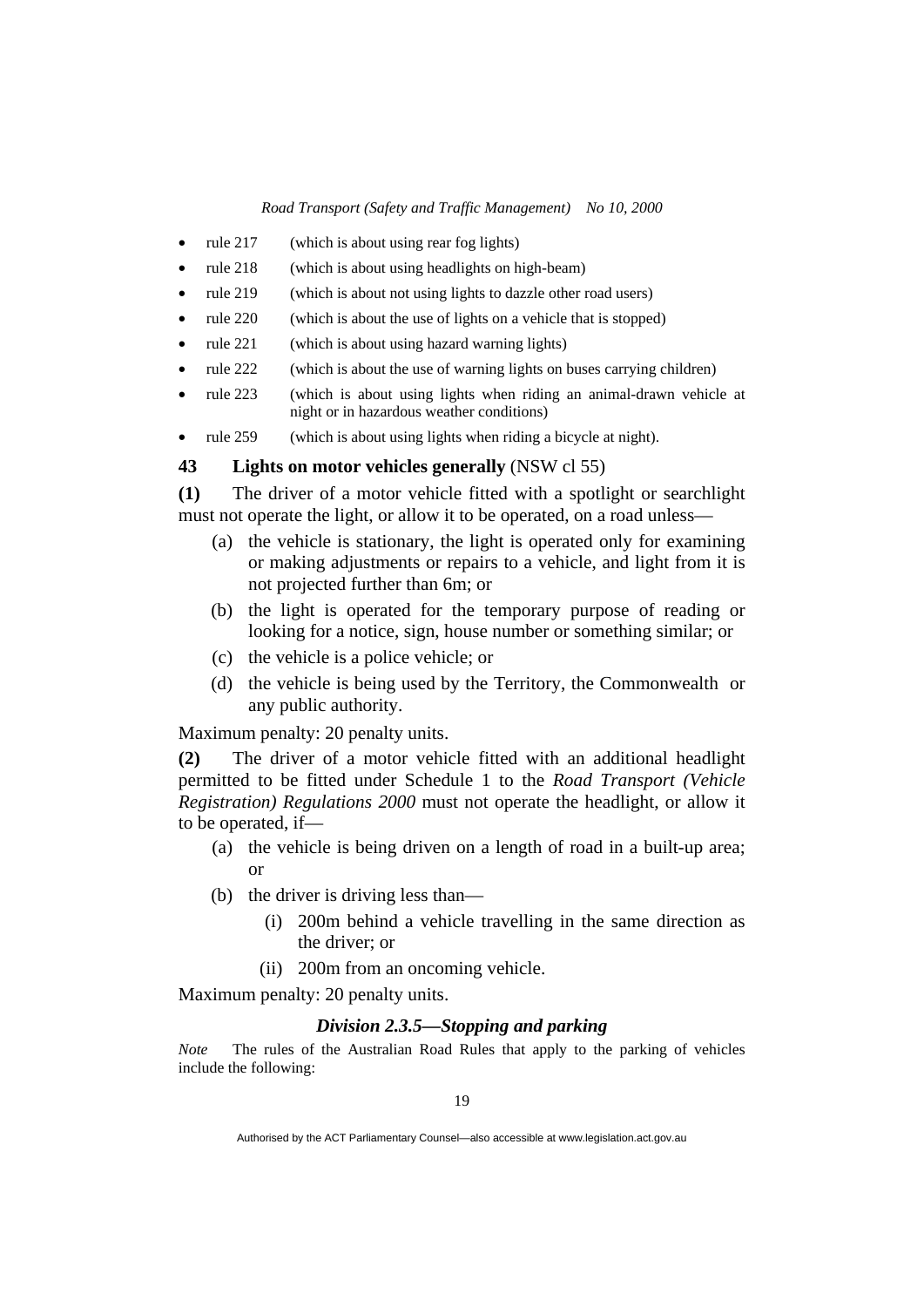- rule 217 (which is about using rear fog lights)
- rule 218 (which is about using headlights on high-beam)
- rule 219 (which is about not using lights to dazzle other road users)
- rule 220 (which is about the use of lights on a vehicle that is stopped)
- rule 221 (which is about using hazard warning lights)
- rule 222 (which is about the use of warning lights on buses carrying children)
- rule 223 (which is about using lights when riding an animal-drawn vehicle at night or in hazardous weather conditions)
- rule 259 (which is about using lights when riding a bicycle at night).

### 43 Lights on motor vehicles generally (NSW cl 55)

**(1)** The driver of a motor vehicle fitted with a spotlight or searchlight must not operate the light, or allow it to be operated, on a road unless—

(a) the vehicle is stationary, the light is operated only for examining or making adjustments or repairs to a vehicle, and light from it is not projected further than 6m; or

(b) the light is operated for the temporary purpose of reading or looking for a notice, sign, house number or something similar; or

(c) the vehicle is a police vehicle; or

(d) the vehicle is being used by the Territory, the Commonwealth or any public authority.

Maximum penalty: 20 penalty units.

**(2)** The driver of a motor vehicle fitted with an additional headlight permitted to be fitted under Schedule 1 to the *Road Transport (Vehicle Registration) Regulations 2000* must not operate the headlight, or allow it to be operated, if—

(a) the vehicle is being driven on a length of road in a built-up area; or

(b) the driver is driving less than—

(i) 200m behind a vehicle travelling in the same direction as the driver; or

(ii) 200m from an oncoming vehicle.

Maximum penalty: 20 penalty units.

### *Division 2.3.5—Stopping and parking*

*Note* The rules of the Australian Road Rules that apply to the parking of vehicles include the following: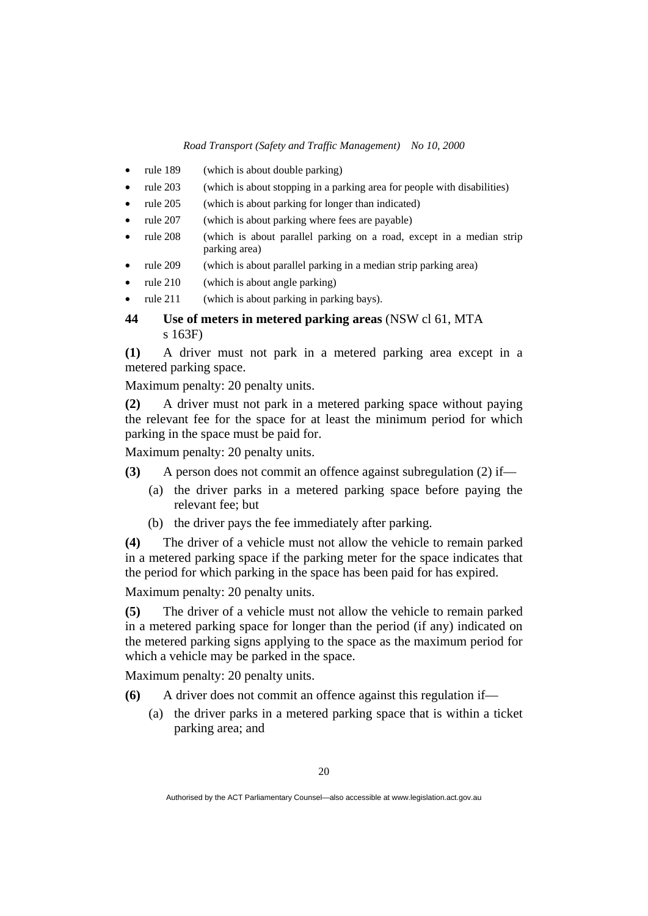- rule 189 (which is about double parking)
- rule 203 (which is about stopping in a parking area for people with disabilities)
- rule 205 (which is about parking for longer than indicated)
- rule 207 (which is about parking where fees are payable)
- rule 208 (which is about parallel parking on a road, except in a median strip parking area)
- rule 209 (which is about parallel parking in a median strip parking area)
- rule 210 (which is about angle parking)
- rule 211 (which is about parking in parking bays).

### 44 Use of meters in metered parking areas (NSW cl 61, MTA s 163F)

**(1)** A driver must not park in a metered parking area except in a metered parking space.

Maximum penalty: 20 penalty units.

**(2)** A driver must not park in a metered parking space without paying the relevant fee for the space for at least the minimum period for which parking in the space must be paid for.

Maximum penalty: 20 penalty units.

**(3)** A person does not commit an offence against subregulation (2) if—

(a) the driver parks in a metered parking space before paying the relevant fee; but

(b) the driver pays the fee immediately after parking.

**(4)** The driver of a vehicle must not allow the vehicle to remain parked in a metered parking space if the parking meter for the space indicates that the period for which parking in the space has been paid for has expired.

Maximum penalty: 20 penalty units.

**(5)** The driver of a vehicle must not allow the vehicle to remain parked in a metered parking space for longer than the period (if any) indicated on the metered parking signs applying to the space as the maximum period for which a vehicle may be parked in the space.

Maximum penalty: 20 penalty units.

**(6)** A driver does not commit an offence against this regulation if—

(a) the driver parks in a metered parking space that is within a ticket parking area; and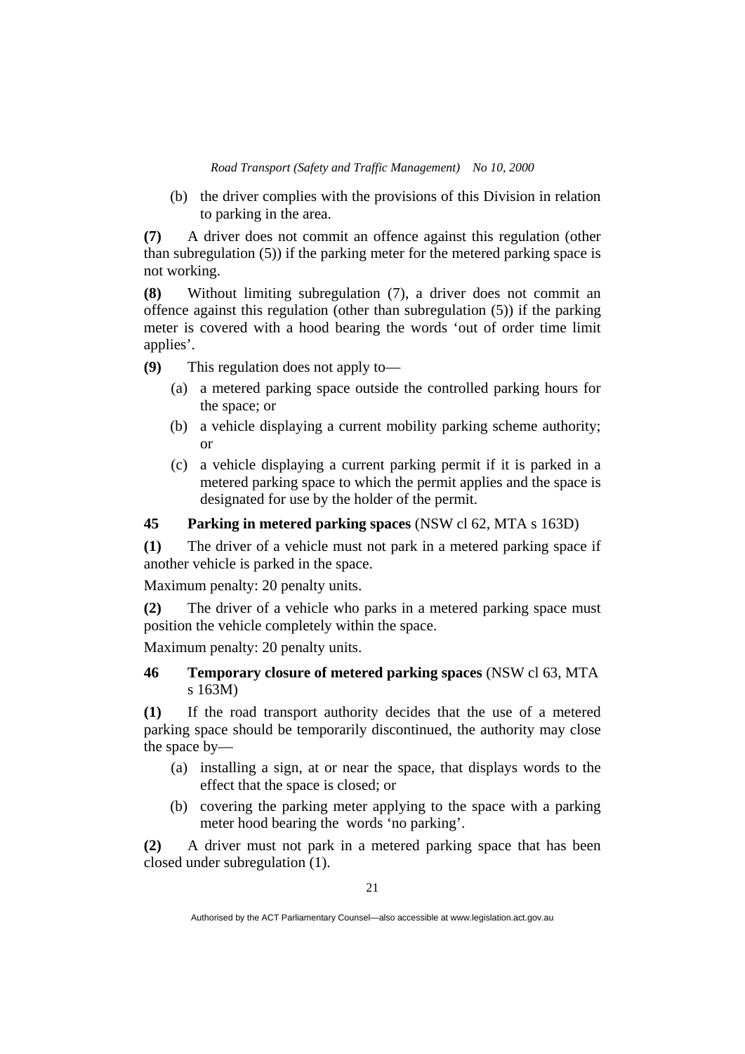(b) the driver complies with the provisions of this Division in relation to parking in the area.

**(7)** A driver does not commit an offence against this regulation (other than subregulation (5)) if the parking meter for the metered parking space is not working.

**(8)** Without limiting subregulation (7), a driver does not commit an offence against this regulation (other than subregulation (5)) if the parking meter is covered with a hood bearing the words 'out of order time limit applies'.

**(9)** This regulation does not apply to—

(a) a metered parking space outside the controlled parking hours for the space; or

(b) a vehicle displaying a current mobility parking scheme authority; or

(c) a vehicle displaying a current parking permit if it is parked in a metered parking space to which the permit applies and the space is designated for use by the holder of the permit.

### 45 Parking in metered parking spaces (NSW cl 62, MTA s 163D)

**(1)** The driver of a vehicle must not park in a metered parking space if another vehicle is parked in the space.

Maximum penalty: 20 penalty units.

**(2)** The driver of a vehicle who parks in a metered parking space must position the vehicle completely within the space.

Maximum penalty: 20 penalty units.

### 46 Temporary closure of metered parking spaces (NSW cl 63, MTA s 163M)

**(1)** If the road transport authority decides that the use of a metered parking space should be temporarily discontinued, the authority may close the space by—

(a) installing a sign, at or near the space, that displays words to the effect that the space is closed; or

(b) covering the parking meter applying to the space with a parking meter hood bearing the words 'no parking'.

**(2)** A driver must not park in a metered parking space that has been closed under subregulation (1).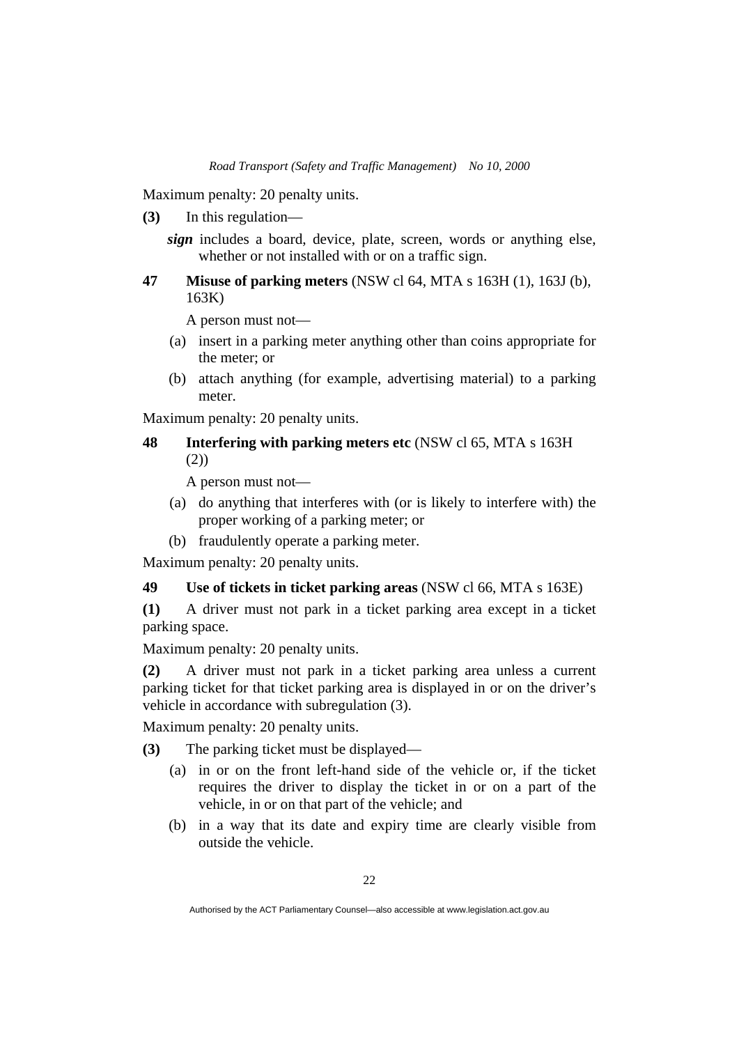Maximum penalty: 20 penalty units.

**(3)** In this regulation—

***sign*** includes a board, device, plate, screen, words or anything else, whether or not installed with or on a traffic sign.

**47 Misuse of parking meters** (NSW cl 64, MTA s 163H (1), 163J (b), 163K)

A person must not—

(a) insert in a parking meter anything other than coins appropriate for the meter; or

(b) attach anything (for example, advertising material) to a parking meter.

Maximum penalty: 20 penalty units.

**48 Interfering with parking meters etc** (NSW cl 65, MTA s 163H (2))

A person must not—

(a) do anything that interferes with (or is likely to interfere with) the proper working of a parking meter; or

(b) fraudulently operate a parking meter.

Maximum penalty: 20 penalty units.

**49 Use of tickets in ticket parking areas** (NSW cl 66, MTA s 163E)

**(1)** A driver must not park in a ticket parking area except in a ticket parking space.

Maximum penalty: 20 penalty units.

**(2)** A driver must not park in a ticket parking area unless a current parking ticket for that ticket parking area is displayed in or on the driver's vehicle in accordance with subregulation (3).

Maximum penalty: 20 penalty units.

**(3)** The parking ticket must be displayed—

(a) in or on the front left-hand side of the vehicle or, if the ticket requires the driver to display the ticket in or on a part of the vehicle, in or on that part of the vehicle; and

(b) in a way that its date and expiry time are clearly visible from outside the vehicle.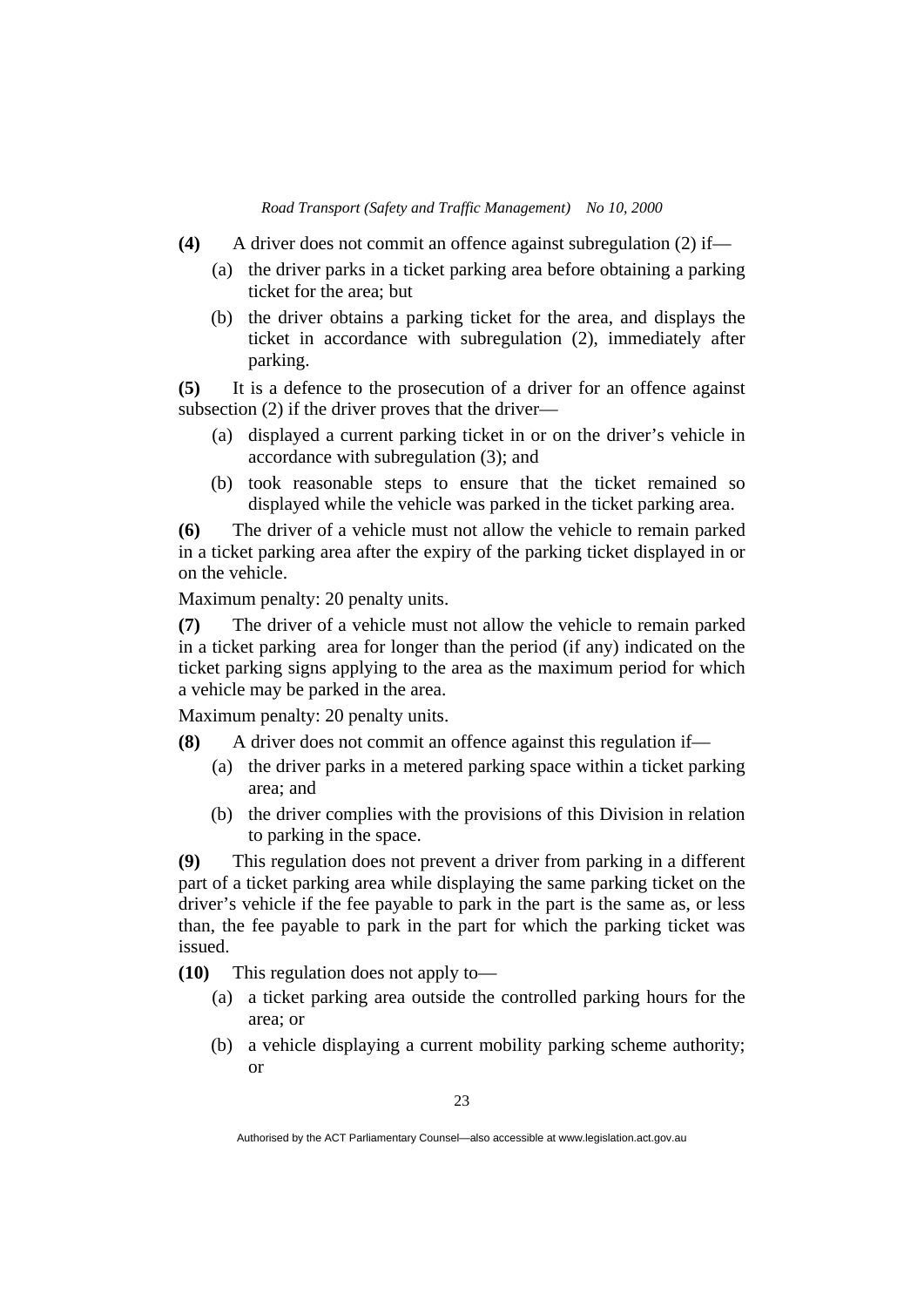**(4)** A driver does not commit an offence against subregulation (2) if—

(a) the driver parks in a ticket parking area before obtaining a parking ticket for the area; but

(b) the driver obtains a parking ticket for the area, and displays the ticket in accordance with subregulation (2), immediately after parking.

**(5)** It is a defence to the prosecution of a driver for an offence against subsection (2) if the driver proves that the driver—

(a) displayed a current parking ticket in or on the driver's vehicle in accordance with subregulation (3); and

(b) took reasonable steps to ensure that the ticket remained so displayed while the vehicle was parked in the ticket parking area.

**(6)** The driver of a vehicle must not allow the vehicle to remain parked in a ticket parking area after the expiry of the parking ticket displayed in or on the vehicle.

Maximum penalty: 20 penalty units.

**(7)** The driver of a vehicle must not allow the vehicle to remain parked in a ticket parking area for longer than the period (if any) indicated on the ticket parking signs applying to the area as the maximum period for which a vehicle may be parked in the area.

Maximum penalty: 20 penalty units.

**(8)** A driver does not commit an offence against this regulation if—

(a) the driver parks in a metered parking space within a ticket parking area; and

(b) the driver complies with the provisions of this Division in relation to parking in the space.

**(9)** This regulation does not prevent a driver from parking in a different part of a ticket parking area while displaying the same parking ticket on the driver's vehicle if the fee payable to park in the part is the same as, or less than, the fee payable to park in the part for which the parking ticket was issued.

**(10)** This regulation does not apply to—

(a) a ticket parking area outside the controlled parking hours for the area; or

(b) a vehicle displaying a current mobility parking scheme authority; or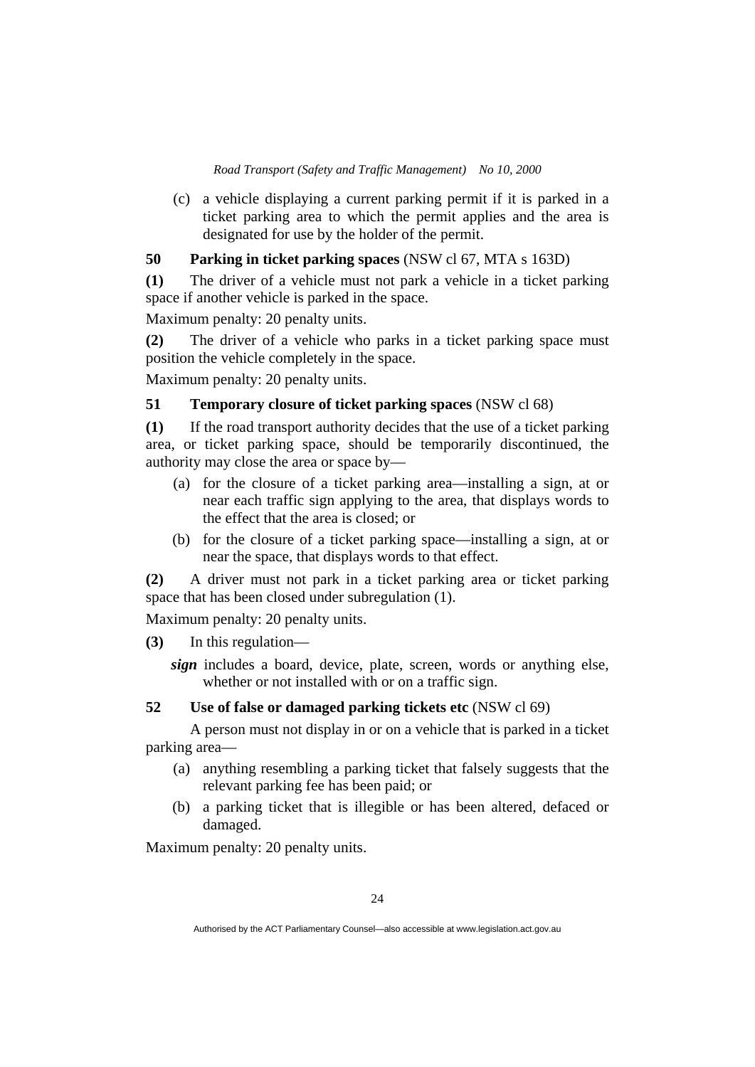(c) a vehicle displaying a current parking permit if it is parked in a ticket parking area to which the permit applies and the area is designated for use by the holder of the permit.

**50 Parking in ticket parking spaces** (NSW cl 67, MTA s 163D)

**(1)** The driver of a vehicle must not park a vehicle in a ticket parking space if another vehicle is parked in the space.

Maximum penalty: 20 penalty units.

**(2)** The driver of a vehicle who parks in a ticket parking space must position the vehicle completely in the space.

Maximum penalty: 20 penalty units.

**51 Temporary closure of ticket parking spaces** (NSW cl 68)

**(1)** If the road transport authority decides that the use of a ticket parking area, or ticket parking space, should be temporarily discontinued, the authority may close the area or space by—

(a) for the closure of a ticket parking area—installing a sign, at or near each traffic sign applying to the area, that displays words to the effect that the area is closed; or

(b) for the closure of a ticket parking space—installing a sign, at or near the space, that displays words to that effect.

**(2)** A driver must not park in a ticket parking area or ticket parking space that has been closed under subregulation (1).

Maximum penalty: 20 penalty units.

**(3)** In this regulation—

***sign*** includes a board, device, plate, screen, words or anything else, whether or not installed with or on a traffic sign.

**52 Use of false or damaged parking tickets etc** (NSW cl 69)

A person must not display in or on a vehicle that is parked in a ticket parking area—

(a) anything resembling a parking ticket that falsely suggests that the relevant parking fee has been paid; or

(b) a parking ticket that is illegible or has been altered, defaced or damaged.

Maximum penalty: 20 penalty units.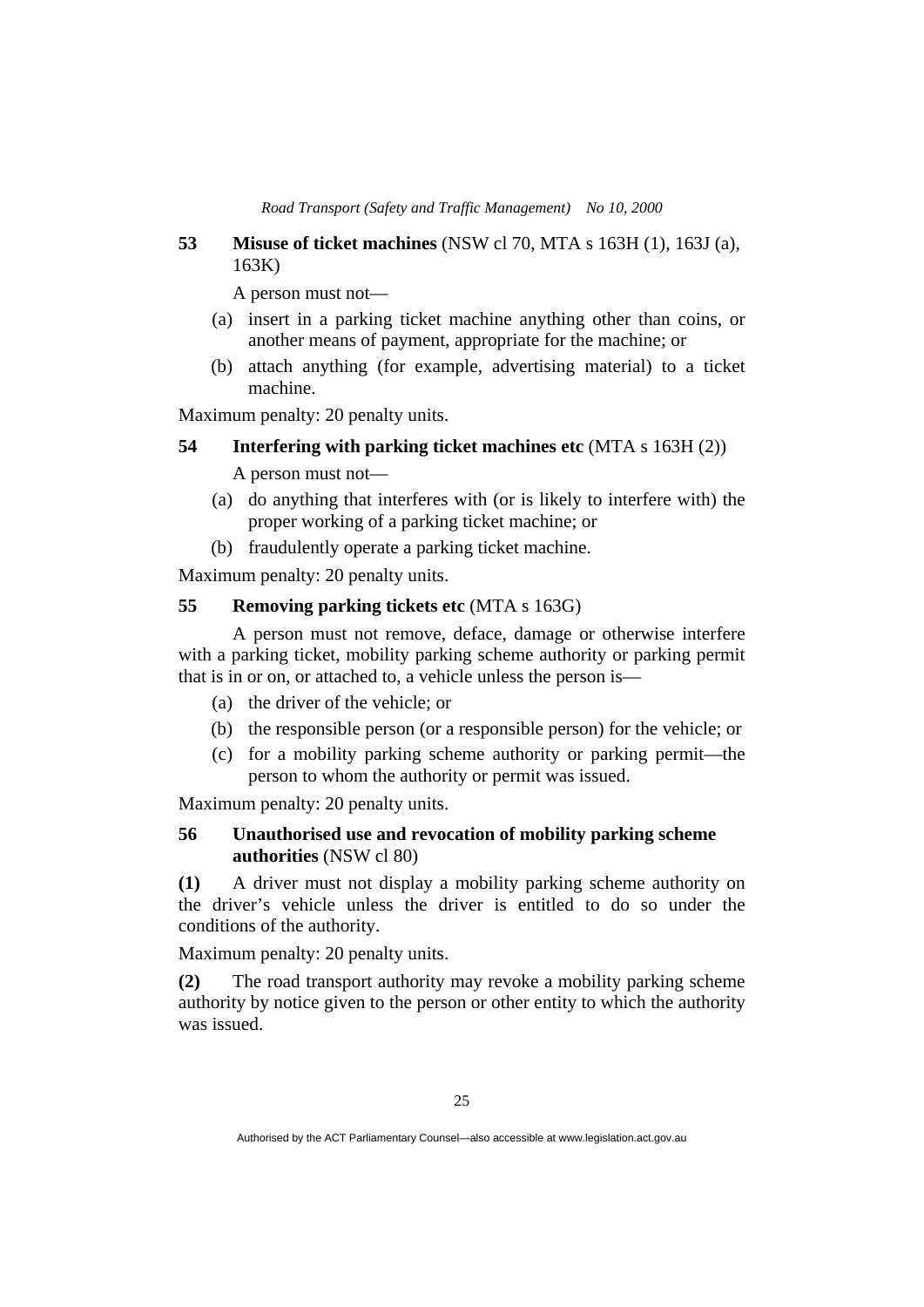### 53 Misuse of ticket machines (NSW cl 70, MTA s 163H (1), 163J (a), 163K)

A person must not—

(a) insert in a parking ticket machine anything other than coins, or another means of payment, appropriate for the machine; or

(b) attach anything (for example, advertising material) to a ticket machine.

Maximum penalty: 20 penalty units.

### 54 Interfering with parking ticket machines etc (MTA s 163H (2))

A person must not—

(a) do anything that interferes with (or is likely to interfere with) the proper working of a parking ticket machine; or

(b) fraudulently operate a parking ticket machine.

Maximum penalty: 20 penalty units.

### 55 Removing parking tickets etc (MTA s 163G)

A person must not remove, deface, damage or otherwise interfere with a parking ticket, mobility parking scheme authority or parking permit that is in or on, or attached to, a vehicle unless the person is—

(a) the driver of the vehicle; or

(b) the responsible person (or a responsible person) for the vehicle; or

(c) for a mobility parking scheme authority or parking permit—the person to whom the authority or permit was issued.

Maximum penalty: 20 penalty units.

### 56 Unauthorised use and revocation of mobility parking scheme authorities (NSW cl 80)

**(1)** A driver must not display a mobility parking scheme authority on the driver's vehicle unless the driver is entitled to do so under the conditions of the authority.

Maximum penalty: 20 penalty units.

**(2)** The road transport authority may revoke a mobility parking scheme authority by notice given to the person or other entity to which the authority was issued.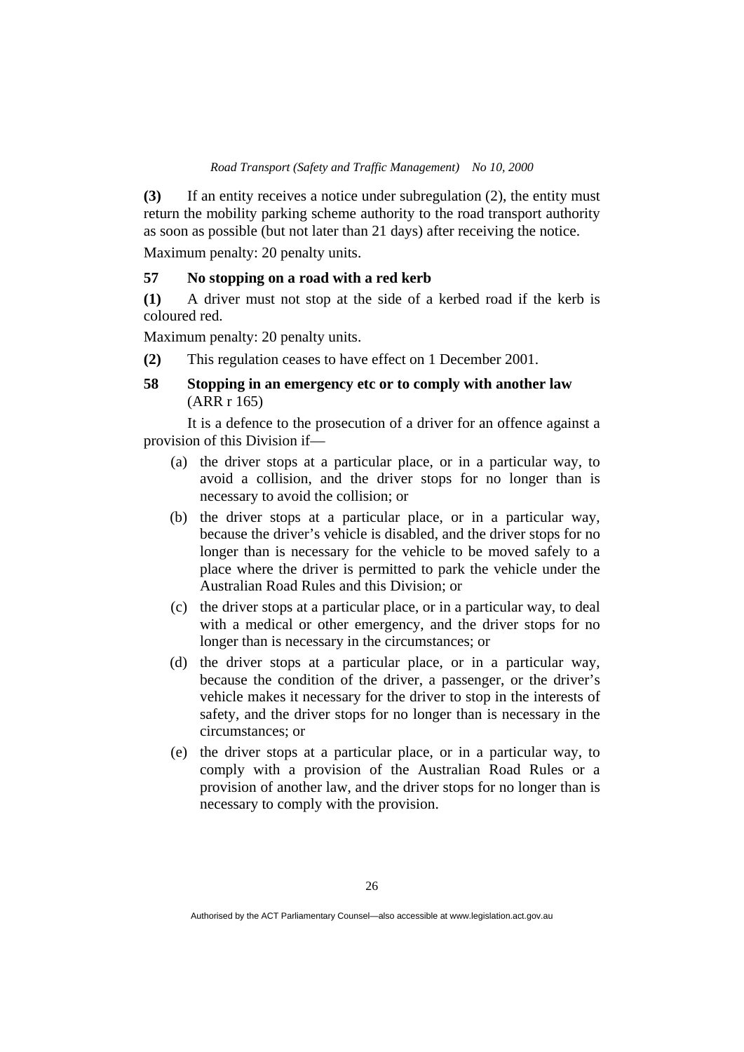**(3)** If an entity receives a notice under subregulation (2), the entity must return the mobility parking scheme authority to the road transport authority as soon as possible (but not later than 21 days) after receiving the notice.

Maximum penalty: 20 penalty units.

### 57 No stopping on a road with a red kerb

**(1)** A driver must not stop at the side of a kerbed road if the kerb is coloured red.

Maximum penalty: 20 penalty units.

**(2)** This regulation ceases to have effect on 1 December 2001.

### 58 Stopping in an emergency etc or to comply with another law (ARR r 165)

It is a defence to the prosecution of a driver for an offence against a provision of this Division if—

(a) the driver stops at a particular place, or in a particular way, to avoid a collision, and the driver stops for no longer than is necessary to avoid the collision; or

(b) the driver stops at a particular place, or in a particular way, because the driver's vehicle is disabled, and the driver stops for no longer than is necessary for the vehicle to be moved safely to a place where the driver is permitted to park the vehicle under the Australian Road Rules and this Division; or

(c) the driver stops at a particular place, or in a particular way, to deal with a medical or other emergency, and the driver stops for no longer than is necessary in the circumstances; or

(d) the driver stops at a particular place, or in a particular way, because the condition of the driver, a passenger, or the driver's vehicle makes it necessary for the driver to stop in the interests of safety, and the driver stops for no longer than is necessary in the circumstances; or

(e) the driver stops at a particular place, or in a particular way, to comply with a provision of the Australian Road Rules or a provision of another law, and the driver stops for no longer than is necessary to comply with the provision.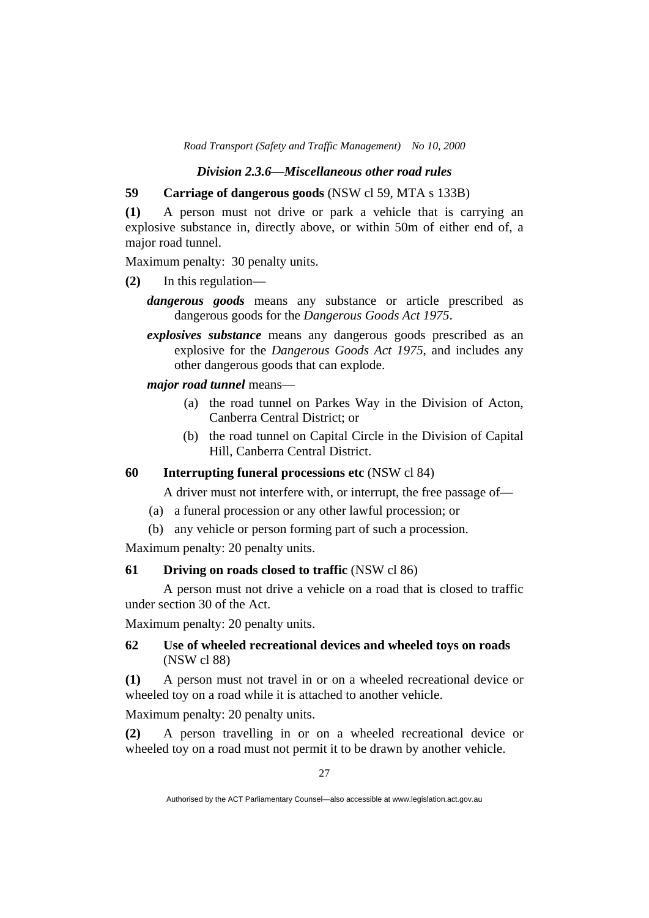### *Division 2.3.6—Miscellaneous other road rules*

**59 Carriage of dangerous goods** (NSW cl 59, MTA s 133B)

**(1)** A person must not drive or park a vehicle that is carrying an explosive substance in, directly above, or within 50m of either end of, a major road tunnel.

Maximum penalty: 30 penalty units.

**(2)** In this regulation—

***dangerous goods*** means any substance or article prescribed as dangerous goods for the *Dangerous Goods Act 1975*.

***explosives substance*** means any dangerous goods prescribed as an explosive for the *Dangerous Goods Act 1975*, and includes any other dangerous goods that can explode.

***major road tunnel*** means—

(a) the road tunnel on Parkes Way in the Division of Acton, Canberra Central District; or

(b) the road tunnel on Capital Circle in the Division of Capital Hill, Canberra Central District.

**60 Interrupting funeral processions etc** (NSW cl 84)

A driver must not interfere with, or interrupt, the free passage of—

(a) a funeral procession or any other lawful procession; or

(b) any vehicle or person forming part of such a procession.

Maximum penalty: 20 penalty units.

**61 Driving on roads closed to traffic** (NSW cl 86)

A person must not drive a vehicle on a road that is closed to traffic under section 30 of the Act.

Maximum penalty: 20 penalty units.

**62 Use of wheeled recreational devices and wheeled toys on roads** (NSW cl 88)

**(1)** A person must not travel in or on a wheeled recreational device or wheeled toy on a road while it is attached to another vehicle.

Maximum penalty: 20 penalty units.

**(2)** A person travelling in or on a wheeled recreational device or wheeled toy on a road must not permit it to be drawn by another vehicle.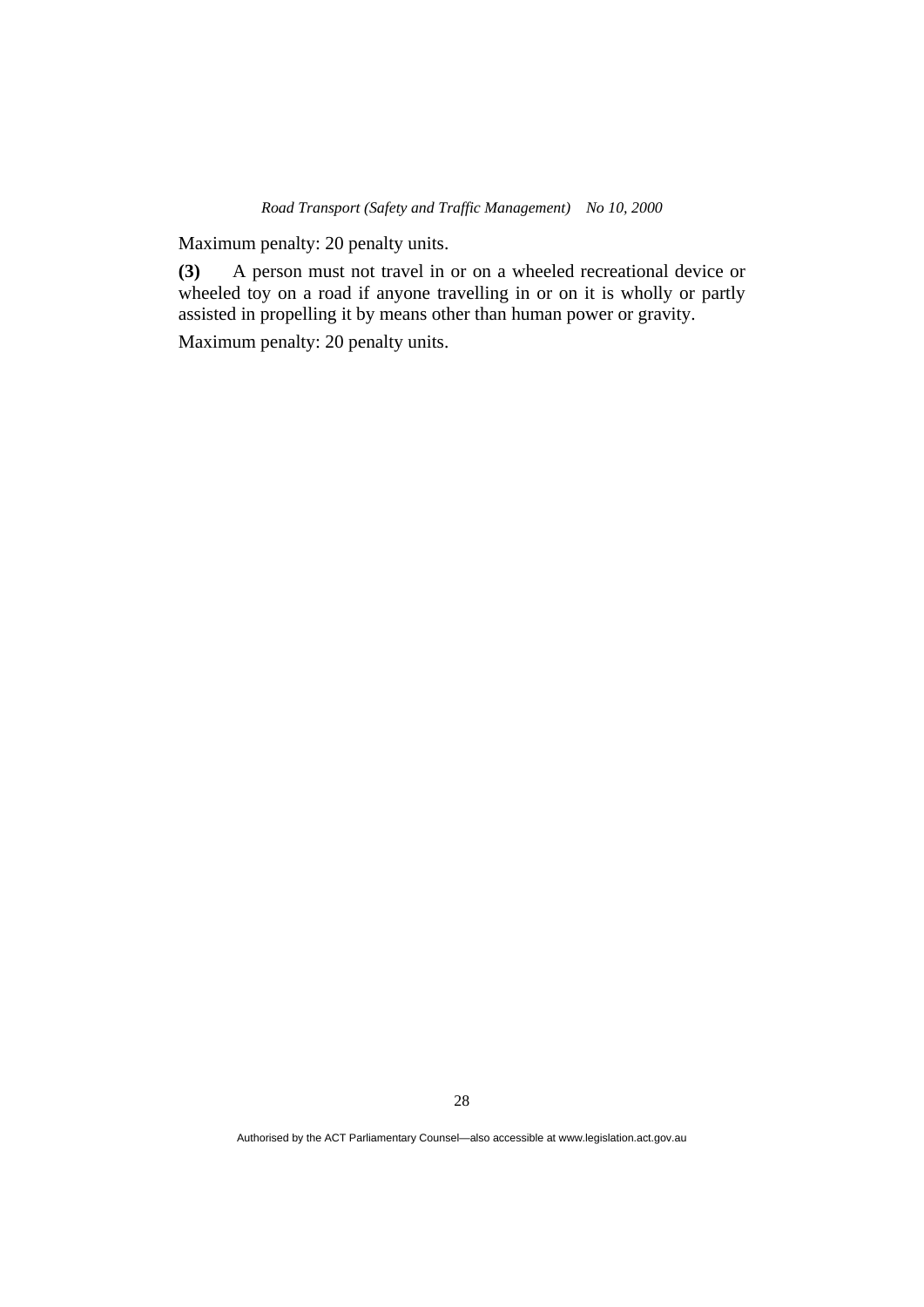Maximum penalty: 20 penalty units.

**(3)** A person must not travel in or on a wheeled recreational device or wheeled toy on a road if anyone travelling in or on it is wholly or partly assisted in propelling it by means other than human power or gravity.

Maximum penalty: 20 penalty units.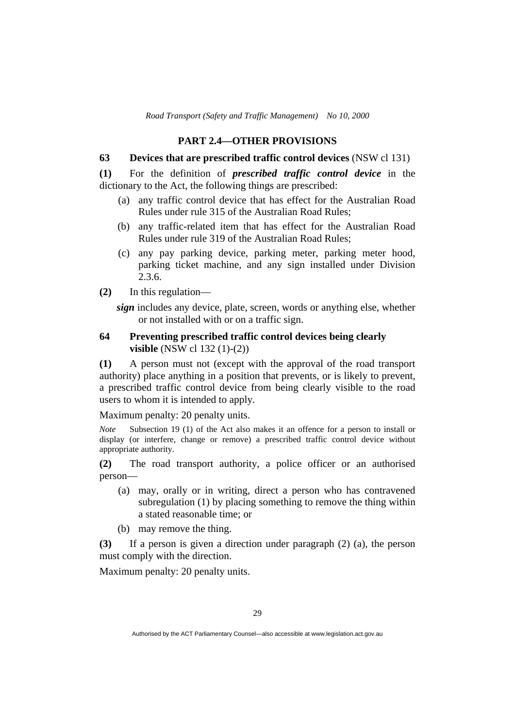## PART 2.4—OTHER PROVISIONS

### 63 Devices that are prescribed traffic control devices (NSW cl 131)

**(1)** For the definition of ***prescribed traffic control device*** in the dictionary to the Act, the following things are prescribed:

(a) any traffic control device that has effect for the Australian Road Rules under rule 315 of the Australian Road Rules;

(b) any traffic-related item that has effect for the Australian Road Rules under rule 319 of the Australian Road Rules;

(c) any pay parking device, parking meter, parking meter hood, parking ticket machine, and any sign installed under Division 2.3.6.

**(2)** In this regulation—

***sign*** includes any device, plate, screen, words or anything else, whether or not installed with or on a traffic sign.

### 64 Preventing prescribed traffic control devices being clearly visible (NSW cl 132 (1)-(2))

**(1)** A person must not (except with the approval of the road transport authority) place anything in a position that prevents, or is likely to prevent, a prescribed traffic control device from being clearly visible to the road users to whom it is intended to apply.

Maximum penalty: 20 penalty units.

*Note* Subsection 19 (1) of the Act also makes it an offence for a person to install or display (or interfere, change or remove) a prescribed traffic control device without appropriate authority.

**(2)** The road transport authority, a police officer or an authorised person—

(a) may, orally or in writing, direct a person who has contravened subregulation (1) by placing something to remove the thing within a stated reasonable time; or

(b) may remove the thing.

**(3)** If a person is given a direction under paragraph (2) (a), the person must comply with the direction.

Maximum penalty: 20 penalty units.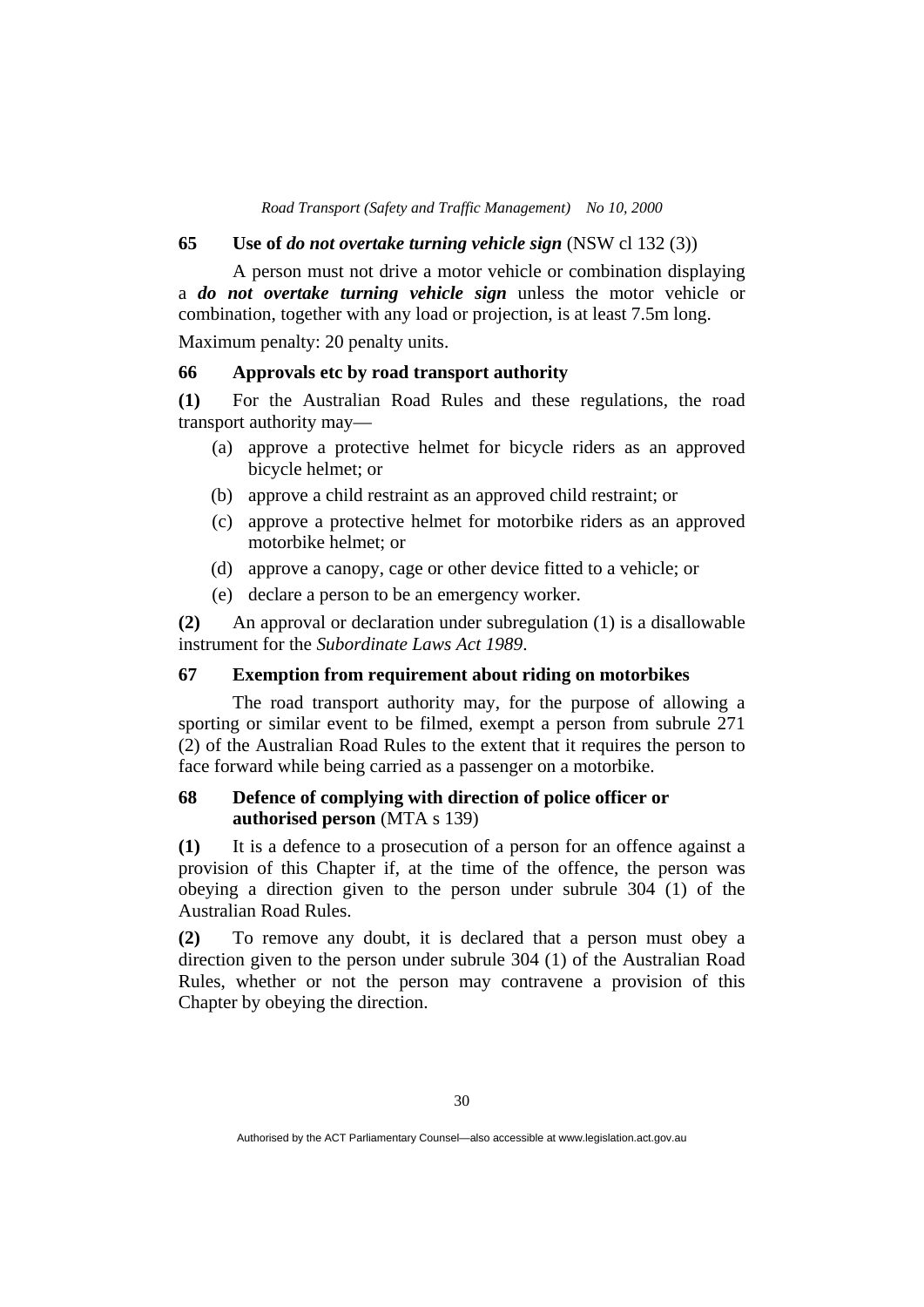## 65 Use of *do not overtake turning vehicle sign* (NSW cl 132 (3))

A person must not drive a motor vehicle or combination displaying a ***do not overtake turning vehicle sign*** unless the motor vehicle or combination, together with any load or projection, is at least 7.5m long.

Maximum penalty: 20 penalty units.

## 66 Approvals etc by road transport authority

**(1)** For the Australian Road Rules and these regulations, the road transport authority may—

- (a) approve a protective helmet for bicycle riders as an approved bicycle helmet; or
- (b) approve a child restraint as an approved child restraint; or
- (c) approve a protective helmet for motorbike riders as an approved motorbike helmet; or
- (d) approve a canopy, cage or other device fitted to a vehicle; or
- (e) declare a person to be an emergency worker.

**(2)** An approval or declaration under subregulation (1) is a disallowable instrument for the *Subordinate Laws Act 1989*.

## 67 Exemption from requirement about riding on motorbikes

The road transport authority may, for the purpose of allowing a sporting or similar event to be filmed, exempt a person from subrule 271 (2) of the Australian Road Rules to the extent that it requires the person to face forward while being carried as a passenger on a motorbike.

## 68 Defence of complying with direction of police officer or authorised person (MTA s 139)

**(1)** It is a defence to a prosecution of a person for an offence against a provision of this Chapter if, at the time of the offence, the person was obeying a direction given to the person under subrule 304 (1) of the Australian Road Rules.

**(2)** To remove any doubt, it is declared that a person must obey a direction given to the person under subrule 304 (1) of the Australian Road Rules, whether or not the person may contravene a provision of this Chapter by obeying the direction.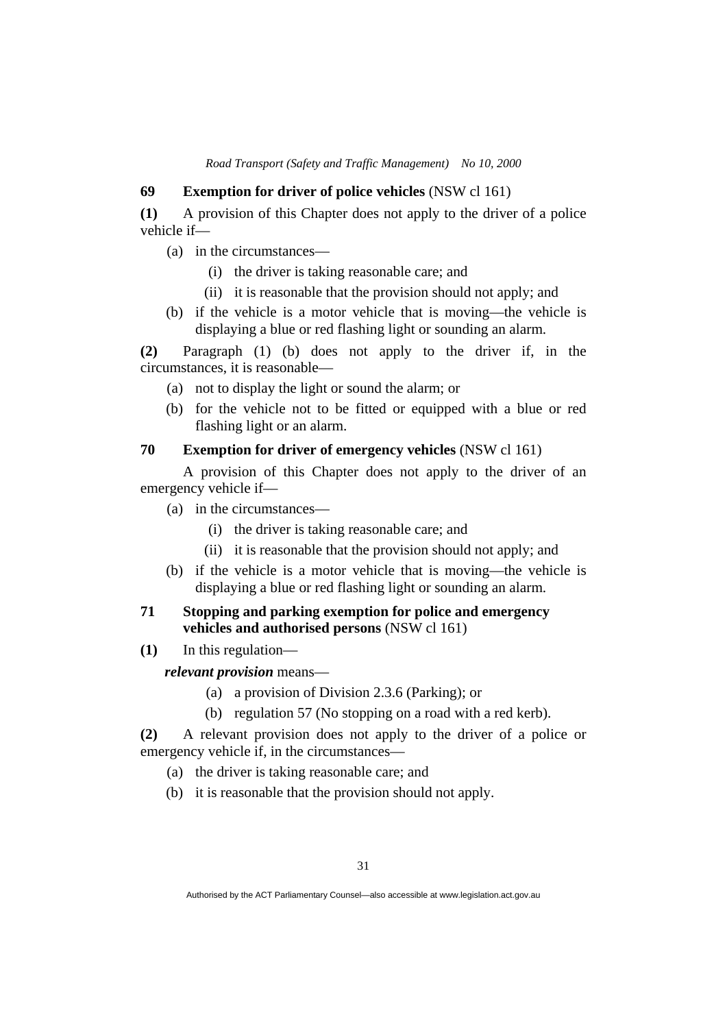### 69 Exemption for driver of police vehicles (NSW cl 161)

**(1)** A provision of this Chapter does not apply to the driver of a police vehicle if—

- (a) in the circumstances—
  - (i) the driver is taking reasonable care; and
  - (ii) it is reasonable that the provision should not apply; and
- (b) if the vehicle is a motor vehicle that is moving—the vehicle is displaying a blue or red flashing light or sounding an alarm.

**(2)** Paragraph (1) (b) does not apply to the driver if, in the circumstances, it is reasonable—

- (a) not to display the light or sound the alarm; or
- (b) for the vehicle not to be fitted or equipped with a blue or red flashing light or an alarm.

### 70 Exemption for driver of emergency vehicles (NSW cl 161)

A provision of this Chapter does not apply to the driver of an emergency vehicle if—

- (a) in the circumstances—
  - (i) the driver is taking reasonable care; and
  - (ii) it is reasonable that the provision should not apply; and
- (b) if the vehicle is a motor vehicle that is moving—the vehicle is displaying a blue or red flashing light or sounding an alarm.

### 71 Stopping and parking exemption for police and emergency vehicles and authorised persons (NSW cl 161)

**(1)** In this regulation—

***relevant provision*** means—

- (a) a provision of Division 2.3.6 (Parking); or
- (b) regulation 57 (No stopping on a road with a red kerb).

**(2)** A relevant provision does not apply to the driver of a police or emergency vehicle if, in the circumstances—

- (a) the driver is taking reasonable care; and
- (b) it is reasonable that the provision should not apply.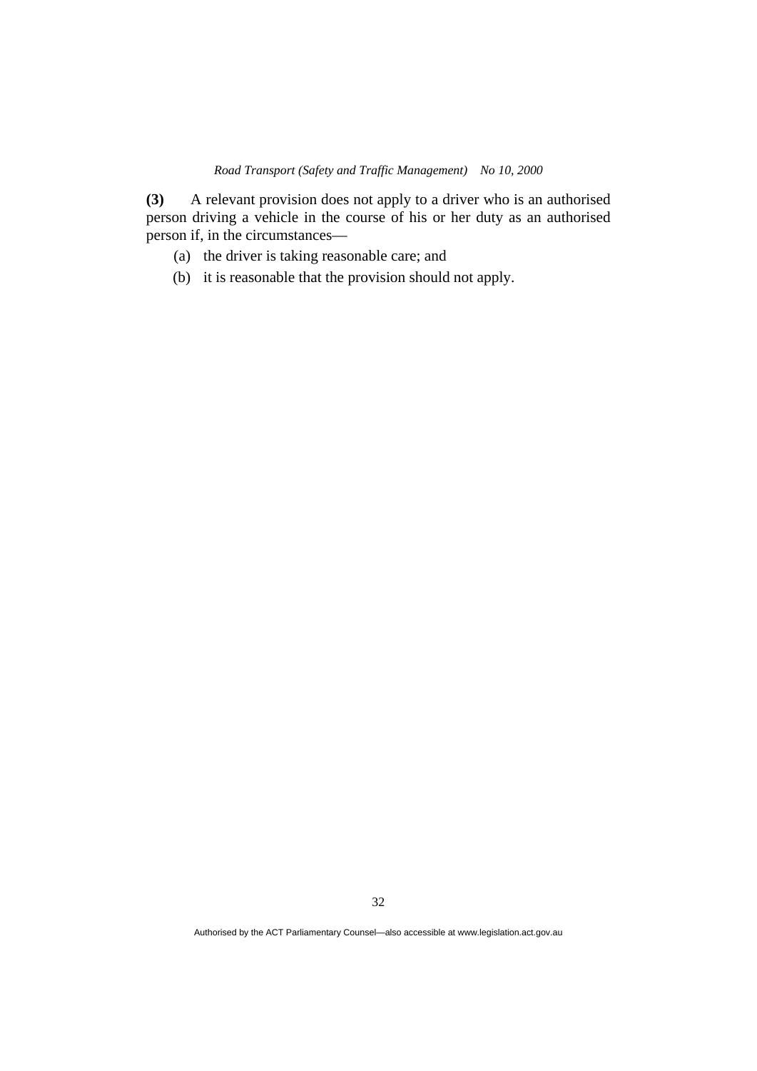**(3)** A relevant provision does not apply to a driver who is an authorised person driving a vehicle in the course of his or her duty as an authorised person if, in the circumstances—

(a) the driver is taking reasonable care; and

(b) it is reasonable that the provision should not apply.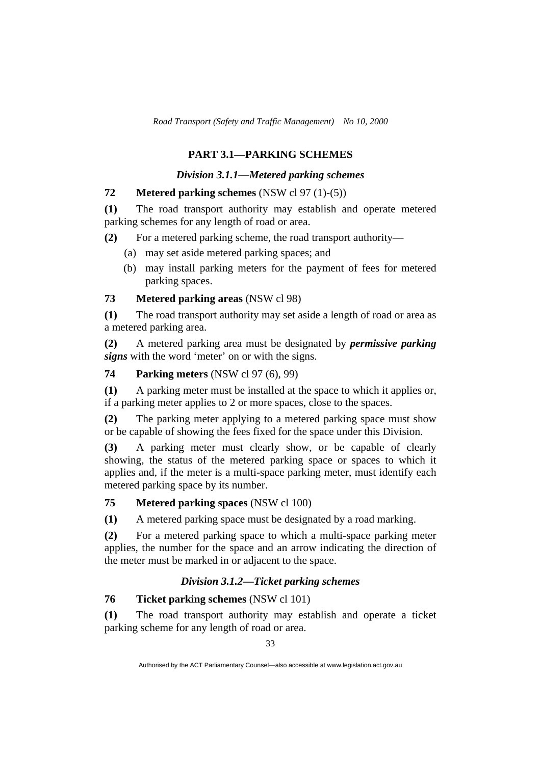## PART 3.1—PARKING SCHEMES

### *Division 3.1.1—Metered parking schemes*

**72 Metered parking schemes** (NSW cl 97 (1)-(5))

**(1)** The road transport authority may establish and operate metered parking schemes for any length of road or area.

**(2)** For a metered parking scheme, the road transport authority—

(a) may set aside metered parking spaces; and

(b) may install parking meters for the payment of fees for metered parking spaces.

**73 Metered parking areas** (NSW cl 98)

**(1)** The road transport authority may set aside a length of road or area as a metered parking area.

**(2)** A metered parking area must be designated by ***permissive parking signs*** with the word 'meter' on or with the signs.

**74 Parking meters** (NSW cl 97 (6), 99)

**(1)** A parking meter must be installed at the space to which it applies or, if a parking meter applies to 2 or more spaces, close to the spaces.

**(2)** The parking meter applying to a metered parking space must show or be capable of showing the fees fixed for the space under this Division.

**(3)** A parking meter must clearly show, or be capable of clearly showing, the status of the metered parking space or spaces to which it applies and, if the meter is a multi-space parking meter, must identify each metered parking space by its number.

**75 Metered parking spaces** (NSW cl 100)

**(1)** A metered parking space must be designated by a road marking.

**(2)** For a metered parking space to which a multi-space parking meter applies, the number for the space and an arrow indicating the direction of the meter must be marked in or adjacent to the space.

### *Division 3.1.2—Ticket parking schemes*

**76 Ticket parking schemes** (NSW cl 101)

**(1)** The road transport authority may establish and operate a ticket parking scheme for any length of road or area.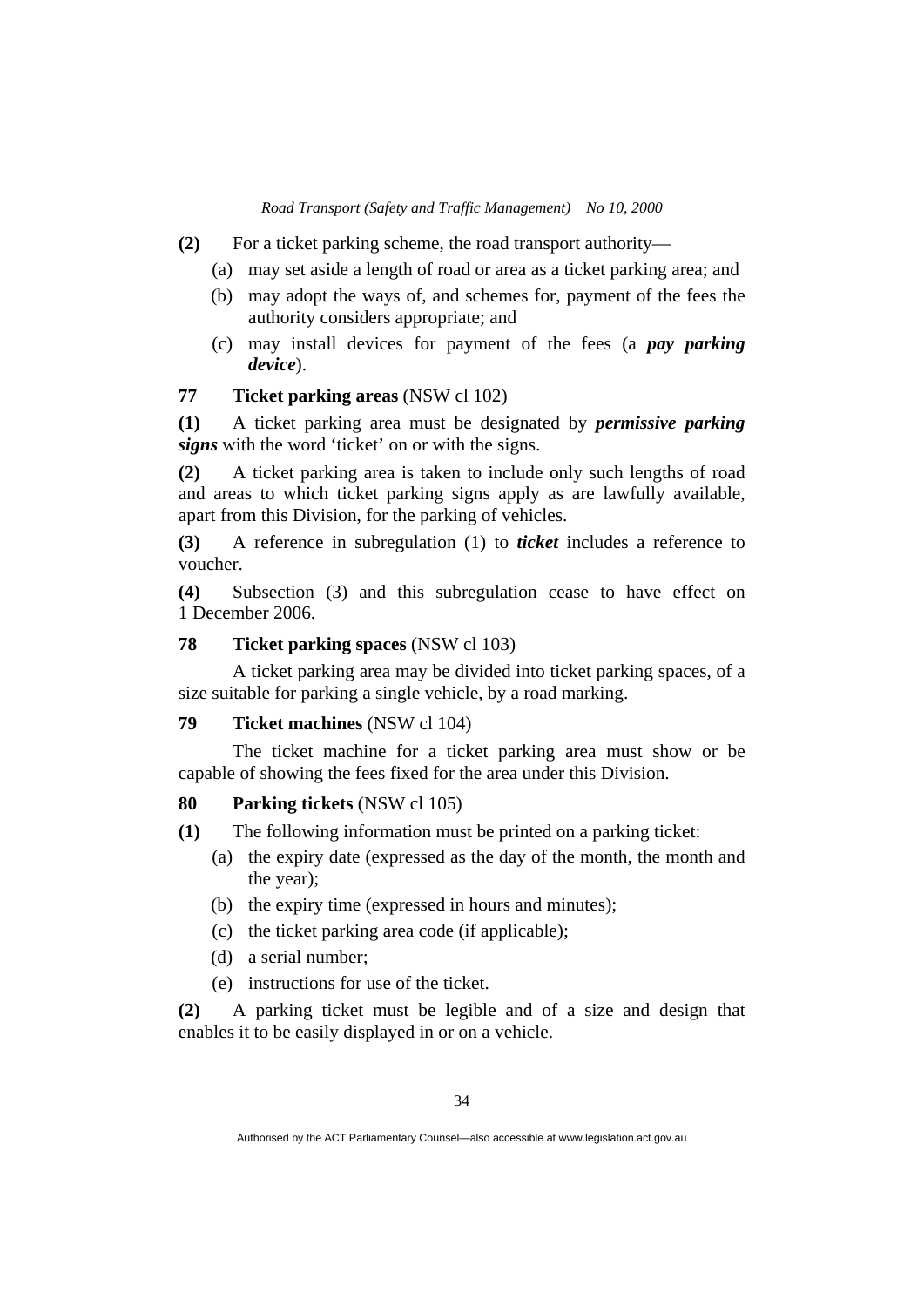**(2)** For a ticket parking scheme, the road transport authority—

(a) may set aside a length of road or area as a ticket parking area; and

(b) may adopt the ways of, and schemes for, payment of the fees the authority considers appropriate; and

(c) may install devices for payment of the fees (a ***pay parking device***).

### 77 Ticket parking areas (NSW cl 102)

**(1)** A ticket parking area must be designated by ***permissive parking signs*** with the word 'ticket' on or with the signs.

**(2)** A ticket parking area is taken to include only such lengths of road and areas to which ticket parking signs apply as are lawfully available, apart from this Division, for the parking of vehicles.

**(3)** A reference in subregulation (1) to ***ticket*** includes a reference to voucher.

**(4)** Subsection (3) and this subregulation cease to have effect on 1 December 2006.

### 78 Ticket parking spaces (NSW cl 103)

A ticket parking area may be divided into ticket parking spaces, of a size suitable for parking a single vehicle, by a road marking.

### 79 Ticket machines (NSW cl 104)

The ticket machine for a ticket parking area must show or be capable of showing the fees fixed for the area under this Division.

### 80 Parking tickets (NSW cl 105)

**(1)** The following information must be printed on a parking ticket:

(a) the expiry date (expressed as the day of the month, the month and the year);

(b) the expiry time (expressed in hours and minutes);

(c) the ticket parking area code (if applicable);

(d) a serial number;

(e) instructions for use of the ticket.

**(2)** A parking ticket must be legible and of a size and design that enables it to be easily displayed in or on a vehicle.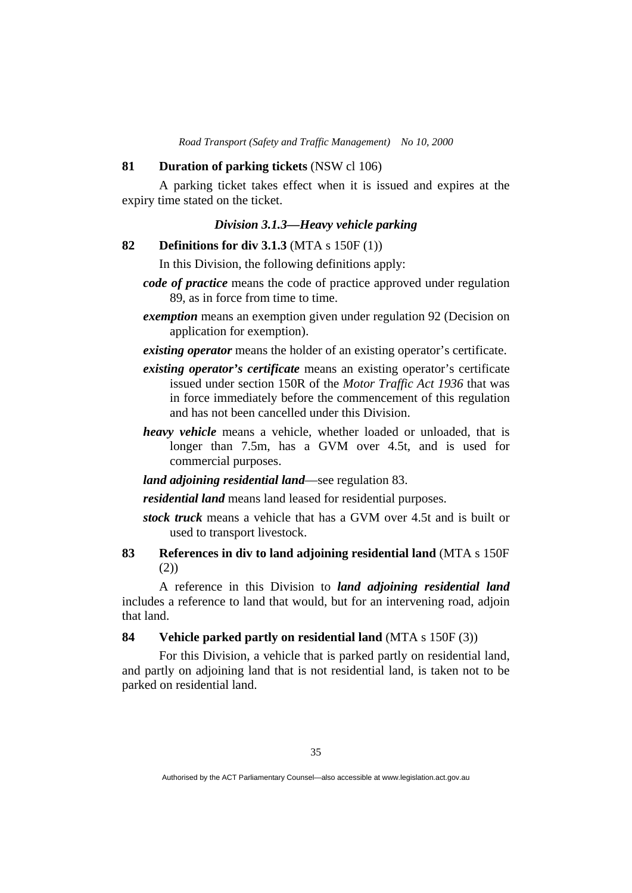**81 Duration of parking tickets** (NSW cl 106)

A parking ticket takes effect when it is issued and expires at the expiry time stated on the ticket.

### *Division 3.1.3—Heavy vehicle parking*

**82 Definitions for div 3.1.3** (MTA s 150F (1))

In this Division, the following definitions apply:

***code of practice*** means the code of practice approved under regulation 89, as in force from time to time.

***exemption*** means an exemption given under regulation 92 (Decision on application for exemption).

***existing operator*** means the holder of an existing operator's certificate.

***existing operator's certificate*** means an existing operator's certificate issued under section 150R of the *Motor Traffic Act 1936* that was in force immediately before the commencement of this regulation and has not been cancelled under this Division.

***heavy vehicle*** means a vehicle, whether loaded or unloaded, that is longer than 7.5m, has a GVM over 4.5t, and is used for commercial purposes.

***land adjoining residential land***—see regulation 83.

***residential land*** means land leased for residential purposes.

***stock truck*** means a vehicle that has a GVM over 4.5t and is built or used to transport livestock.

**83 References in div to land adjoining residential land** (MTA s 150F (2))

A reference in this Division to ***land adjoining residential land*** includes a reference to land that would, but for an intervening road, adjoin that land.

**84 Vehicle parked partly on residential land** (MTA s 150F (3))

For this Division, a vehicle that is parked partly on residential land, and partly on adjoining land that is not residential land, is taken not to be parked on residential land.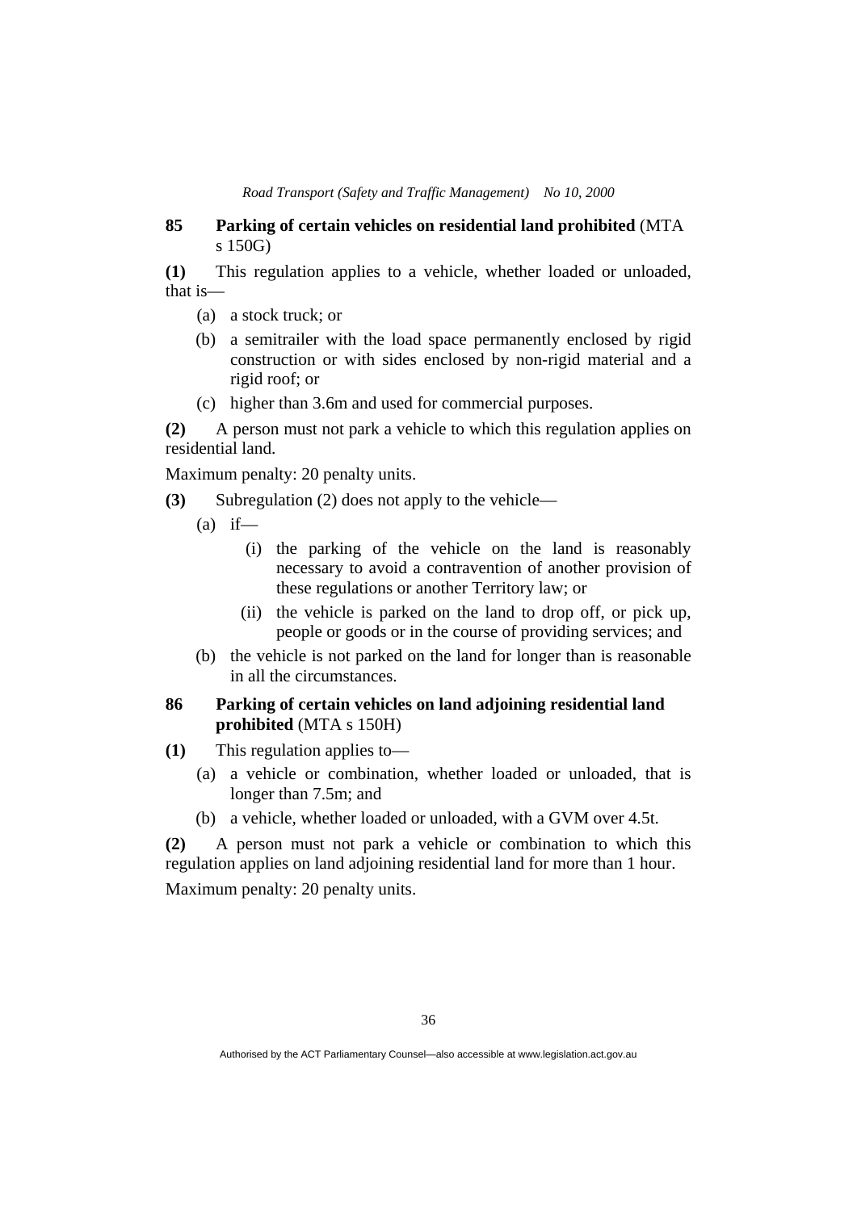## 85 Parking of certain vehicles on residential land prohibited (MTA s 150G)

**(1)** This regulation applies to a vehicle, whether loaded or unloaded, that is—

(a) a stock truck; or

(b) a semitrailer with the load space permanently enclosed by rigid construction or with sides enclosed by non-rigid material and a rigid roof; or

(c) higher than 3.6m and used for commercial purposes.

**(2)** A person must not park a vehicle to which this regulation applies on residential land.

Maximum penalty: 20 penalty units.

**(3)** Subregulation (2) does not apply to the vehicle—

(a) if—

(i) the parking of the vehicle on the land is reasonably necessary to avoid a contravention of another provision of these regulations or another Territory law; or

(ii) the vehicle is parked on the land to drop off, or pick up, people or goods or in the course of providing services; and

(b) the vehicle is not parked on the land for longer than is reasonable in all the circumstances.

## 86 Parking of certain vehicles on land adjoining residential land prohibited (MTA s 150H)

**(1)** This regulation applies to—

(a) a vehicle or combination, whether loaded or unloaded, that is longer than 7.5m; and

(b) a vehicle, whether loaded or unloaded, with a GVM over 4.5t.

**(2)** A person must not park a vehicle or combination to which this regulation applies on land adjoining residential land for more than 1 hour.

Maximum penalty: 20 penalty units.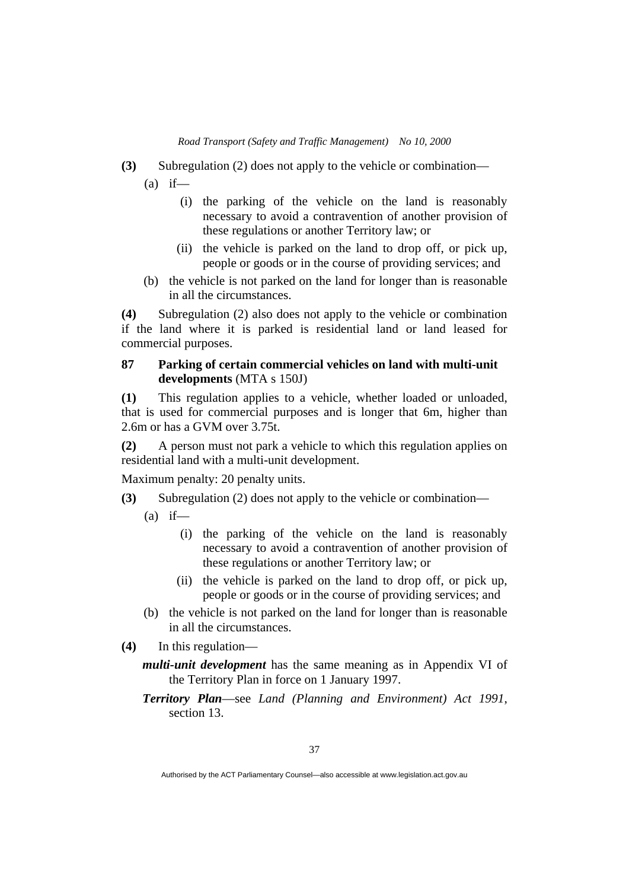**(3)** Subregulation (2) does not apply to the vehicle or combination—

(a) if—

(i) the parking of the vehicle on the land is reasonably necessary to avoid a contravention of another provision of these regulations or another Territory law; or

(ii) the vehicle is parked on the land to drop off, or pick up, people or goods or in the course of providing services; and

(b) the vehicle is not parked on the land for longer than is reasonable in all the circumstances.

**(4)** Subregulation (2) also does not apply to the vehicle or combination if the land where it is parked is residential land or land leased for commercial purposes.

### 87 Parking of certain commercial vehicles on land with multi-unit developments (MTA s 150J)

**(1)** This regulation applies to a vehicle, whether loaded or unloaded, that is used for commercial purposes and is longer that 6m, higher than 2.6m or has a GVM over 3.75t.

**(2)** A person must not park a vehicle to which this regulation applies on residential land with a multi-unit development.

Maximum penalty: 20 penalty units.

**(3)** Subregulation (2) does not apply to the vehicle or combination—

(a) if—

(i) the parking of the vehicle on the land is reasonably necessary to avoid a contravention of another provision of these regulations or another Territory law; or

(ii) the vehicle is parked on the land to drop off, or pick up, people or goods or in the course of providing services; and

(b) the vehicle is not parked on the land for longer than is reasonable in all the circumstances.

**(4)** In this regulation—

***multi-unit development*** has the same meaning as in Appendix VI of the Territory Plan in force on 1 January 1997.

***Territory Plan***—see *Land (Planning and Environment) Act 1991*, section 13.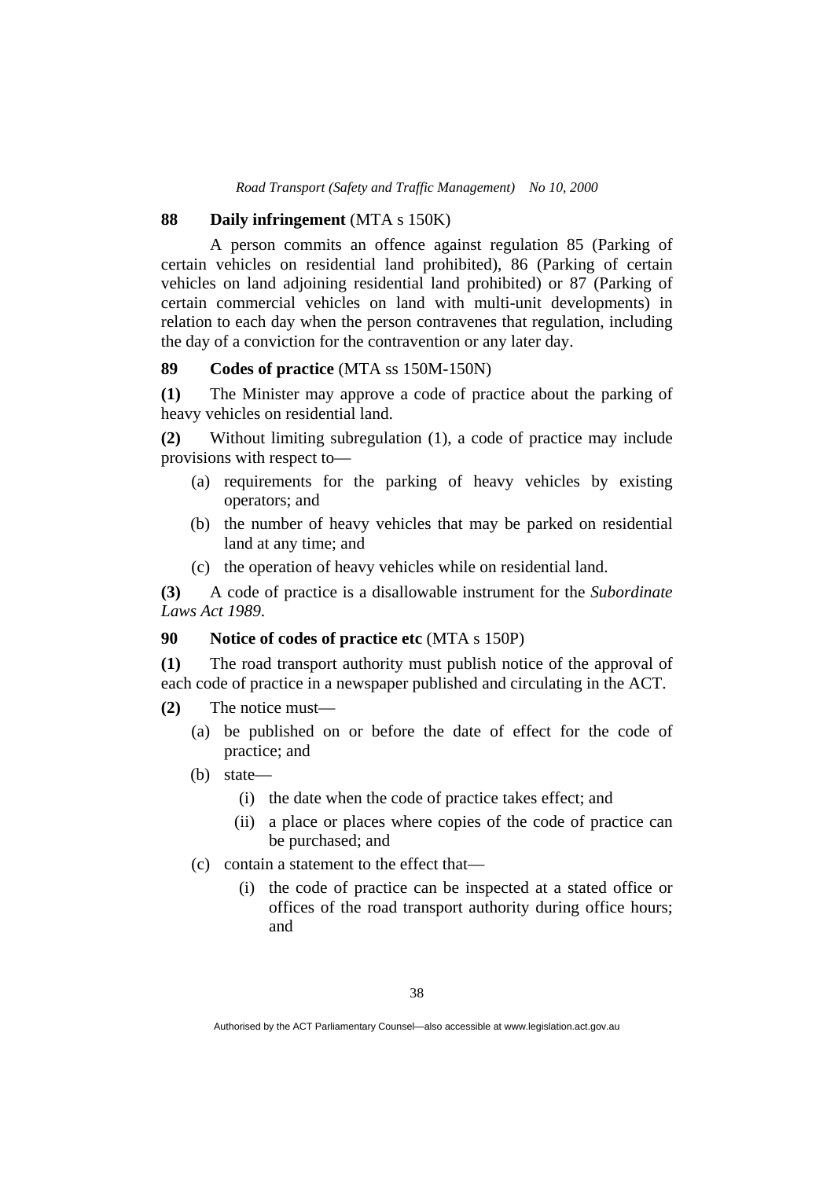### 88 Daily infringement (MTA s 150K)

A person commits an offence against regulation 85 (Parking of certain vehicles on residential land prohibited), 86 (Parking of certain vehicles on land adjoining residential land prohibited) or 87 (Parking of certain commercial vehicles on land with multi-unit developments) in relation to each day when the person contravenes that regulation, including the day of a conviction for the contravention or any later day.

### 89 Codes of practice (MTA ss 150M-150N)

**(1)** The Minister may approve a code of practice about the parking of heavy vehicles on residential land.

**(2)** Without limiting subregulation (1), a code of practice may include provisions with respect to—

- (a) requirements for the parking of heavy vehicles by existing operators; and
- (b) the number of heavy vehicles that may be parked on residential land at any time; and
- (c) the operation of heavy vehicles while on residential land.

**(3)** A code of practice is a disallowable instrument for the *Subordinate Laws Act 1989*.

### 90 Notice of codes of practice etc (MTA s 150P)

**(1)** The road transport authority must publish notice of the approval of each code of practice in a newspaper published and circulating in the ACT.

**(2)** The notice must—

- (a) be published on or before the date of effect for the code of practice; and
- (b) state—
  - (i) the date when the code of practice takes effect; and
  - (ii) a place or places where copies of the code of practice can be purchased; and
- (c) contain a statement to the effect that—
  - (i) the code of practice can be inspected at a stated office or offices of the road transport authority during office hours; and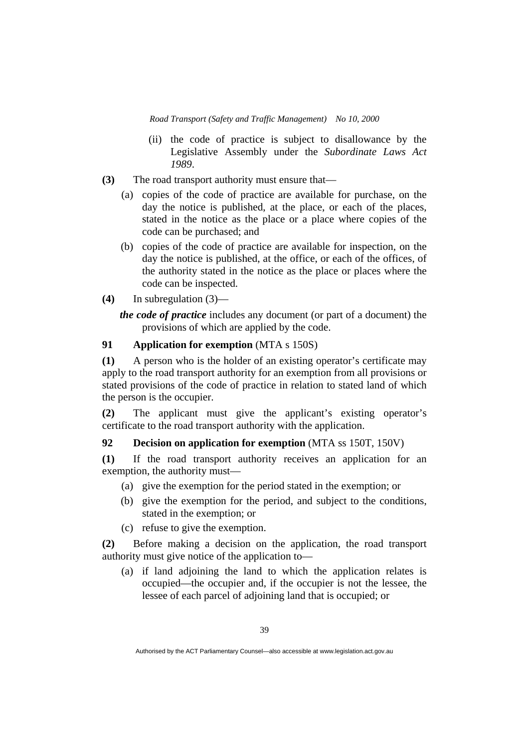(ii) the code of practice is subject to disallowance by the Legislative Assembly under the *Subordinate Laws Act 1989*.

**(3)** The road transport authority must ensure that—

(a) copies of the code of practice are available for purchase, on the day the notice is published, at the place, or each of the places, stated in the notice as the place or a place where copies of the code can be purchased; and

(b) copies of the code of practice are available for inspection, on the day the notice is published, at the office, or each of the offices, of the authority stated in the notice as the place or places where the code can be inspected.

**(4)** In subregulation (3)—

***the code of practice*** includes any document (or part of a document) the provisions of which are applied by the code.

### 91 Application for exemption (MTA s 150S)

**(1)** A person who is the holder of an existing operator's certificate may apply to the road transport authority for an exemption from all provisions or stated provisions of the code of practice in relation to stated land of which the person is the occupier.

**(2)** The applicant must give the applicant's existing operator's certificate to the road transport authority with the application.

### 92 Decision on application for exemption (MTA ss 150T, 150V)

**(1)** If the road transport authority receives an application for an exemption, the authority must—

(a) give the exemption for the period stated in the exemption; or

(b) give the exemption for the period, and subject to the conditions, stated in the exemption; or

(c) refuse to give the exemption.

**(2)** Before making a decision on the application, the road transport authority must give notice of the application to—

(a) if land adjoining the land to which the application relates is occupied—the occupier and, if the occupier is not the lessee, the lessee of each parcel of adjoining land that is occupied; or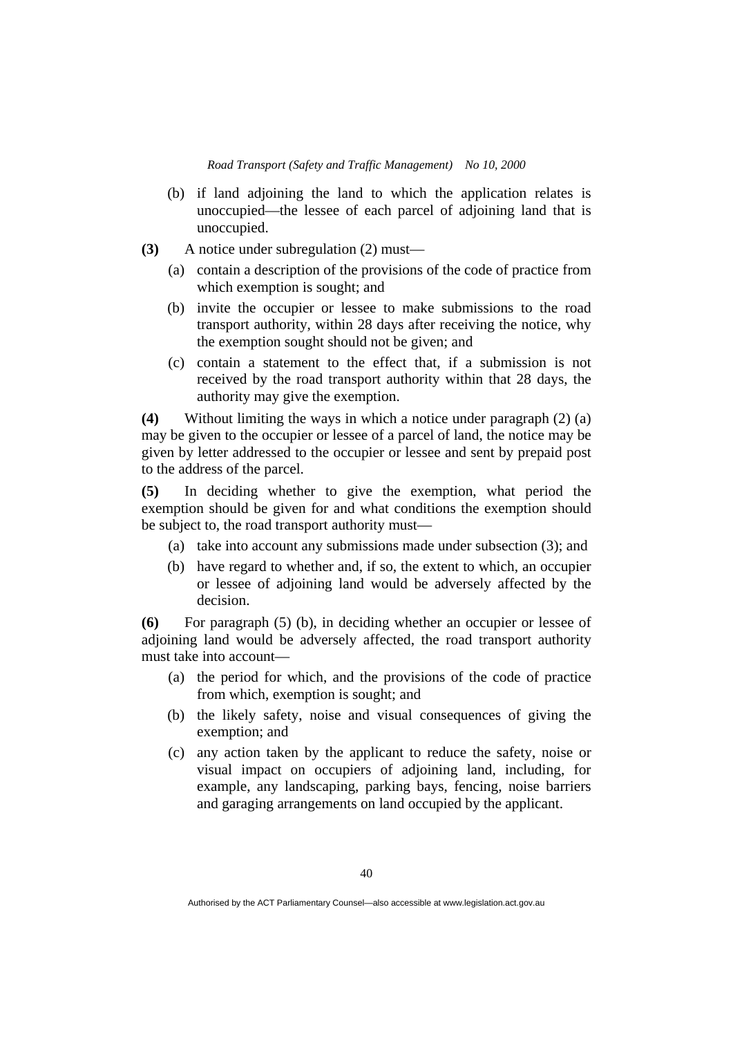(b) if land adjoining the land to which the application relates is unoccupied—the lessee of each parcel of adjoining land that is unoccupied.

**(3)** A notice under subregulation (2) must—

(a) contain a description of the provisions of the code of practice from which exemption is sought; and

(b) invite the occupier or lessee to make submissions to the road transport authority, within 28 days after receiving the notice, why the exemption sought should not be given; and

(c) contain a statement to the effect that, if a submission is not received by the road transport authority within that 28 days, the authority may give the exemption.

**(4)** Without limiting the ways in which a notice under paragraph (2) (a) may be given to the occupier or lessee of a parcel of land, the notice may be given by letter addressed to the occupier or lessee and sent by prepaid post to the address of the parcel.

**(5)** In deciding whether to give the exemption, what period the exemption should be given for and what conditions the exemption should be subject to, the road transport authority must—

(a) take into account any submissions made under subsection (3); and

(b) have regard to whether and, if so, the extent to which, an occupier or lessee of adjoining land would be adversely affected by the decision.

**(6)** For paragraph (5) (b), in deciding whether an occupier or lessee of adjoining land would be adversely affected, the road transport authority must take into account—

(a) the period for which, and the provisions of the code of practice from which, exemption is sought; and

(b) the likely safety, noise and visual consequences of giving the exemption; and

(c) any action taken by the applicant to reduce the safety, noise or visual impact on occupiers of adjoining land, including, for example, any landscaping, parking bays, fencing, noise barriers and garaging arrangements on land occupied by the applicant.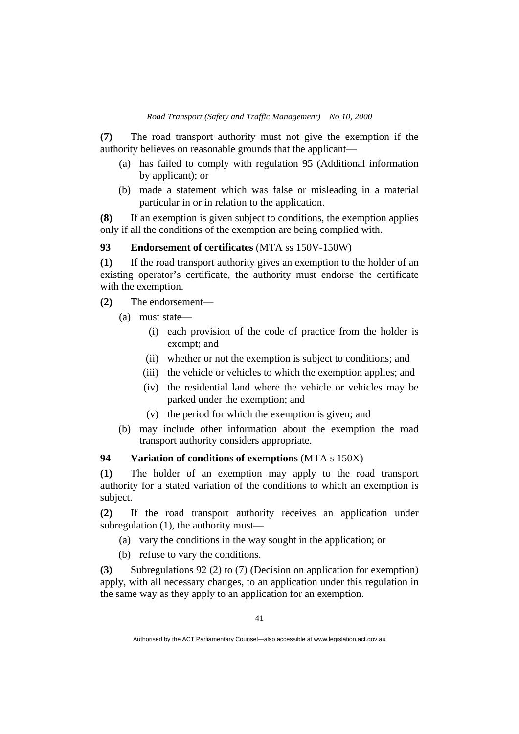**(7)** The road transport authority must not give the exemption if the authority believes on reasonable grounds that the applicant—

(a) has failed to comply with regulation 95 (Additional information by applicant); or

(b) made a statement which was false or misleading in a material particular in or in relation to the application.

**(8)** If an exemption is given subject to conditions, the exemption applies only if all the conditions of the exemption are being complied with.

### 93 Endorsement of certificates (MTA ss 150V-150W)

**(1)** If the road transport authority gives an exemption to the holder of an existing operator's certificate, the authority must endorse the certificate with the exemption.

**(2)** The endorsement—

(a) must state—

(i) each provision of the code of practice from the holder is exempt; and

(ii) whether or not the exemption is subject to conditions; and

(iii) the vehicle or vehicles to which the exemption applies; and

(iv) the residential land where the vehicle or vehicles may be parked under the exemption; and

(v) the period for which the exemption is given; and

(b) may include other information about the exemption the road transport authority considers appropriate.

### 94 Variation of conditions of exemptions (MTA s 150X)

**(1)** The holder of an exemption may apply to the road transport authority for a stated variation of the conditions to which an exemption is subject.

**(2)** If the road transport authority receives an application under subregulation (1), the authority must—

(a) vary the conditions in the way sought in the application; or

(b) refuse to vary the conditions.

**(3)** Subregulations 92 (2) to (7) (Decision on application for exemption) apply, with all necessary changes, to an application under this regulation in the same way as they apply to an application for an exemption.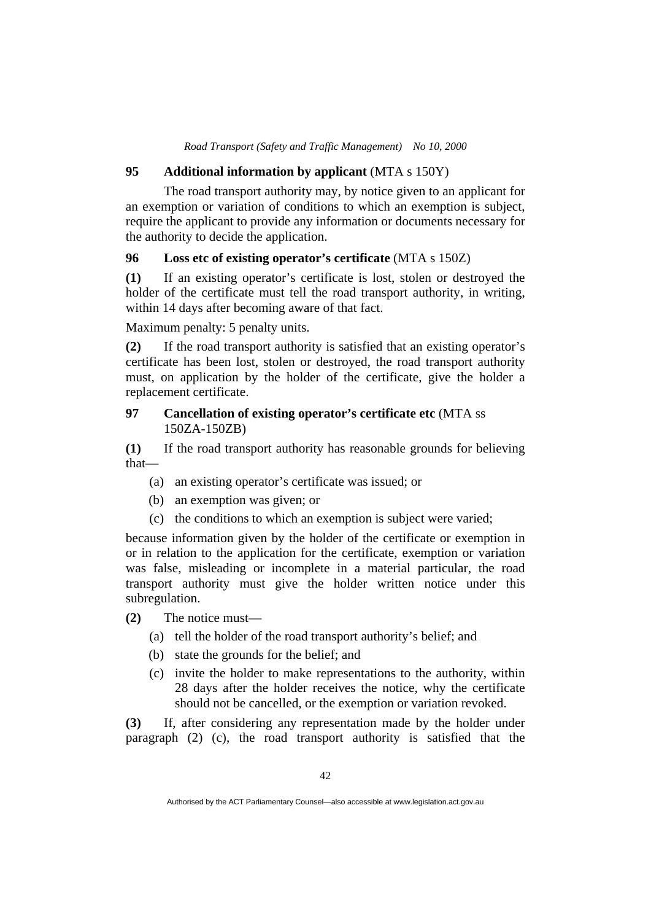### 95 Additional information by applicant (MTA s 150Y)

The road transport authority may, by notice given to an applicant for an exemption or variation of conditions to which an exemption is subject, require the applicant to provide any information or documents necessary for the authority to decide the application.

### 96 Loss etc of existing operator's certificate (MTA s 150Z)

**(1)** If an existing operator's certificate is lost, stolen or destroyed the holder of the certificate must tell the road transport authority, in writing, within 14 days after becoming aware of that fact.

Maximum penalty: 5 penalty units.

**(2)** If the road transport authority is satisfied that an existing operator's certificate has been lost, stolen or destroyed, the road transport authority must, on application by the holder of the certificate, give the holder a replacement certificate.

### 97 Cancellation of existing operator's certificate etc (MTA ss 150ZA-150ZB)

**(1)** If the road transport authority has reasonable grounds for believing that—

- (a) an existing operator's certificate was issued; or
- (b) an exemption was given; or
- (c) the conditions to which an exemption is subject were varied;

because information given by the holder of the certificate or exemption in or in relation to the application for the certificate, exemption or variation was false, misleading or incomplete in a material particular, the road transport authority must give the holder written notice under this subregulation.

**(2)** The notice must—

- (a) tell the holder of the road transport authority's belief; and
- (b) state the grounds for the belief; and
- (c) invite the holder to make representations to the authority, within 28 days after the holder receives the notice, why the certificate should not be cancelled, or the exemption or variation revoked.

**(3)** If, after considering any representation made by the holder under paragraph (2) (c), the road transport authority is satisfied that the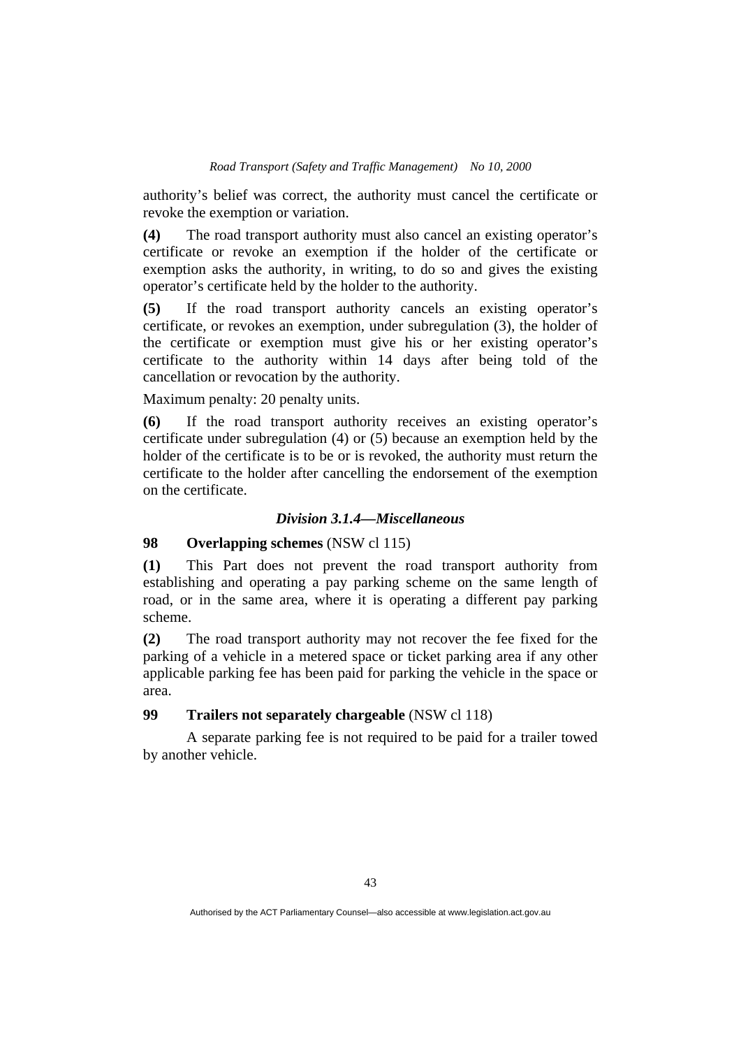authority's belief was correct, the authority must cancel the certificate or revoke the exemption or variation.

**(4)** The road transport authority must also cancel an existing operator's certificate or revoke an exemption if the holder of the certificate or exemption asks the authority, in writing, to do so and gives the existing operator's certificate held by the holder to the authority.

**(5)** If the road transport authority cancels an existing operator's certificate, or revokes an exemption, under subregulation (3), the holder of the certificate or exemption must give his or her existing operator's certificate to the authority within 14 days after being told of the cancellation or revocation by the authority.

Maximum penalty: 20 penalty units.

**(6)** If the road transport authority receives an existing operator's certificate under subregulation (4) or (5) because an exemption held by the holder of the certificate is to be or is revoked, the authority must return the certificate to the holder after cancelling the endorsement of the exemption on the certificate.

### *Division 3.1.4—Miscellaneous*

#### 98 **Overlapping schemes** (NSW cl 115)

**(1)** This Part does not prevent the road transport authority from establishing and operating a pay parking scheme on the same length of road, or in the same area, where it is operating a different pay parking scheme.

**(2)** The road transport authority may not recover the fee fixed for the parking of a vehicle in a metered space or ticket parking area if any other applicable parking fee has been paid for parking the vehicle in the space or area.

#### 99 **Trailers not separately chargeable** (NSW cl 118)

A separate parking fee is not required to be paid for a trailer towed by another vehicle.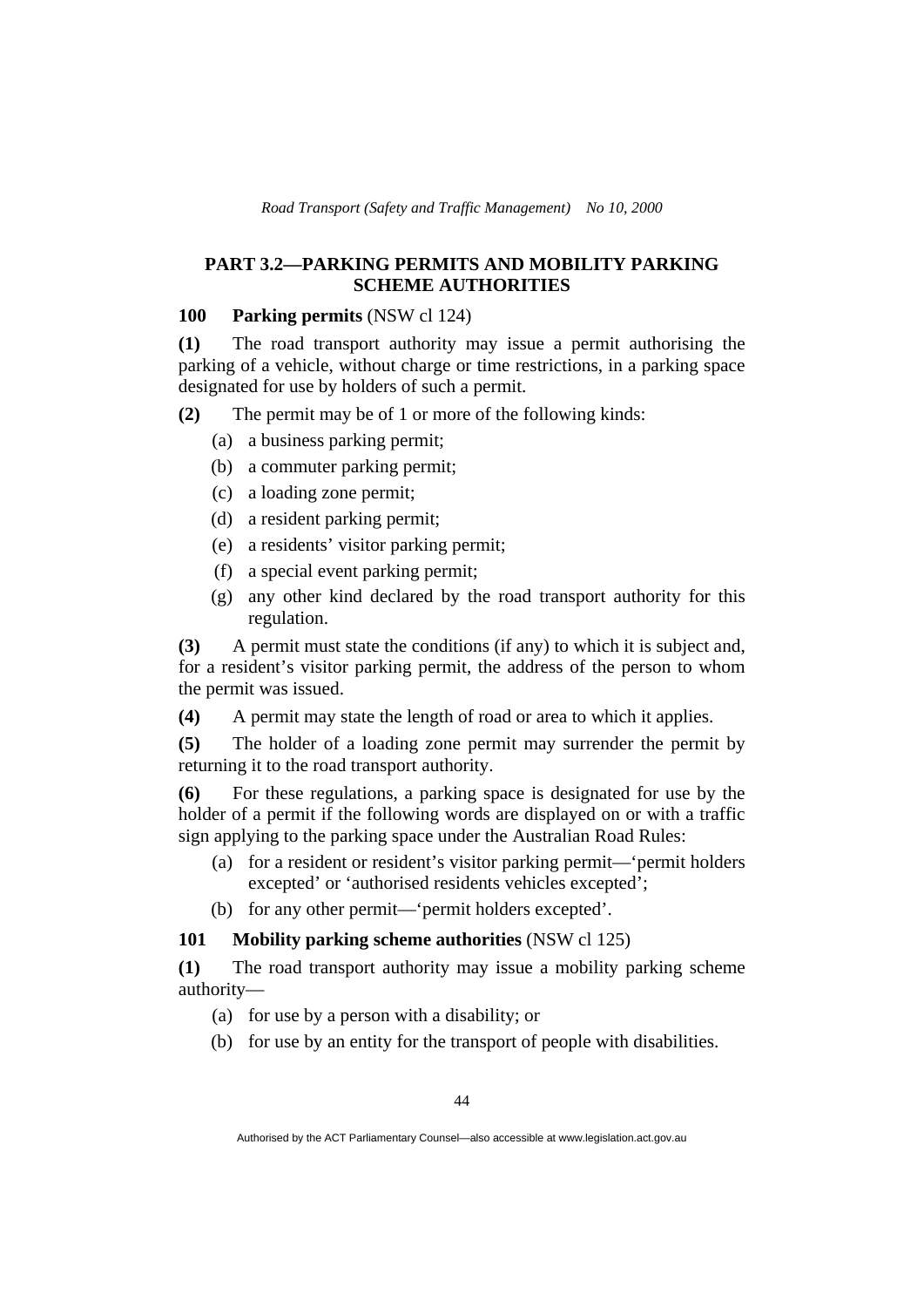## PART 3.2—PARKING PERMITS AND MOBILITY PARKING SCHEME AUTHORITIES

### 100 Parking permits (NSW cl 124)

**(1)** The road transport authority may issue a permit authorising the parking of a vehicle, without charge or time restrictions, in a parking space designated for use by holders of such a permit.

**(2)** The permit may be of 1 or more of the following kinds:

(a) a business parking permit;

(b) a commuter parking permit;

(c) a loading zone permit;

(d) a resident parking permit;

(e) a residents' visitor parking permit;

(f) a special event parking permit;

(g) any other kind declared by the road transport authority for this regulation.

**(3)** A permit must state the conditions (if any) to which it is subject and, for a resident's visitor parking permit, the address of the person to whom the permit was issued.

**(4)** A permit may state the length of road or area to which it applies.

**(5)** The holder of a loading zone permit may surrender the permit by returning it to the road transport authority.

**(6)** For these regulations, a parking space is designated for use by the holder of a permit if the following words are displayed on or with a traffic sign applying to the parking space under the Australian Road Rules:

(a) for a resident or resident's visitor parking permit—'permit holders excepted' or 'authorised residents vehicles excepted';

(b) for any other permit—'permit holders excepted'.

### 101 Mobility parking scheme authorities (NSW cl 125)

**(1)** The road transport authority may issue a mobility parking scheme authority—

(a) for use by a person with a disability; or

(b) for use by an entity for the transport of people with disabilities.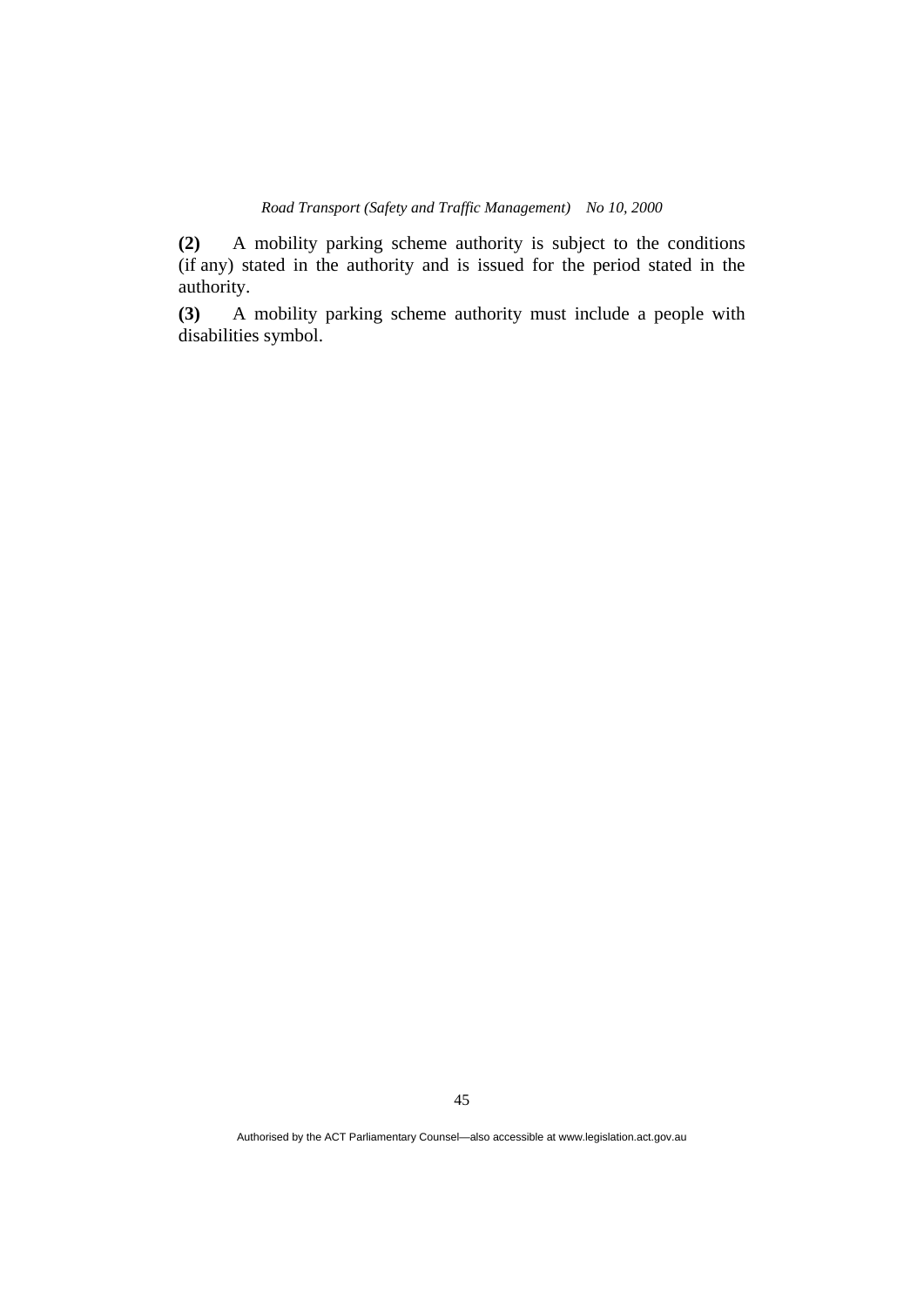**(2)** A mobility parking scheme authority is subject to the conditions (if any) stated in the authority and is issued for the period stated in the authority.

**(3)** A mobility parking scheme authority must include a people with disabilities symbol.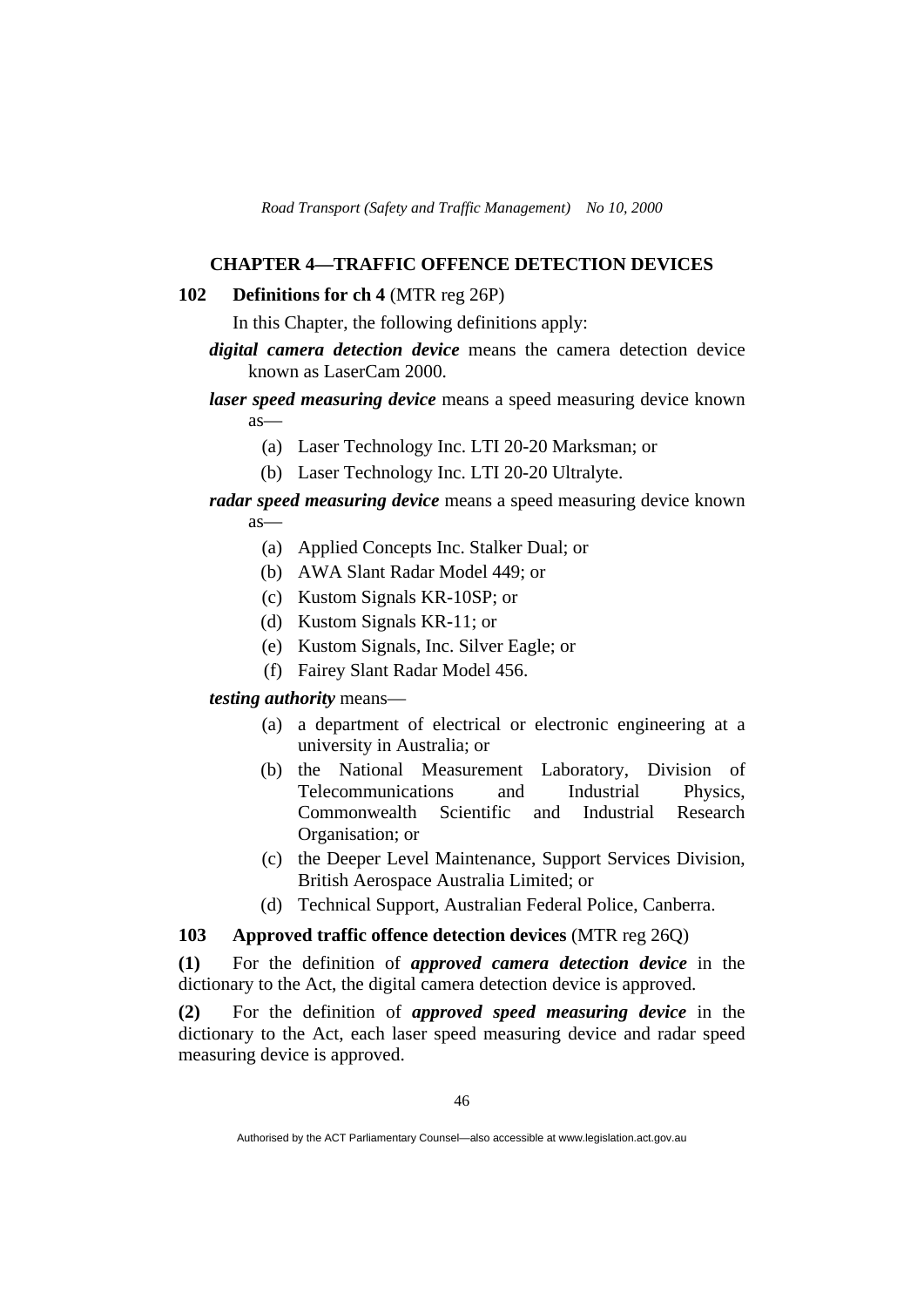## CHAPTER 4—TRAFFIC OFFENCE DETECTION DEVICES

### 102 Definitions for ch 4 (MTR reg 26P)

In this Chapter, the following definitions apply:

***digital camera detection device*** means the camera detection device known as LaserCam 2000.

***laser speed measuring device*** means a speed measuring device known as—

(a) Laser Technology Inc. LTI 20-20 Marksman; or

(b) Laser Technology Inc. LTI 20-20 Ultralyte.

***radar speed measuring device*** means a speed measuring device known as—

(a) Applied Concepts Inc. Stalker Dual; or

(b) AWA Slant Radar Model 449; or

(c) Kustom Signals KR-10SP; or

(d) Kustom Signals KR-11; or

(e) Kustom Signals, Inc. Silver Eagle; or

(f) Fairey Slant Radar Model 456.

***testing authority*** means—

(a) a department of electrical or electronic engineering at a university in Australia; or

(b) the National Measurement Laboratory, Division of Telecommunications and Industrial Physics, Commonwealth Scientific and Industrial Research Organisation; or

(c) the Deeper Level Maintenance, Support Services Division, British Aerospace Australia Limited; or

(d) Technical Support, Australian Federal Police, Canberra.

### 103 Approved traffic offence detection devices (MTR reg 26Q)

**(1)** For the definition of ***approved camera detection device*** in the dictionary to the Act, the digital camera detection device is approved.

**(2)** For the definition of ***approved speed measuring device*** in the dictionary to the Act, each laser speed measuring device and radar speed measuring device is approved.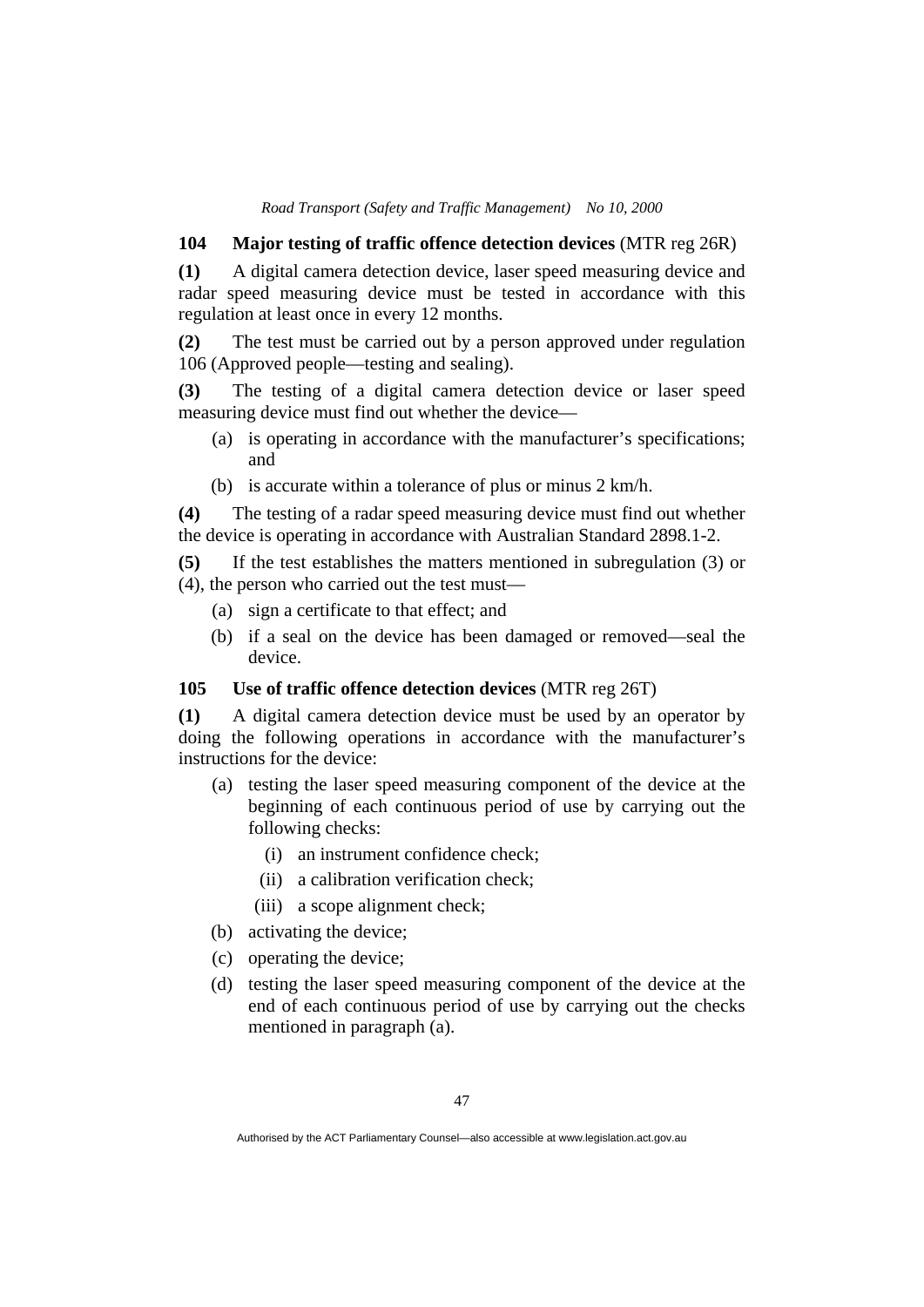### 104 Major testing of traffic offence detection devices (MTR reg 26R)

**(1)** A digital camera detection device, laser speed measuring device and radar speed measuring device must be tested in accordance with this regulation at least once in every 12 months.

**(2)** The test must be carried out by a person approved under regulation 106 (Approved people—testing and sealing).

**(3)** The testing of a digital camera detection device or laser speed measuring device must find out whether the device—

- (a) is operating in accordance with the manufacturer's specifications; and
- (b) is accurate within a tolerance of plus or minus 2 km/h.

**(4)** The testing of a radar speed measuring device must find out whether the device is operating in accordance with Australian Standard 2898.1-2.

**(5)** If the test establishes the matters mentioned in subregulation (3) or (4), the person who carried out the test must—

- (a) sign a certificate to that effect; and
- (b) if a seal on the device has been damaged or removed—seal the device.

### 105 Use of traffic offence detection devices (MTR reg 26T)

**(1)** A digital camera detection device must be used by an operator by doing the following operations in accordance with the manufacturer's instructions for the device:

- (a) testing the laser speed measuring component of the device at the beginning of each continuous period of use by carrying out the following checks:
  - (i) an instrument confidence check;
  - (ii) a calibration verification check;
  - (iii) a scope alignment check;
- (b) activating the device;
- (c) operating the device;
- (d) testing the laser speed measuring component of the device at the end of each continuous period of use by carrying out the checks mentioned in paragraph (a).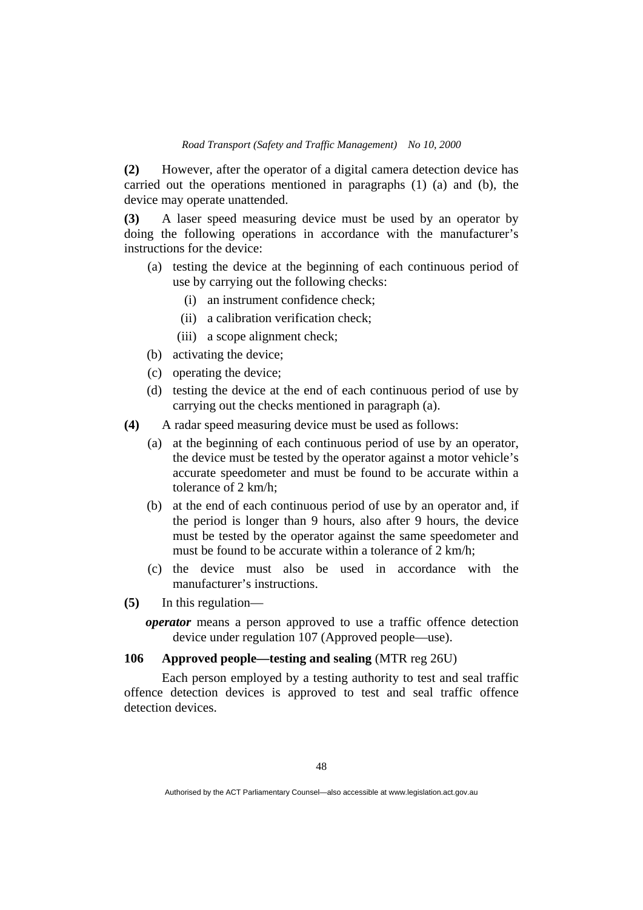**(2)** However, after the operator of a digital camera detection device has carried out the operations mentioned in paragraphs (1) (a) and (b), the device may operate unattended.

**(3)** A laser speed measuring device must be used by an operator by doing the following operations in accordance with the manufacturer's instructions for the device:

- (a) testing the device at the beginning of each continuous period of use by carrying out the following checks:
  - (i) an instrument confidence check;
  - (ii) a calibration verification check;
  - (iii) a scope alignment check;
- (b) activating the device;
- (c) operating the device;
- (d) testing the device at the end of each continuous period of use by carrying out the checks mentioned in paragraph (a).

**(4)** A radar speed measuring device must be used as follows:

- (a) at the beginning of each continuous period of use by an operator, the device must be tested by the operator against a motor vehicle's accurate speedometer and must be found to be accurate within a tolerance of 2 km/h;
- (b) at the end of each continuous period of use by an operator and, if the period is longer than 9 hours, also after 9 hours, the device must be tested by the operator against the same speedometer and must be found to be accurate within a tolerance of 2 km/h;
- (c) the device must also be used in accordance with the manufacturer's instructions.

**(5)** In this regulation—

***operator*** means a person approved to use a traffic offence detection device under regulation 107 (Approved people—use).

### 106 Approved people—testing and sealing (MTR reg 26U)

Each person employed by a testing authority to test and seal traffic offence detection devices is approved to test and seal traffic offence detection devices.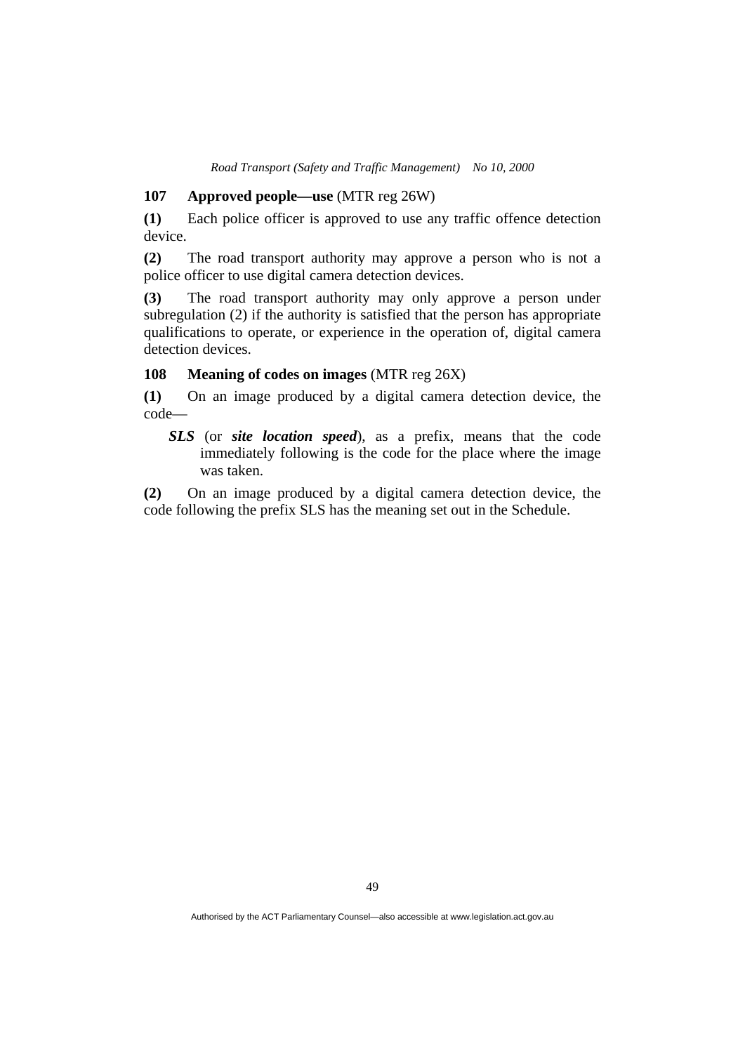### 107 Approved people—use (MTR reg 26W)

**(1)** Each police officer is approved to use any traffic offence detection device.

**(2)** The road transport authority may approve a person who is not a police officer to use digital camera detection devices.

**(3)** The road transport authority may only approve a person under subregulation (2) if the authority is satisfied that the person has appropriate qualifications to operate, or experience in the operation of, digital camera detection devices.

### 108 Meaning of codes on images (MTR reg 26X)

**(1)** On an image produced by a digital camera detection device, the code—

> ***SLS*** (or ***site location speed***), as a prefix, means that the code immediately following is the code for the place where the image was taken.

**(2)** On an image produced by a digital camera detection device, the code following the prefix SLS has the meaning set out in the Schedule.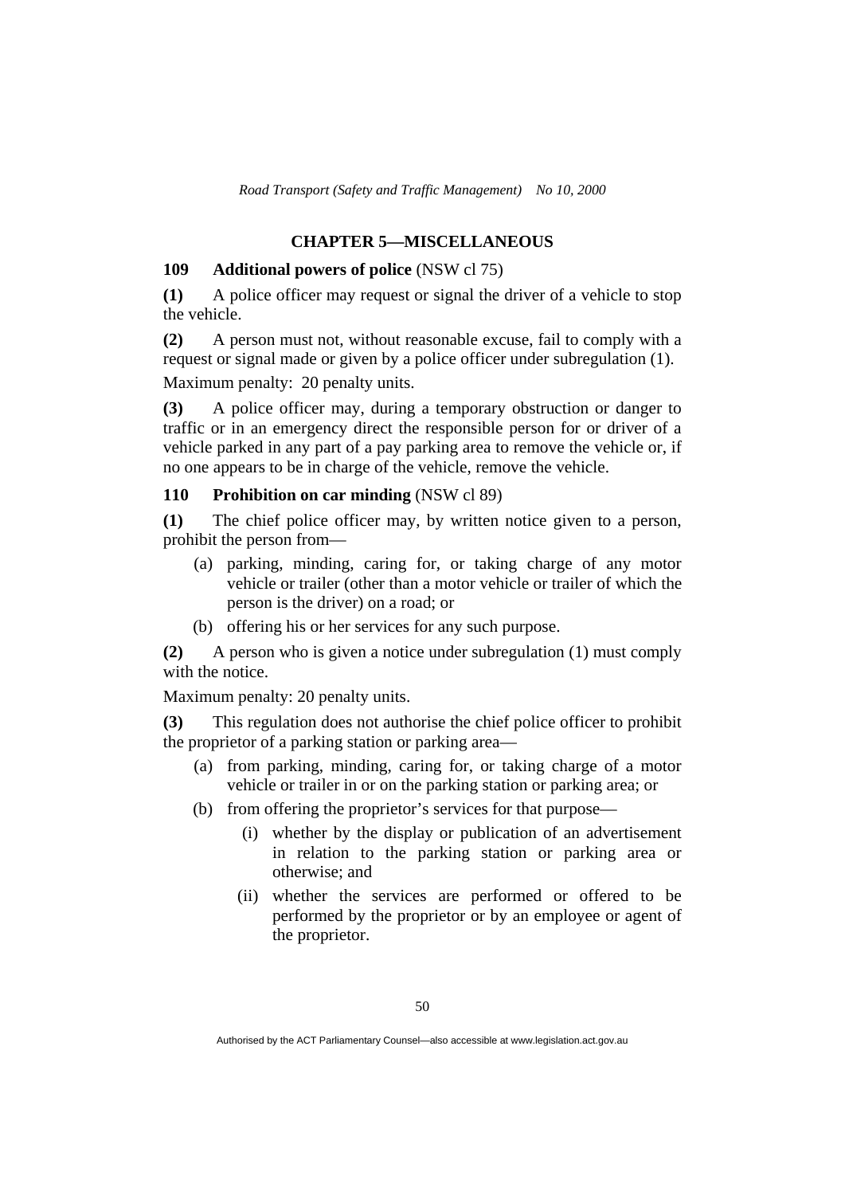## CHAPTER 5—MISCELLANEOUS

### 109 Additional powers of police (NSW cl 75)

**(1)** A police officer may request or signal the driver of a vehicle to stop the vehicle.

**(2)** A person must not, without reasonable excuse, fail to comply with a request or signal made or given by a police officer under subregulation (1).

Maximum penalty: 20 penalty units.

**(3)** A police officer may, during a temporary obstruction or danger to traffic or in an emergency direct the responsible person for or driver of a vehicle parked in any part of a pay parking area to remove the vehicle or, if no one appears to be in charge of the vehicle, remove the vehicle.

### 110 Prohibition on car minding (NSW cl 89)

**(1)** The chief police officer may, by written notice given to a person, prohibit the person from—

- (a) parking, minding, caring for, or taking charge of any motor vehicle or trailer (other than a motor vehicle or trailer of which the person is the driver) on a road; or
- (b) offering his or her services for any such purpose.

**(2)** A person who is given a notice under subregulation (1) must comply with the notice.

Maximum penalty: 20 penalty units.

**(3)** This regulation does not authorise the chief police officer to prohibit the proprietor of a parking station or parking area—

- (a) from parking, minding, caring for, or taking charge of a motor vehicle or trailer in or on the parking station or parking area; or
- (b) from offering the proprietor's services for that purpose—
    - (i) whether by the display or publication of an advertisement in relation to the parking station or parking area or otherwise; and
    - (ii) whether the services are performed or offered to be performed by the proprietor or by an employee or agent of the proprietor.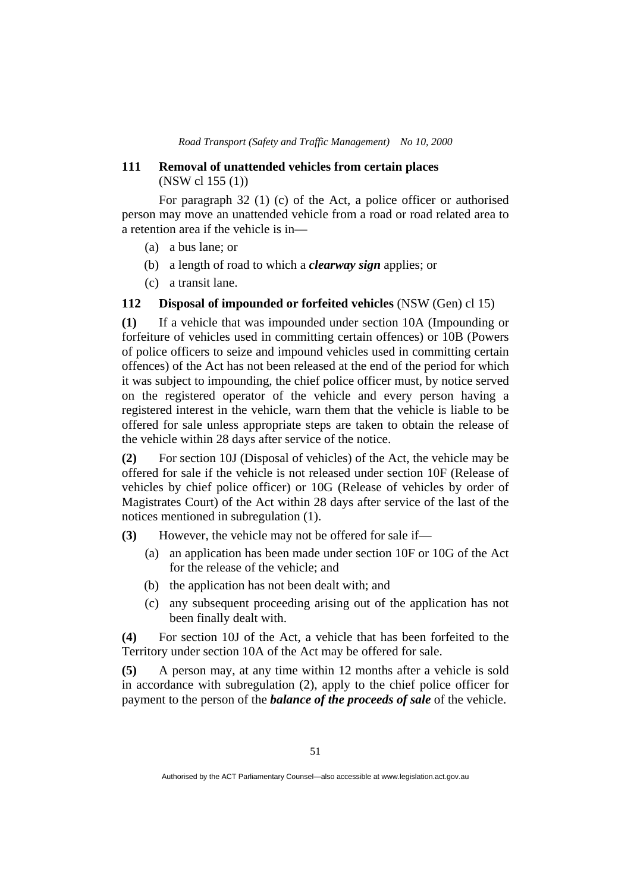## 111 Removal of unattended vehicles from certain places
(NSW cl 155 (1))

For paragraph 32 (1) (c) of the Act, a police officer or authorised person may move an unattended vehicle from a road or road related area to a retention area if the vehicle is in—

(a) a bus lane; or

(b) a length of road to which a ***clearway sign*** applies; or

(c) a transit lane.

## 112 Disposal of impounded or forfeited vehicles (NSW (Gen) cl 15)

**(1)** If a vehicle that was impounded under section 10A (Impounding or forfeiture of vehicles used in committing certain offences) or 10B (Powers of police officers to seize and impound vehicles used in committing certain offences) of the Act has not been released at the end of the period for which it was subject to impounding, the chief police officer must, by notice served on the registered operator of the vehicle and every person having a registered interest in the vehicle, warn them that the vehicle is liable to be offered for sale unless appropriate steps are taken to obtain the release of the vehicle within 28 days after service of the notice.

**(2)** For section 10J (Disposal of vehicles) of the Act, the vehicle may be offered for sale if the vehicle is not released under section 10F (Release of vehicles by chief police officer) or 10G (Release of vehicles by order of Magistrates Court) of the Act within 28 days after service of the last of the notices mentioned in subregulation (1).

**(3)** However, the vehicle may not be offered for sale if—

(a) an application has been made under section 10F or 10G of the Act for the release of the vehicle; and

(b) the application has not been dealt with; and

(c) any subsequent proceeding arising out of the application has not been finally dealt with.

**(4)** For section 10J of the Act, a vehicle that has been forfeited to the Territory under section 10A of the Act may be offered for sale.

**(5)** A person may, at any time within 12 months after a vehicle is sold in accordance with subregulation (2), apply to the chief police officer for payment to the person of the ***balance of the proceeds of sale*** of the vehicle.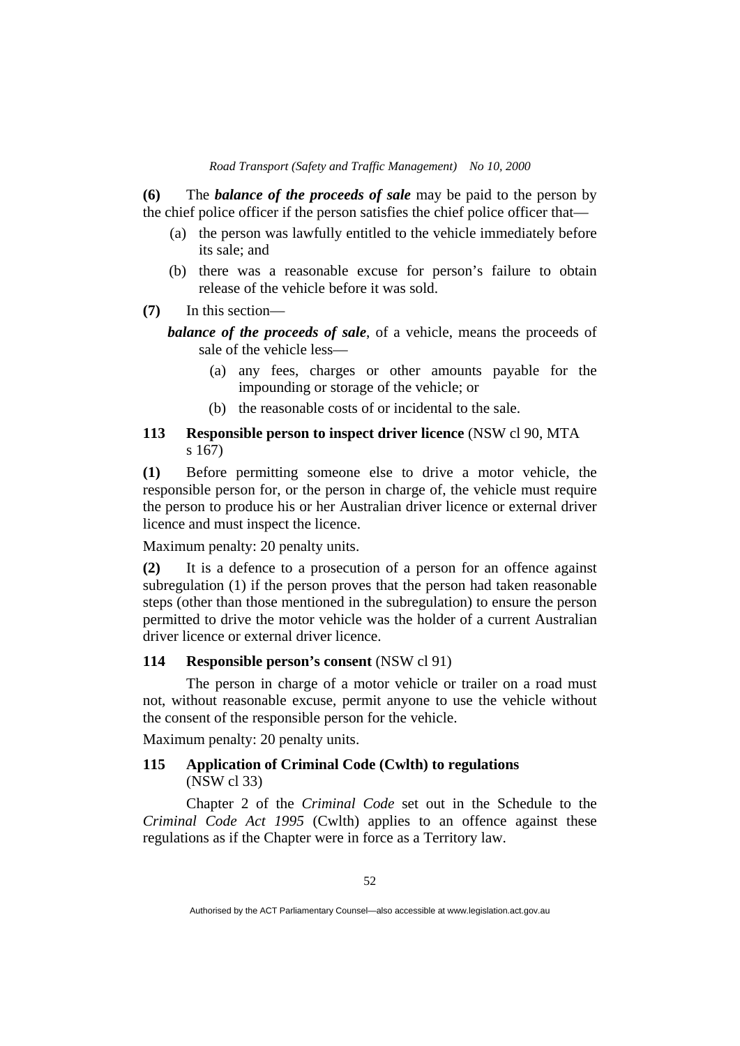**(6)** The ***balance of the proceeds of sale*** may be paid to the person by the chief police officer if the person satisfies the chief police officer that—

- (a) the person was lawfully entitled to the vehicle immediately before its sale; and
- (b) there was a reasonable excuse for person's failure to obtain release of the vehicle before it was sold.

**(7)** In this section—

***balance of the proceeds of sale***, of a vehicle, means the proceeds of sale of the vehicle less—

- (a) any fees, charges or other amounts payable for the impounding or storage of the vehicle; or
- (b) the reasonable costs of or incidental to the sale.

### 113 Responsible person to inspect driver licence (NSW cl 90, MTA s 167)

**(1)** Before permitting someone else to drive a motor vehicle, the responsible person for, or the person in charge of, the vehicle must require the person to produce his or her Australian driver licence or external driver licence and must inspect the licence.

Maximum penalty: 20 penalty units.

**(2)** It is a defence to a prosecution of a person for an offence against subregulation (1) if the person proves that the person had taken reasonable steps (other than those mentioned in the subregulation) to ensure the person permitted to drive the motor vehicle was the holder of a current Australian driver licence or external driver licence.

### 114 Responsible person's consent (NSW cl 91)

The person in charge of a motor vehicle or trailer on a road must not, without reasonable excuse, permit anyone to use the vehicle without the consent of the responsible person for the vehicle.

Maximum penalty: 20 penalty units.

### 115 Application of Criminal Code (Cwlth) to regulations (NSW cl 33)

Chapter 2 of the *Criminal Code* set out in the Schedule to the *Criminal Code Act 1995* (Cwlth) applies to an offence against these regulations as if the Chapter were in force as a Territory law.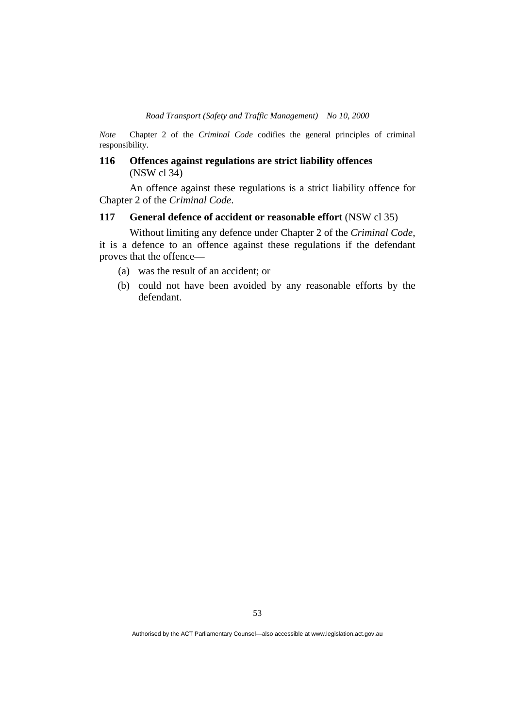*Note* Chapter 2 of the *Criminal Code* codifies the general principles of criminal responsibility.

### 116 Offences against regulations are strict liability offences (NSW cl 34)

An offence against these regulations is a strict liability offence for Chapter 2 of the *Criminal Code*.

### 117 General defence of accident or reasonable effort (NSW cl 35)

Without limiting any defence under Chapter 2 of the *Criminal Code*, it is a defence to an offence against these regulations if the defendant proves that the offence—

(a) was the result of an accident; or

(b) could not have been avoided by any reasonable efforts by the defendant.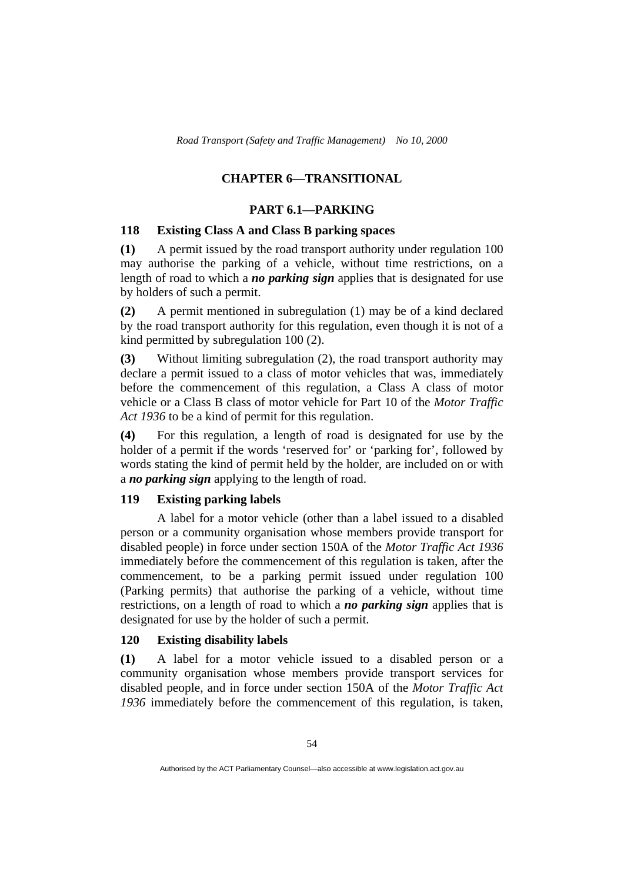## CHAPTER 6—TRANSITIONAL

### PART 6.1—PARKING

#### 118 Existing Class A and Class B parking spaces

**(1)** A permit issued by the road transport authority under regulation 100 may authorise the parking of a vehicle, without time restrictions, on a length of road to which a ***no parking sign*** applies that is designated for use by holders of such a permit.

**(2)** A permit mentioned in subregulation (1) may be of a kind declared by the road transport authority for this regulation, even though it is not of a kind permitted by subregulation 100 (2).

**(3)** Without limiting subregulation (2), the road transport authority may declare a permit issued to a class of motor vehicles that was, immediately before the commencement of this regulation, a Class A class of motor vehicle or a Class B class of motor vehicle for Part 10 of the *Motor Traffic Act 1936* to be a kind of permit for this regulation.

**(4)** For this regulation, a length of road is designated for use by the holder of a permit if the words 'reserved for' or 'parking for', followed by words stating the kind of permit held by the holder, are included on or with a ***no parking sign*** applying to the length of road.

#### 119 Existing parking labels

A label for a motor vehicle (other than a label issued to a disabled person or a community organisation whose members provide transport for disabled people) in force under section 150A of the *Motor Traffic Act 1936* immediately before the commencement of this regulation is taken, after the commencement, to be a parking permit issued under regulation 100 (Parking permits) that authorise the parking of a vehicle, without time restrictions, on a length of road to which a ***no parking sign*** applies that is designated for use by the holder of such a permit.

#### 120 Existing disability labels

**(1)** A label for a motor vehicle issued to a disabled person or a community organisation whose members provide transport services for disabled people, and in force under section 150A of the *Motor Traffic Act 1936* immediately before the commencement of this regulation, is taken,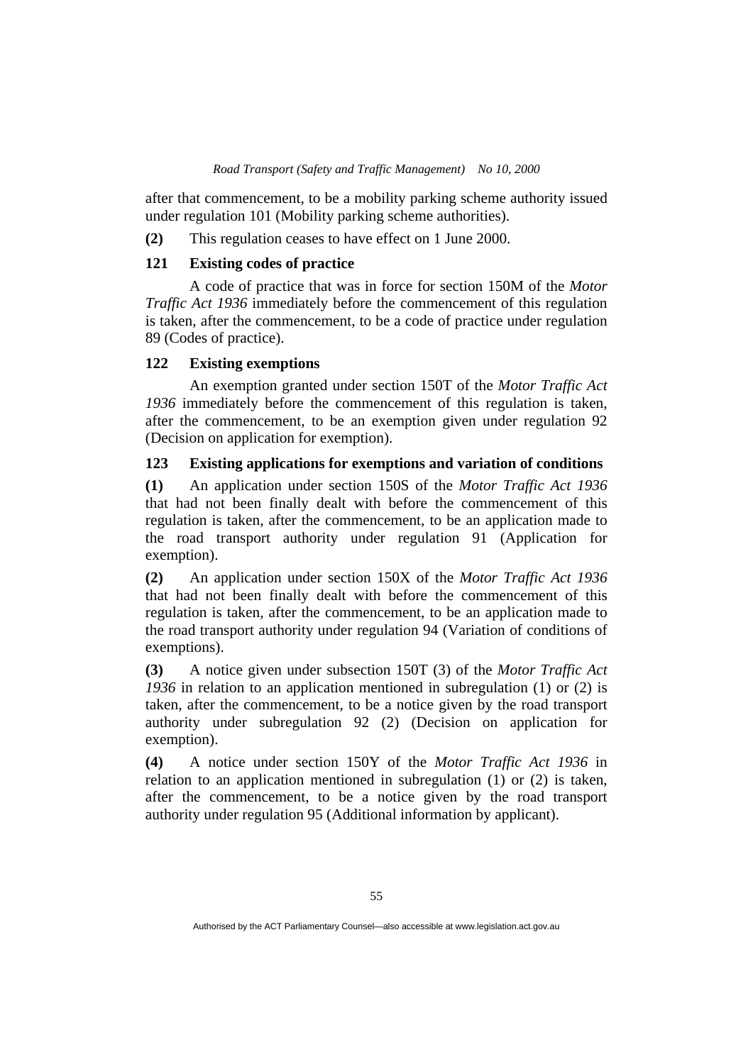after that commencement, to be a mobility parking scheme authority issued under regulation 101 (Mobility parking scheme authorities).

**(2)** This regulation ceases to have effect on 1 June 2000.

### 121 Existing codes of practice

A code of practice that was in force for section 150M of the *Motor Traffic Act 1936* immediately before the commencement of this regulation is taken, after the commencement, to be a code of practice under regulation 89 (Codes of practice).

### 122 Existing exemptions

An exemption granted under section 150T of the *Motor Traffic Act 1936* immediately before the commencement of this regulation is taken, after the commencement, to be an exemption given under regulation 92 (Decision on application for exemption).

### 123 Existing applications for exemptions and variation of conditions

**(1)** An application under section 150S of the *Motor Traffic Act 1936* that had not been finally dealt with before the commencement of this regulation is taken, after the commencement, to be an application made to the road transport authority under regulation 91 (Application for exemption).

**(2)** An application under section 150X of the *Motor Traffic Act 1936* that had not been finally dealt with before the commencement of this regulation is taken, after the commencement, to be an application made to the road transport authority under regulation 94 (Variation of conditions of exemptions).

**(3)** A notice given under subsection 150T (3) of the *Motor Traffic Act 1936* in relation to an application mentioned in subregulation (1) or (2) is taken, after the commencement, to be a notice given by the road transport authority under subregulation 92 (2) (Decision on application for exemption).

**(4)** A notice under section 150Y of the *Motor Traffic Act 1936* in relation to an application mentioned in subregulation (1) or (2) is taken, after the commencement, to be a notice given by the road transport authority under regulation 95 (Additional information by applicant).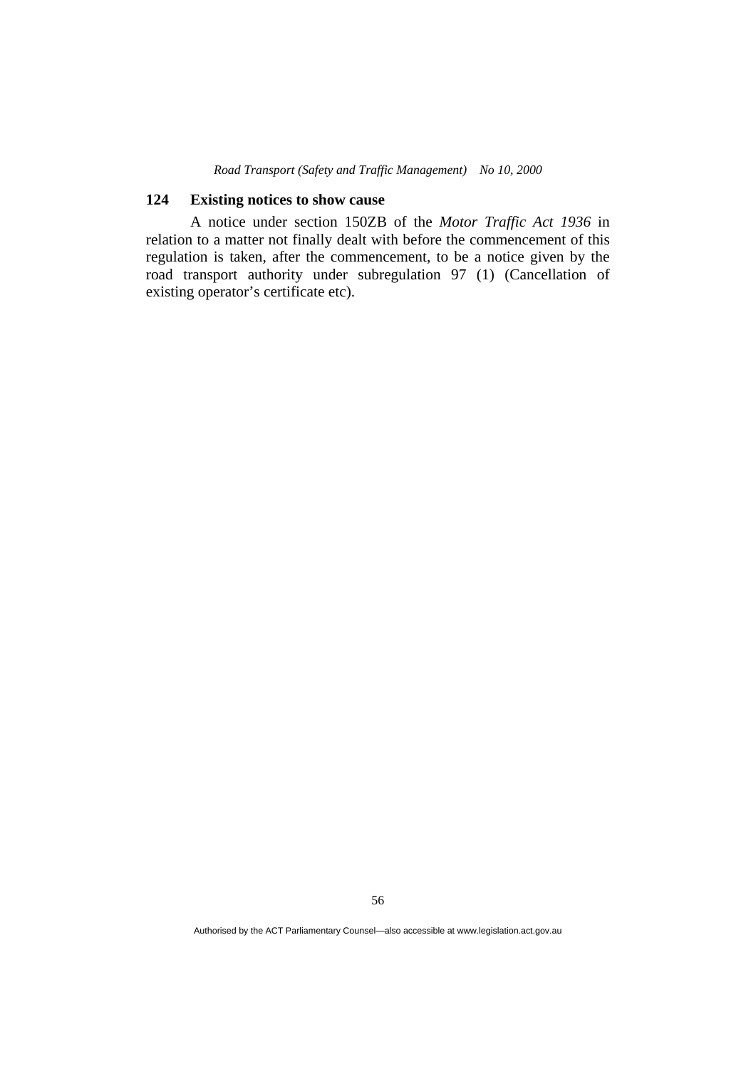## 124 Existing notices to show cause

A notice under section 150ZB of the *Motor Traffic Act 1936* in relation to a matter not finally dealt with before the commencement of this regulation is taken, after the commencement, to be a notice given by the road transport authority under subregulation 97 (1) (Cancellation of existing operator's certificate etc).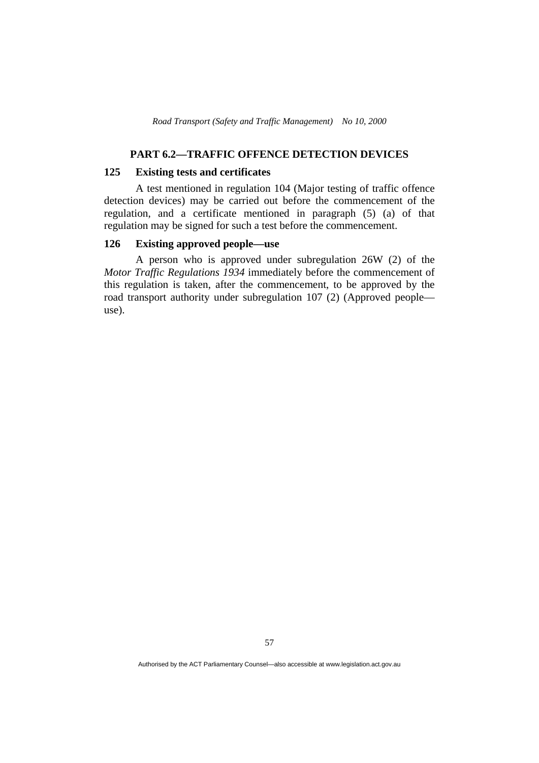## PART 6.2—TRAFFIC OFFENCE DETECTION DEVICES

### 125 Existing tests and certificates

A test mentioned in regulation 104 (Major testing of traffic offence detection devices) may be carried out before the commencement of the regulation, and a certificate mentioned in paragraph (5) (a) of that regulation may be signed for such a test before the commencement.

### 126 Existing approved people—use

A person who is approved under subregulation 26W (2) of the *Motor Traffic Regulations 1934* immediately before the commencement of this regulation is taken, after the commencement, to be approved by the road transport authority under subregulation 107 (2) (Approved people—use).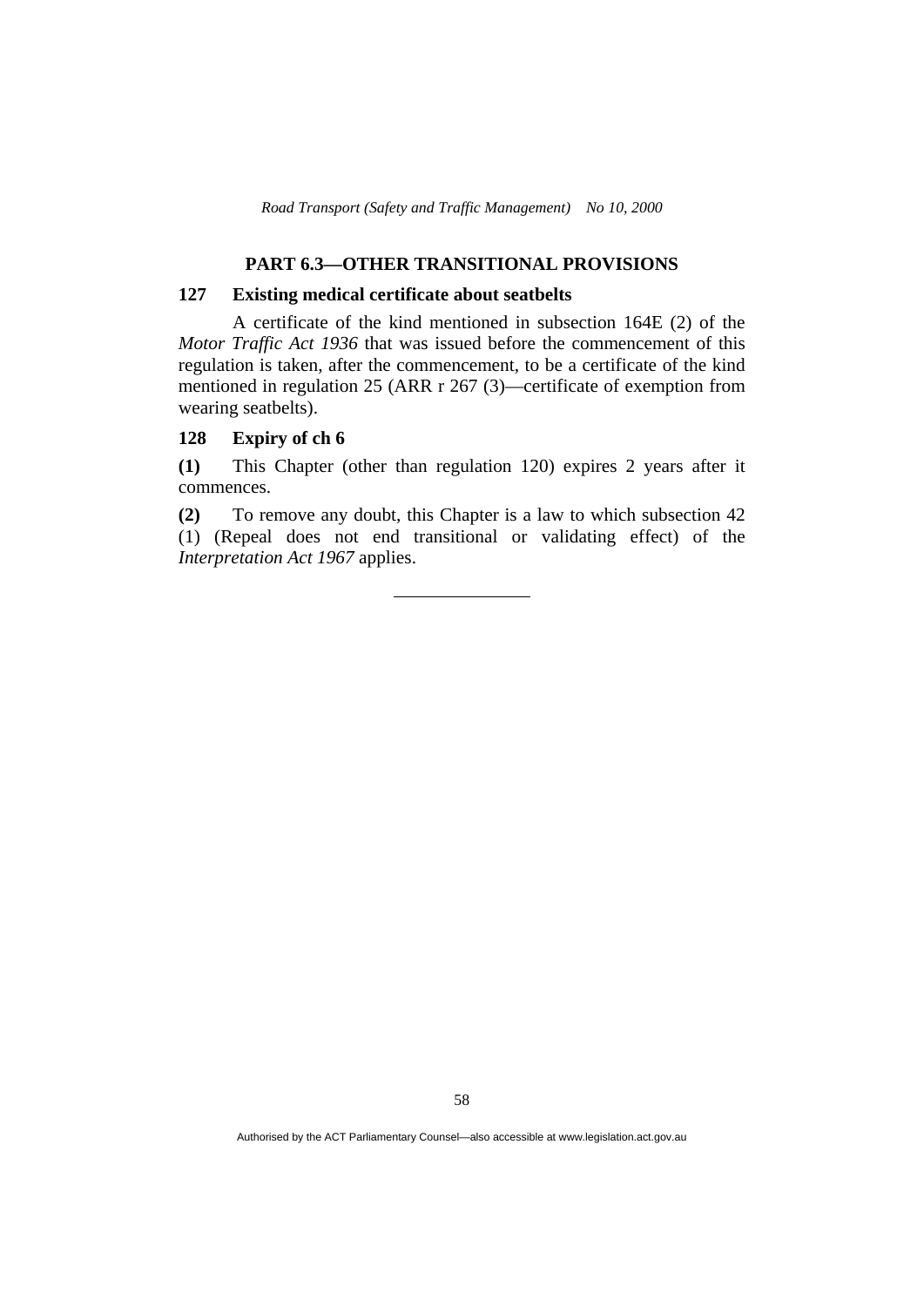## PART 6.3—OTHER TRANSITIONAL PROVISIONS

### 127 Existing medical certificate about seatbelts

A certificate of the kind mentioned in subsection 164E (2) of the *Motor Traffic Act 1936* that was issued before the commencement of this regulation is taken, after the commencement, to be a certificate of the kind mentioned in regulation 25 (ARR r 267 (3)—certificate of exemption from wearing seatbelts).

### 128 Expiry of ch 6

**(1)** This Chapter (other than regulation 120) expires 2 years after it commences.

**(2)** To remove any doubt, this Chapter is a law to which subsection 42 (1) (Repeal does not end transitional or validating effect) of the *Interpretation Act 1967* applies.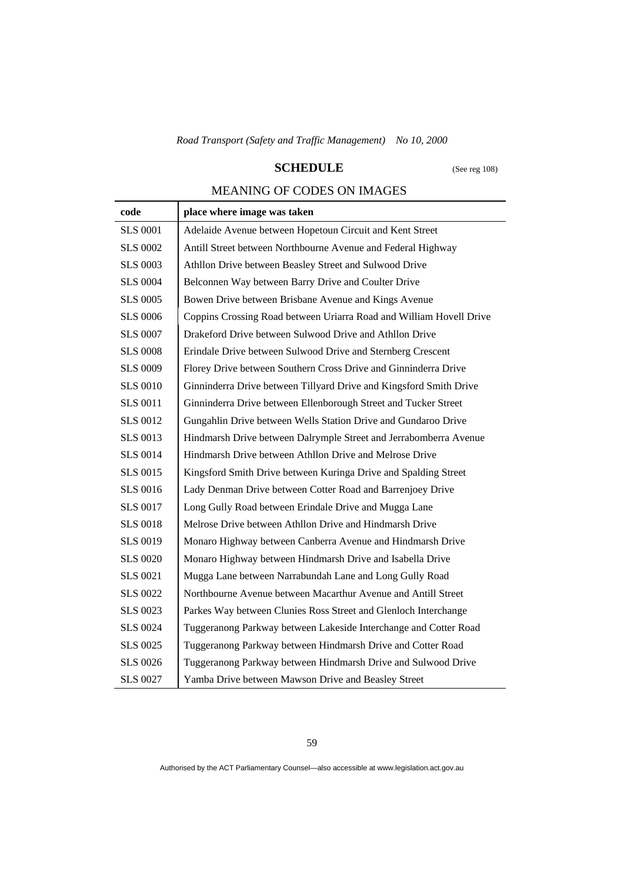## SCHEDULE

(See reg 108)

### MEANING OF CODES ON IMAGES

| code | place where image was taken |
|---|---|
| SLS 0001 | Adelaide Avenue between Hopetoun Circuit and Kent Street |
| SLS 0002 | Antill Street between Northbourne Avenue and Federal Highway |
| SLS 0003 | Athllon Drive between Beasley Street and Sulwood Drive |
| SLS 0004 | Belconnen Way between Barry Drive and Coulter Drive |
| SLS 0005 | Bowen Drive between Brisbane Avenue and Kings Avenue |
| SLS 0006 | Coppins Crossing Road between Uriarra Road and William Hovell Drive |
| SLS 0007 | Drakeford Drive between Sulwood Drive and Athllon Drive |
| SLS 0008 | Erindale Drive between Sulwood Drive and Sternberg Crescent |
| SLS 0009 | Florey Drive between Southern Cross Drive and Ginninderra Drive |
| SLS 0010 | Ginninderra Drive between Tillyard Drive and Kingsford Smith Drive |
| SLS 0011 | Ginninderra Drive between Ellenborough Street and Tucker Street |
| SLS 0012 | Gungahlin Drive between Wells Station Drive and Gundaroo Drive |
| SLS 0013 | Hindmarsh Drive between Dalrymple Street and Jerrabomberra Avenue |
| SLS 0014 | Hindmarsh Drive between Athllon Drive and Melrose Drive |
| SLS 0015 | Kingsford Smith Drive between Kuringa Drive and Spalding Street |
| SLS 0016 | Lady Denman Drive between Cotter Road and Barrenjoey Drive |
| SLS 0017 | Long Gully Road between Erindale Drive and Mugga Lane |
| SLS 0018 | Melrose Drive between Athllon Drive and Hindmarsh Drive |
| SLS 0019 | Monaro Highway between Canberra Avenue and Hindmarsh Drive |
| SLS 0020 | Monaro Highway between Hindmarsh Drive and Isabella Drive |
| SLS 0021 | Mugga Lane between Narrabundah Lane and Long Gully Road |
| SLS 0022 | Northbourne Avenue between Macarthur Avenue and Antill Street |
| SLS 0023 | Parkes Way between Clunies Ross Street and Glenloch Interchange |
| SLS 0024 | Tuggeranong Parkway between Lakeside Interchange and Cotter Road |
| SLS 0025 | Tuggeranong Parkway between Hindmarsh Drive and Cotter Road |
| SLS 0026 | Tuggeranong Parkway between Hindmarsh Drive and Sulwood Drive |
| SLS 0027 | Yamba Drive between Mawson Drive and Beasley Street |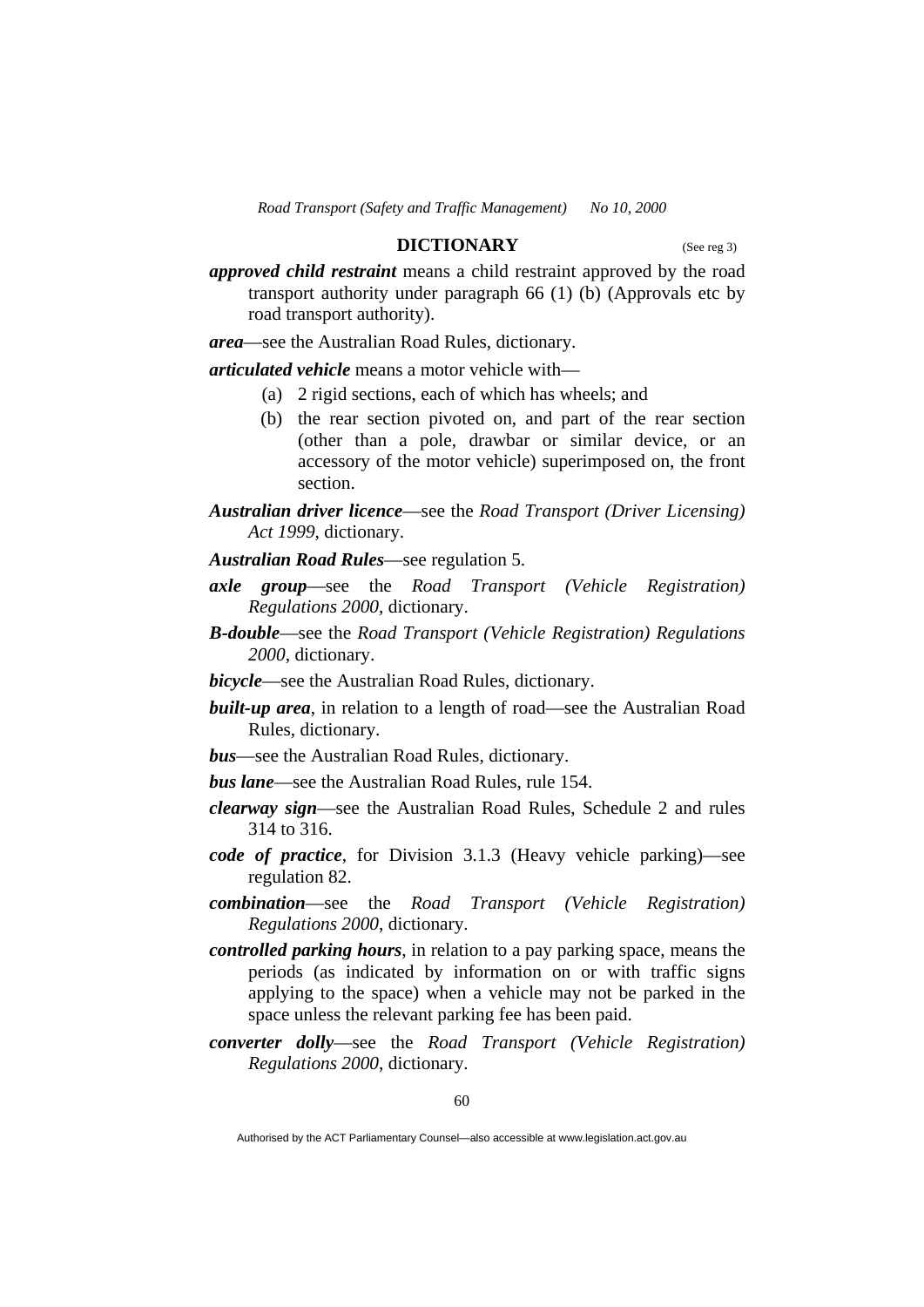## DICTIONARY

(See reg 3)

***approved child restraint*** means a child restraint approved by the road transport authority under paragraph 66 (1) (b) (Approvals etc by road transport authority).

***area***—see the Australian Road Rules, dictionary.

***articulated vehicle*** means a motor vehicle with—

(a) 2 rigid sections, each of which has wheels; and

(b) the rear section pivoted on, and part of the rear section (other than a pole, drawbar or similar device, or an accessory of the motor vehicle) superimposed on, the front section.

***Australian driver licence***—see the *Road Transport (Driver Licensing) Act 1999*, dictionary.

***Australian Road Rules***—see regulation 5.

***axle group***—see the *Road Transport (Vehicle Registration) Regulations 2000*, dictionary.

***B-double***—see the *Road Transport (Vehicle Registration) Regulations 2000*, dictionary.

***bicycle***—see the Australian Road Rules, dictionary.

***built-up area***, in relation to a length of road—see the Australian Road Rules, dictionary.

***bus***—see the Australian Road Rules, dictionary.

***bus lane***—see the Australian Road Rules, rule 154.

***clearway sign***—see the Australian Road Rules, Schedule 2 and rules 314 to 316.

***code of practice***, for Division 3.1.3 (Heavy vehicle parking)—see regulation 82.

***combination***—see the *Road Transport (Vehicle Registration) Regulations 2000*, dictionary.

***controlled parking hours***, in relation to a pay parking space, means the periods (as indicated by information on or with traffic signs applying to the space) when a vehicle may not be parked in the space unless the relevant parking fee has been paid.

***converter dolly***—see the *Road Transport (Vehicle Registration) Regulations 2000*, dictionary.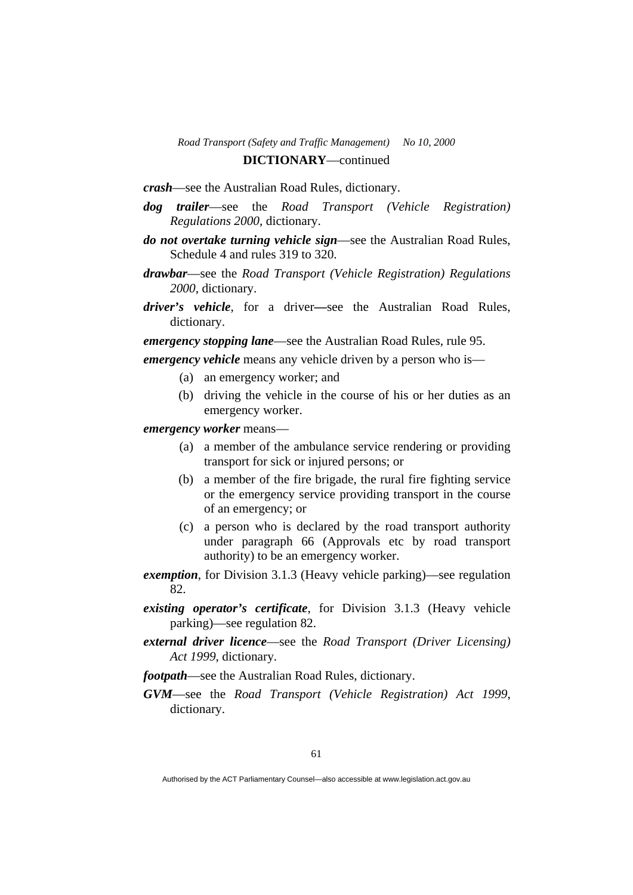**DICTIONARY**—continued

***crash***—see the Australian Road Rules, dictionary.

***dog trailer***—see the *Road Transport (Vehicle Registration) Regulations 2000*, dictionary.

***do not overtake turning vehicle sign***—see the Australian Road Rules, Schedule 4 and rules 319 to 320.

***drawbar***—see the *Road Transport (Vehicle Registration) Regulations 2000*, dictionary.

***driver's vehicle***, for a driver—see the Australian Road Rules, dictionary.

***emergency stopping lane***—see the Australian Road Rules, rule 95.

***emergency vehicle*** means any vehicle driven by a person who is—

(a) an emergency worker; and

(b) driving the vehicle in the course of his or her duties as an emergency worker.

***emergency worker*** means—

(a) a member of the ambulance service rendering or providing transport for sick or injured persons; or

(b) a member of the fire brigade, the rural fire fighting service or the emergency service providing transport in the course of an emergency; or

(c) a person who is declared by the road transport authority under paragraph 66 (Approvals etc by road transport authority) to be an emergency worker.

***exemption***, for Division 3.1.3 (Heavy vehicle parking)—see regulation 82.

***existing operator's certificate***, for Division 3.1.3 (Heavy vehicle parking)—see regulation 82.

***external driver licence***—see the *Road Transport (Driver Licensing) Act 1999*, dictionary.

***footpath***—see the Australian Road Rules, dictionary.

***GVM***—see the *Road Transport (Vehicle Registration) Act 1999*, dictionary.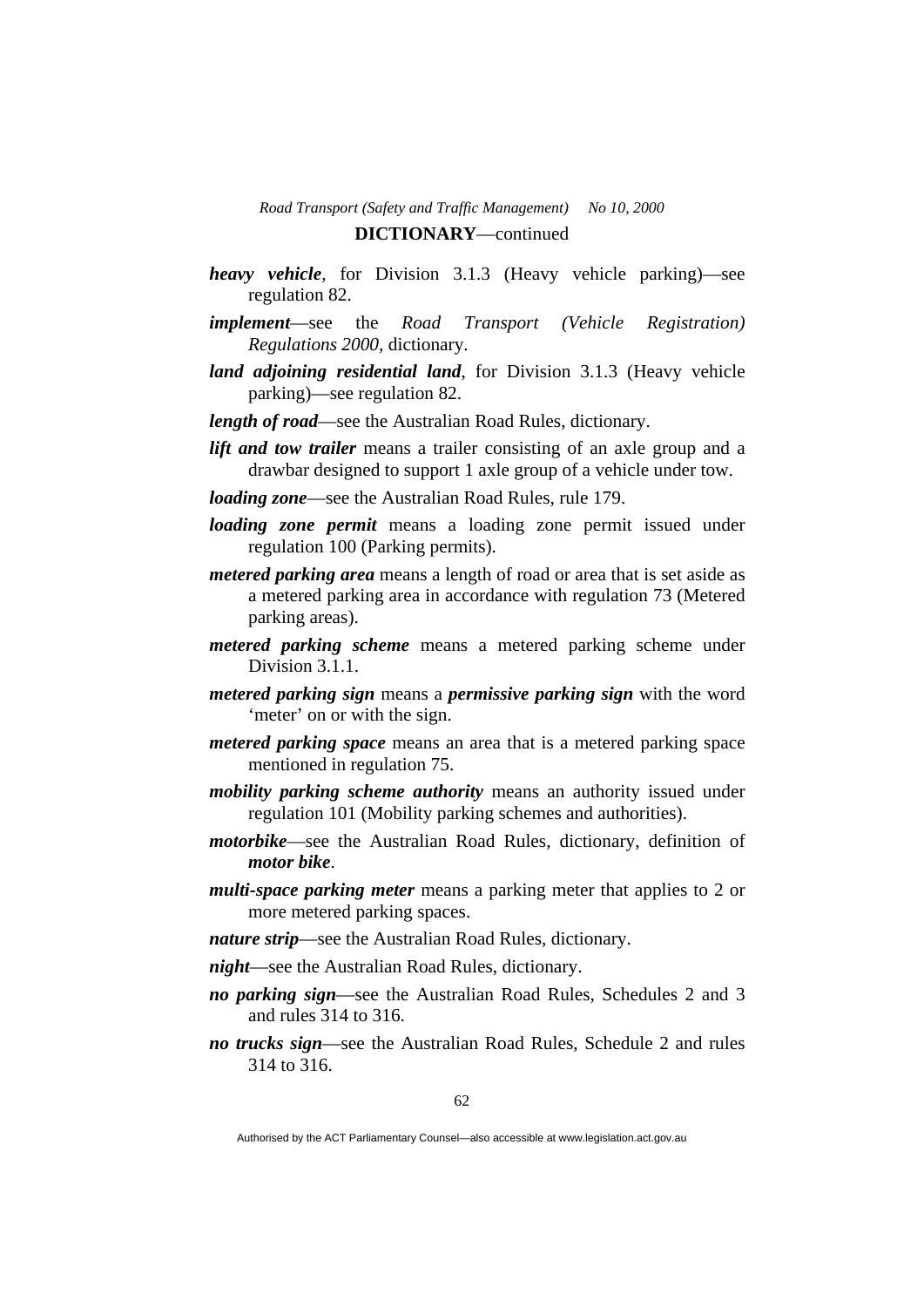**DICTIONARY**—continued

***heavy vehicle***, for Division 3.1.3 (Heavy vehicle parking)—see regulation 82.

***implement***—see the *Road Transport (Vehicle Registration) Regulations 2000*, dictionary.

***land adjoining residential land***, for Division 3.1.3 (Heavy vehicle parking)—see regulation 82.

***length of road***—see the Australian Road Rules, dictionary.

***lift and tow trailer*** means a trailer consisting of an axle group and a drawbar designed to support 1 axle group of a vehicle under tow.

***loading zone***—see the Australian Road Rules, rule 179.

***loading zone permit*** means a loading zone permit issued under regulation 100 (Parking permits).

***metered parking area*** means a length of road or area that is set aside as a metered parking area in accordance with regulation 73 (Metered parking areas).

***metered parking scheme*** means a metered parking scheme under Division 3.1.1.

***metered parking sign*** means a ***permissive parking sign*** with the word 'meter' on or with the sign.

***metered parking space*** means an area that is a metered parking space mentioned in regulation 75.

***mobility parking scheme authority*** means an authority issued under regulation 101 (Mobility parking schemes and authorities).

***motorbike***—see the Australian Road Rules, dictionary, definition of ***motor bike***.

***multi-space parking meter*** means a parking meter that applies to 2 or more metered parking spaces.

***nature strip***—see the Australian Road Rules, dictionary.

***night***—see the Australian Road Rules, dictionary.

***no parking sign***—see the Australian Road Rules, Schedules 2 and 3 and rules 314 to 316.

***no trucks sign***—see the Australian Road Rules, Schedule 2 and rules 314 to 316.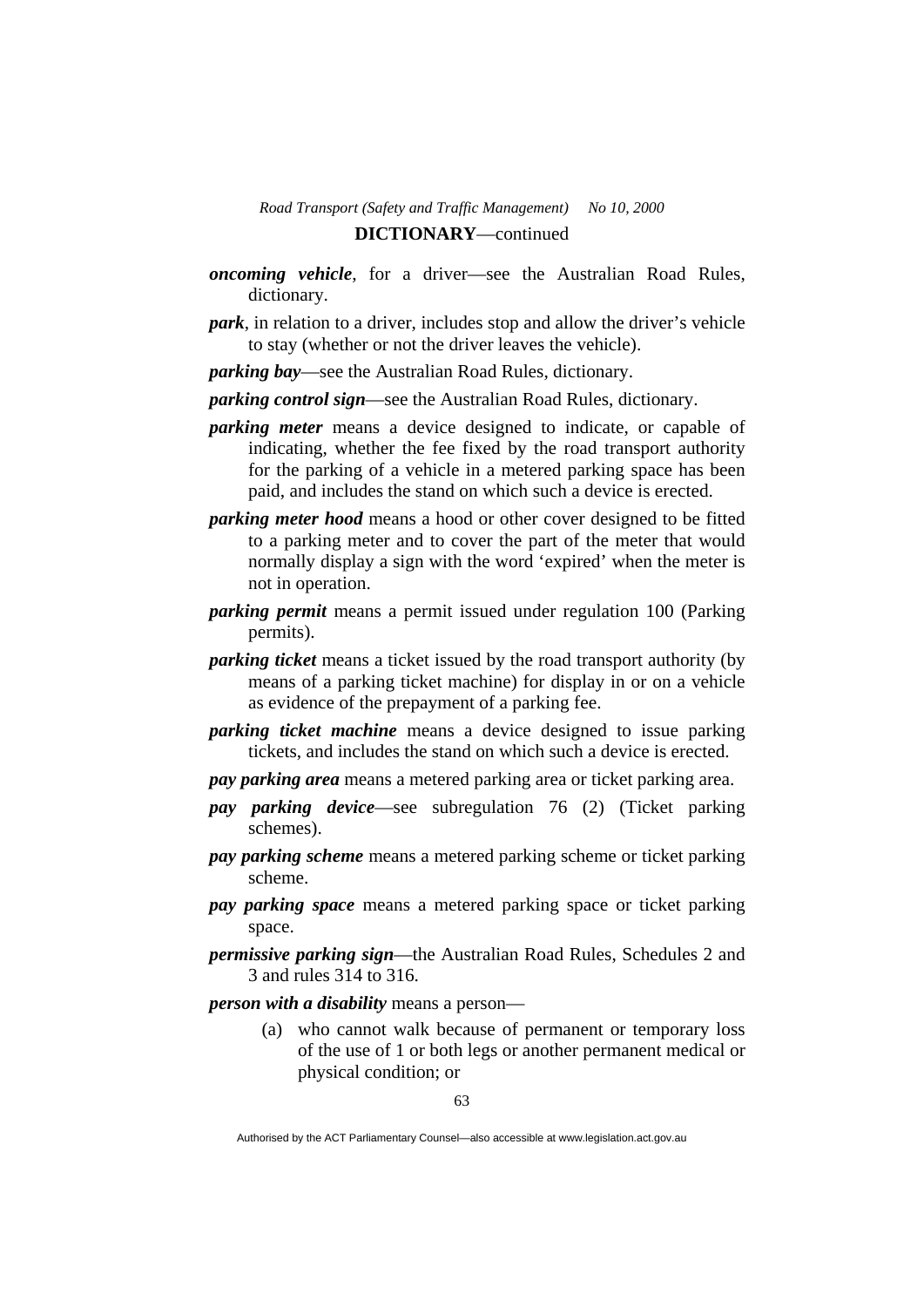***oncoming vehicle***, for a driver—see the Australian Road Rules, dictionary.

***park***, in relation to a driver, includes stop and allow the driver's vehicle to stay (whether or not the driver leaves the vehicle).

***parking bay***—see the Australian Road Rules, dictionary.

***parking control sign***—see the Australian Road Rules, dictionary.

***parking meter*** means a device designed to indicate, or capable of indicating, whether the fee fixed by the road transport authority for the parking of a vehicle in a metered parking space has been paid, and includes the stand on which such a device is erected.

***parking meter hood*** means a hood or other cover designed to be fitted to a parking meter and to cover the part of the meter that would normally display a sign with the word 'expired' when the meter is not in operation.

***parking permit*** means a permit issued under regulation 100 (Parking permits).

***parking ticket*** means a ticket issued by the road transport authority (by means of a parking ticket machine) for display in or on a vehicle as evidence of the prepayment of a parking fee.

***parking ticket machine*** means a device designed to issue parking tickets, and includes the stand on which such a device is erected.

***pay parking area*** means a metered parking area or ticket parking area.

***pay parking device***—see subregulation 76 (2) (Ticket parking schemes).

***pay parking scheme*** means a metered parking scheme or ticket parking scheme.

***pay parking space*** means a metered parking space or ticket parking space.

***permissive parking sign***—the Australian Road Rules, Schedules 2 and 3 and rules 314 to 316.

***person with a disability*** means a person—

(a) who cannot walk because of permanent or temporary loss of the use of 1 or both legs or another permanent medical or physical condition; or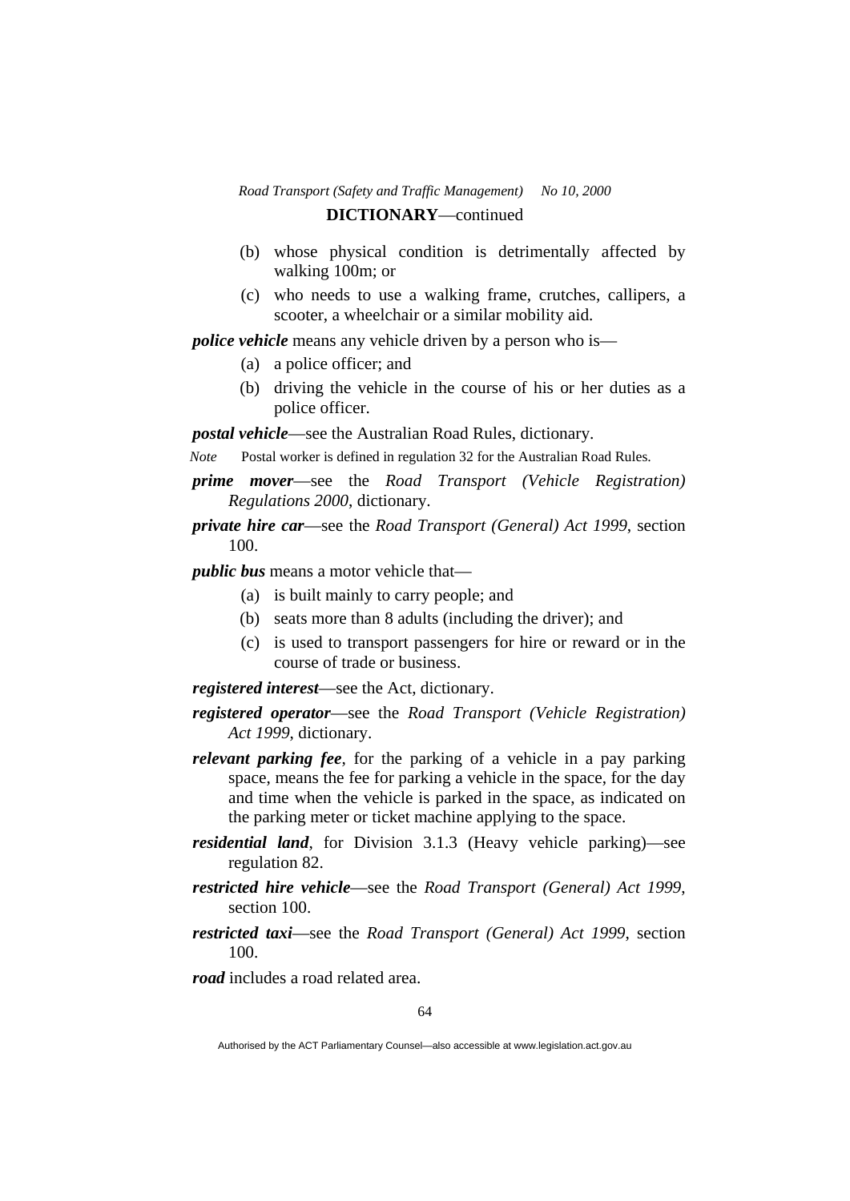(b) whose physical condition is detrimentally affected by walking 100m; or

(c) who needs to use a walking frame, crutches, callipers, a scooter, a wheelchair or a similar mobility aid.

***police vehicle*** means any vehicle driven by a person who is—

(a) a police officer; and

(b) driving the vehicle in the course of his or her duties as a police officer.

***postal vehicle***—see the Australian Road Rules, dictionary.

*Note* Postal worker is defined in regulation 32 for the Australian Road Rules.

***prime mover***—see the *Road Transport (Vehicle Registration) Regulations 2000*, dictionary.

***private hire car***—see the *Road Transport (General) Act 1999*, section 100.

***public bus*** means a motor vehicle that—

(a) is built mainly to carry people; and

(b) seats more than 8 adults (including the driver); and

(c) is used to transport passengers for hire or reward or in the course of trade or business.

***registered interest***—see the Act, dictionary.

***registered operator***—see the *Road Transport (Vehicle Registration) Act 1999*, dictionary.

***relevant parking fee***, for the parking of a vehicle in a pay parking space, means the fee for parking a vehicle in the space, for the day and time when the vehicle is parked in the space, as indicated on the parking meter or ticket machine applying to the space.

***residential land***, for Division 3.1.3 (Heavy vehicle parking)—see regulation 82.

***restricted hire vehicle***—see the *Road Transport (General) Act 1999*, section 100.

***restricted taxi***—see the *Road Transport (General) Act 1999*, section 100.

***road*** includes a road related area.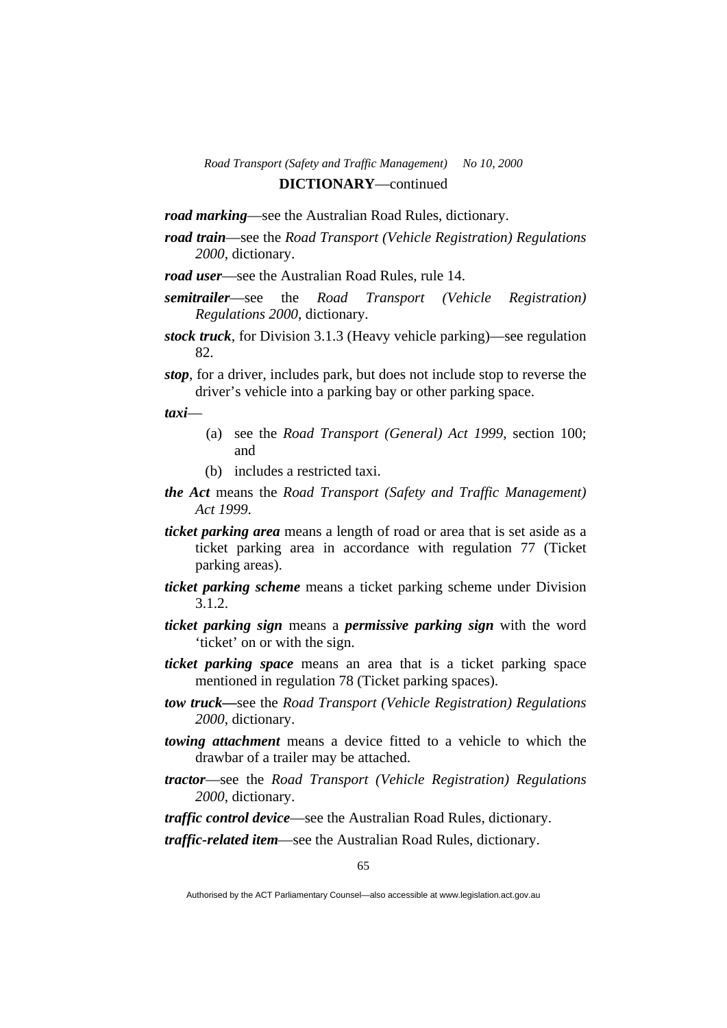**DICTIONARY**—continued

***road marking***—see the Australian Road Rules, dictionary.

***road train***—see the *Road Transport (Vehicle Registration) Regulations 2000*, dictionary.

***road user***—see the Australian Road Rules, rule 14.

***semitrailer***—see the *Road Transport (Vehicle Registration) Regulations 2000*, dictionary.

***stock truck***, for Division 3.1.3 (Heavy vehicle parking)—see regulation 82.

***stop***, for a driver, includes park, but does not include stop to reverse the driver's vehicle into a parking bay or other parking space.

***taxi***—

(a) see the *Road Transport (General) Act 1999*, section 100; and

(b) includes a restricted taxi.

***the Act*** means the *Road Transport (Safety and Traffic Management) Act 1999*.

***ticket parking area*** means a length of road or area that is set aside as a ticket parking area in accordance with regulation 77 (Ticket parking areas).

***ticket parking scheme*** means a ticket parking scheme under Division 3.1.2.

***ticket parking sign*** means a ***permissive parking sign*** with the word 'ticket' on or with the sign.

***ticket parking space*** means an area that is a ticket parking space mentioned in regulation 78 (Ticket parking spaces).

***tow truck—***see the *Road Transport (Vehicle Registration) Regulations 2000*, dictionary.

***towing attachment*** means a device fitted to a vehicle to which the drawbar of a trailer may be attached.

***tractor***—see the *Road Transport (Vehicle Registration) Regulations 2000*, dictionary.

***traffic control device***—see the Australian Road Rules, dictionary.

***traffic-related item***—see the Australian Road Rules, dictionary.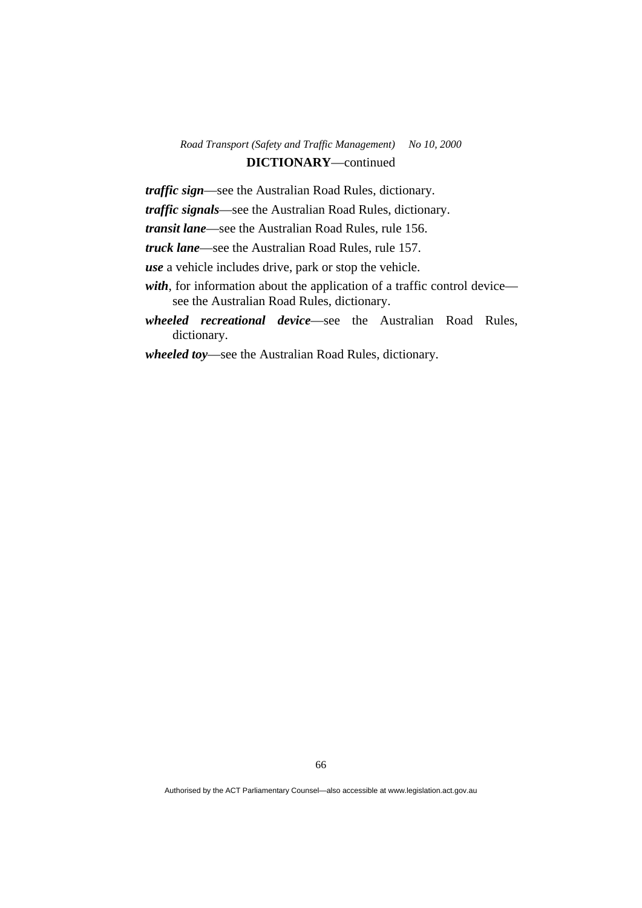**DICTIONARY**—continued

***traffic sign***—see the Australian Road Rules, dictionary.

***traffic signals***—see the Australian Road Rules, dictionary.

***transit lane***—see the Australian Road Rules, rule 156.

***truck lane***—see the Australian Road Rules, rule 157.

***use*** a vehicle includes drive, park or stop the vehicle.

***with***, for information about the application of a traffic control device—see the Australian Road Rules, dictionary.

***wheeled recreational device***—see the Australian Road Rules, dictionary.

***wheeled toy***—see the Australian Road Rules, dictionary.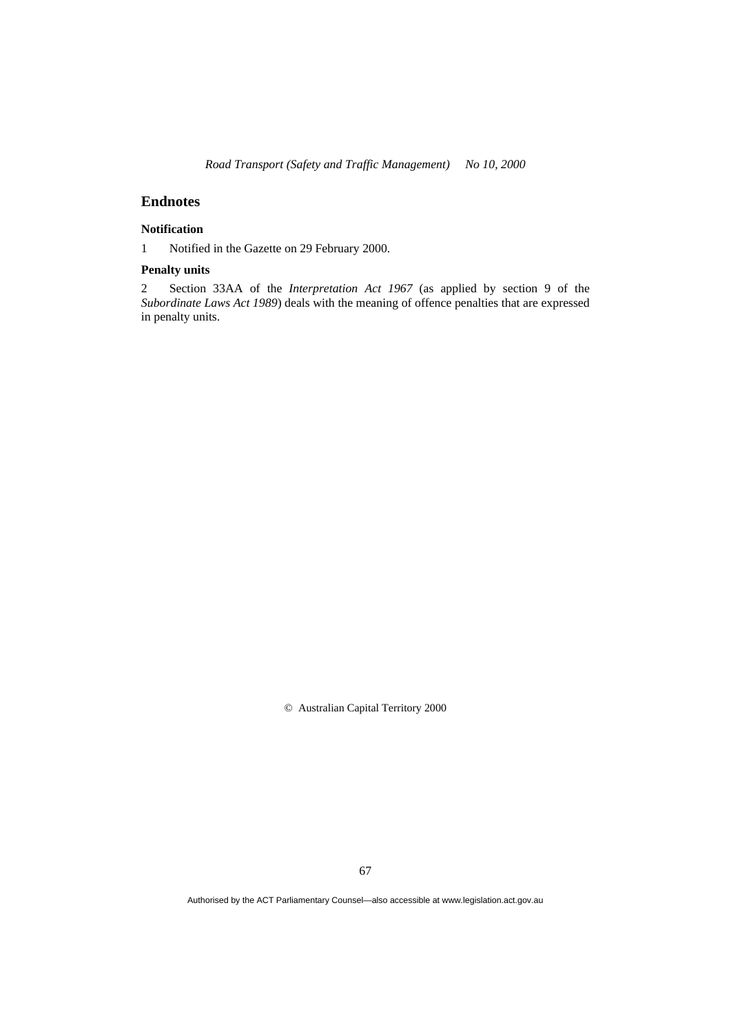## Endnotes

### Notification

1 Notified in the Gazette on 29 February 2000.

### Penalty units

2 Section 33AA of the *Interpretation Act 1967* (as applied by section 9 of the *Subordinate Laws Act 1989*) deals with the meaning of offence penalties that are expressed in penalty units.

© Australian Capital Territory 2000